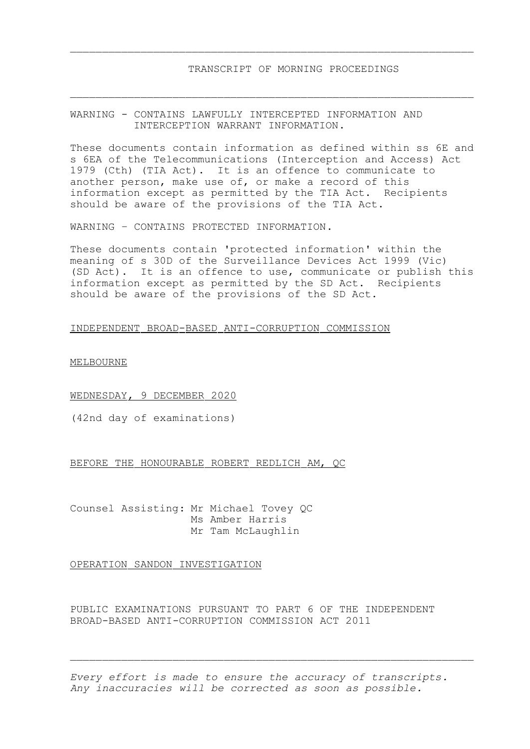# TRANSCRIPT OF MORNING PROCEEDINGS

WARNING - CONTAINS LAWFULLY INTERCEPTED INFORMATION AND INTERCEPTION WARRANT INFORMATION.

These documents contain information as defined within ss 6E and s 6EA of the Telecommunications (Interception and Access) Act 1979 (Cth) (TIA Act). It is an offence to communicate to another person, make use of, or make a record of this information except as permitted by the TIA Act. Recipients should be aware of the provisions of the TIA Act.

WARNING – CONTAINS PROTECTED INFORMATION.

These documents contain 'protected information' within the meaning of s 30D of the Surveillance Devices Act 1999 (Vic) (SD Act). It is an offence to use, communicate or publish this information except as permitted by the SD Act. Recipients should be aware of the provisions of the SD Act.

INDEPENDENT BROAD-BASED ANTI-CORRUPTION COMMISSION

MELBOURNE

WEDNESDAY, 9 DECEMBER 2020

(42nd day of examinations)

BEFORE THE HONOURABLE ROBERT REDLICH AM, QC

Counsel Assisting: Mr Michael Tovey QC
Ms Amber Harris
Mr Tam McLaughlin

OPERATION SANDON INVESTIGATION

PUBLIC EXAMINATIONS PURSUANT TO PART 6 OF THE INDEPENDENT BROAD-BASED ANTI-CORRUPTION COMMISSION ACT 2011

*Every effort is made to ensure the accuracy of transcripts. Any inaccuracies will be corrected as soon as possible.*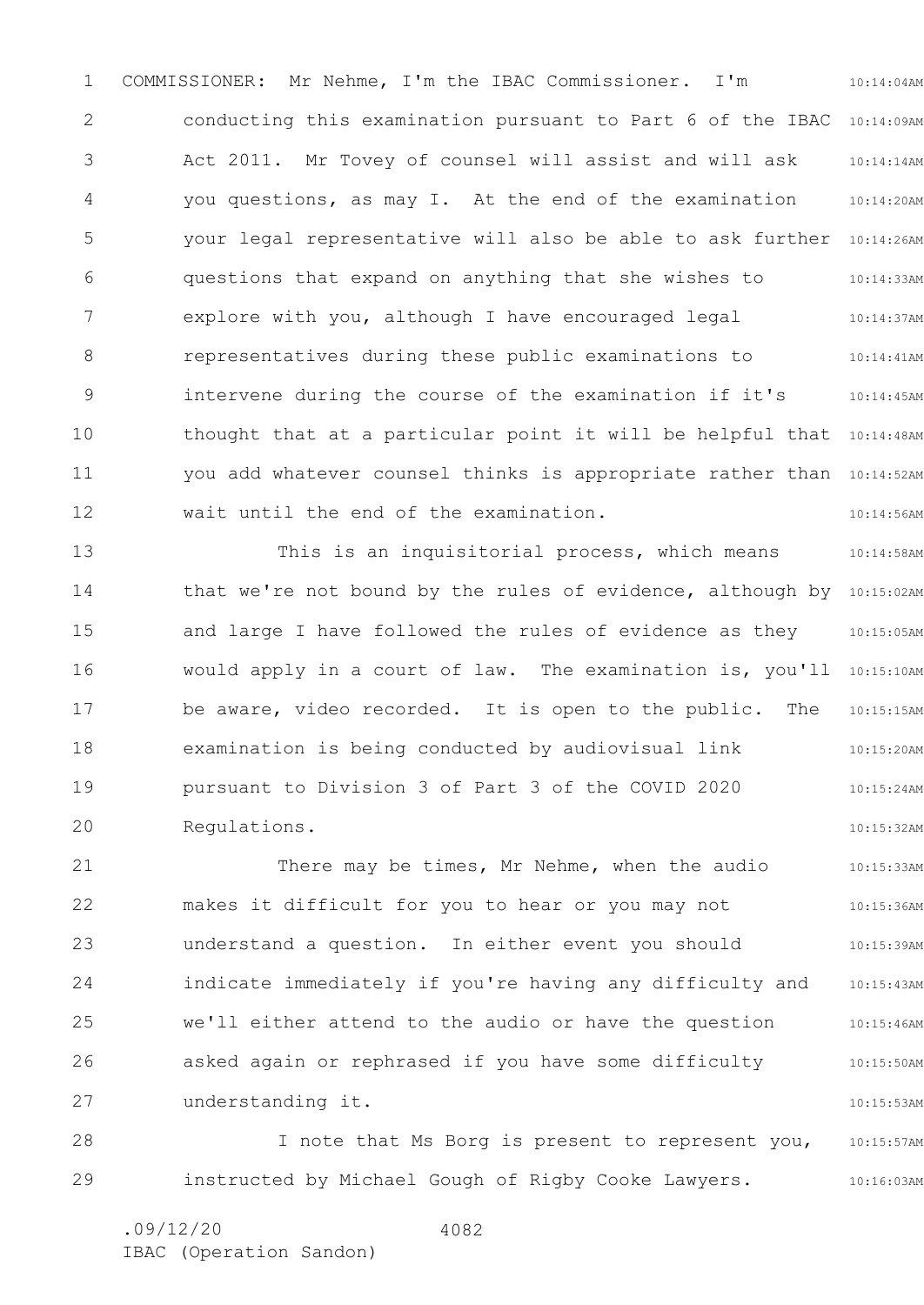COMMISSIONER: Mr Nehme, I'm the IBAC Commissioner. I'm conducting this examination pursuant to Part 6 of the IBAC Act 2011. Mr Tovey of counsel will assist and will ask you questions, as may I. At the end of the examination your legal representative will also be able to ask further questions that expand on anything that she wishes to explore with you, although I have encouraged legal representatives during these public examinations to intervene during the course of the examination if it's thought that at a particular point it will be helpful that you add whatever counsel thinks is appropriate rather than wait until the end of the examination.

This is an inquisitorial process, which means that we're not bound by the rules of evidence, although by and large I have followed the rules of evidence as they would apply in a court of law. The examination is, you'll be aware, video recorded. It is open to the public. The examination is being conducted by audiovisual link pursuant to Division 3 of Part 3 of the COVID 2020 Regulations.

There may be times, Mr Nehme, when the audio makes it difficult for you to hear or you may not understand a question. In either event you should indicate immediately if you're having any difficulty and we'll either attend to the audio or have the question asked again or rephrased if you have some difficulty understanding it.

I note that Ms Borg is present to represent you, instructed by Michael Gough of Rigby Cooke Lawyers.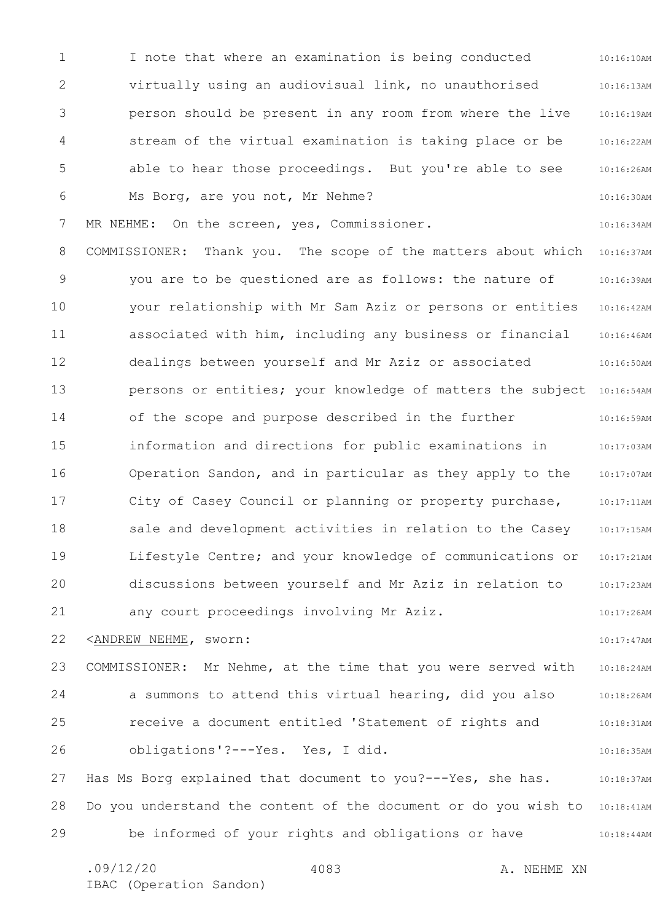I note that where an examination is being conducted virtually using an audiovisual link, no unauthorised person should be present in any room from where the live stream of the virtual examination is taking place or be able to hear those proceedings. But you're able to see Ms Borg, are you not, Mr Nehme?

MR NEHME: On the screen, yes, Commissioner.

COMMISSIONER: Thank you. The scope of the matters about which you are to be questioned are as follows: the nature of your relationship with Mr Sam Aziz or persons or entities associated with him, including any business or financial dealings between yourself and Mr Aziz or associated persons or entities; your knowledge of matters the subject of the scope and purpose described in the further information and directions for public examinations in Operation Sandon, and in particular as they apply to the City of Casey Council or planning or property purchase, sale and development activities in relation to the Casey Lifestyle Centre; and your knowledge of communications or discussions between yourself and Mr Aziz in relation to any court proceedings involving Mr Aziz.

<ANDREW NEHME, sworn:

COMMISSIONER: Mr Nehme, at the time that you were served with a summons to attend this virtual hearing, did you also receive a document entitled 'Statement of rights and obligations'?---Yes. Yes, I did.

Has Ms Borg explained that document to you?---Yes, she has.

Do you understand the content of the document or do you wish to be informed of your rights and obligations or have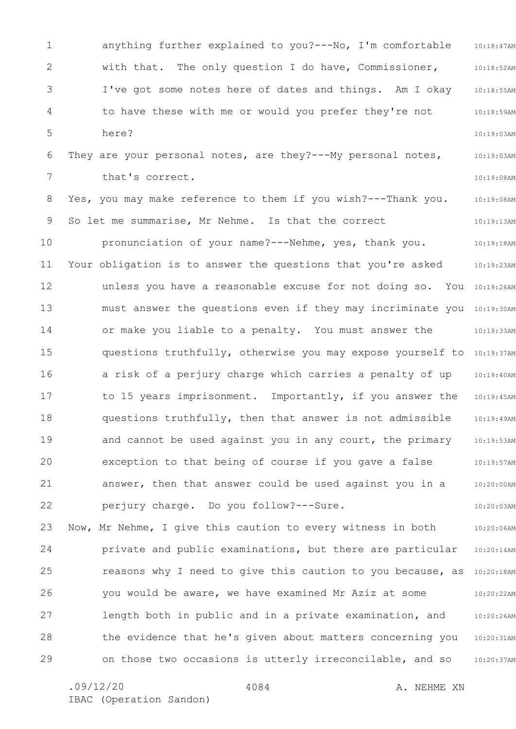anything further explained to you?---No, I'm comfortable with that. The only question I do have, Commissioner, I've got some notes here of dates and things. Am I okay to have these with me or would you prefer they're not here?

They are your personal notes, are they?---My personal notes, that's correct.

Yes, you may make reference to them if you wish?---Thank you.

So let me summarise, Mr Nehme. Is that the correct pronunciation of your name?---Nehme, yes, thank you.

Your obligation is to answer the questions that you're asked unless you have a reasonable excuse for not doing so. You must answer the questions even if they may incriminate you or make you liable to a penalty. You must answer the questions truthfully, otherwise you may expose yourself to a risk of a perjury charge which carries a penalty of up to 15 years imprisonment. Importantly, if you answer the questions truthfully, then that answer is not admissible and cannot be used against you in any court, the primary exception to that being of course if you gave a false answer, then that answer could be used against you in a perjury charge. Do you follow?---Sure.

Now, Mr Nehme, I give this caution to every witness in both private and public examinations, but there are particular reasons why I need to give this caution to you because, as you would be aware, we have examined Mr Aziz at some length both in public and in a private examination, and the evidence that he's given about matters concerning you on those two occasions is utterly irreconcilable, and so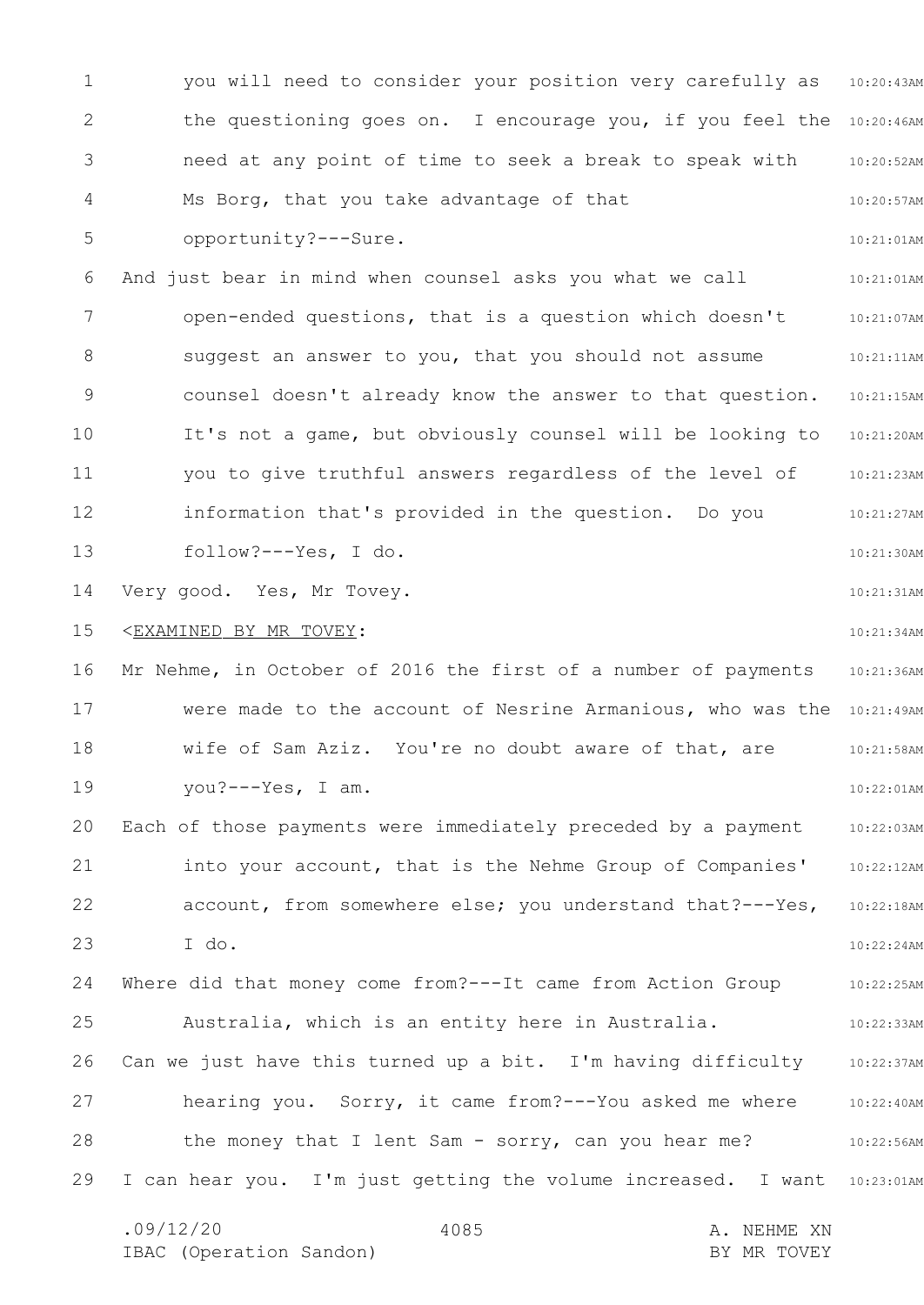you will need to consider your position very carefully as the questioning goes on. I encourage you, if you feel the need at any point of time to seek a break to speak with Ms Borg, that you take advantage of that opportunity?---Sure.

And just bear in mind when counsel asks you what we call open-ended questions, that is a question which doesn't suggest an answer to you, that you should not assume counsel doesn't already know the answer to that question. It's not a game, but obviously counsel will be looking to you to give truthful answers regardless of the level of information that's provided in the question. Do you follow?---Yes, I do.

Very good. Yes, Mr Tovey.

<EXAMINED BY MR TOVEY:

Mr Nehme, in October of 2016 the first of a number of payments were made to the account of Nesrine Armanious, who was the wife of Sam Aziz. You're no doubt aware of that, are you?---Yes, I am.

Each of those payments were immediately preceded by a payment into your account, that is the Nehme Group of Companies' account, from somewhere else; you understand that?---Yes, I do.

Where did that money come from?---It came from Action Group Australia, which is an entity here in Australia.

Can we just have this turned up a bit. I'm having difficulty hearing you. Sorry, it came from?---You asked me where the money that I lent Sam - sorry, can you hear me?

I can hear you. I'm just getting the volume increased. I want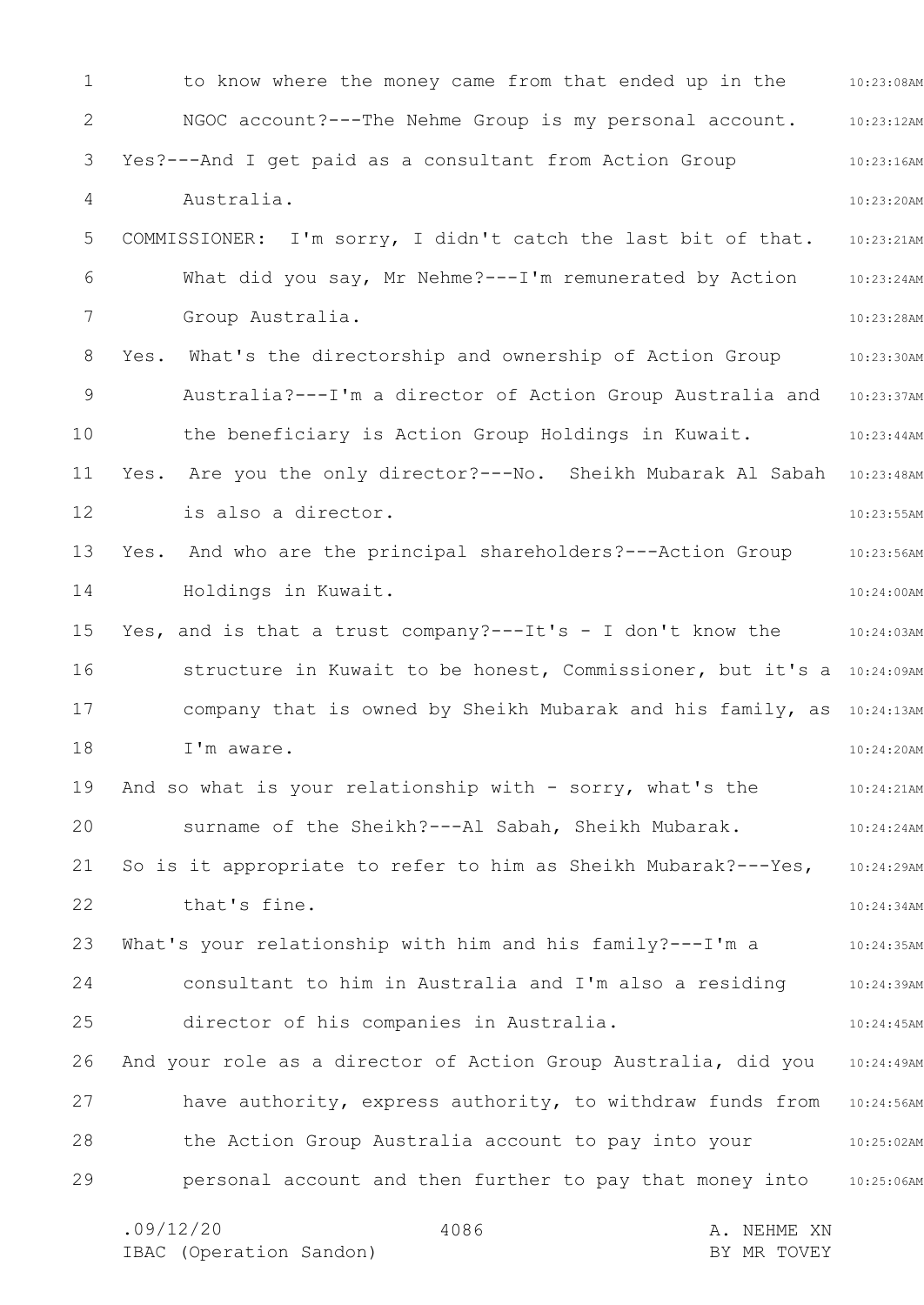to know where the money came from that ended up in the NGOC account?---The Nehme Group is my personal account.

Yes?---And I get paid as a consultant from Action Group Australia.

COMMISSIONER: I'm sorry, I didn't catch the last bit of that. What did you say, Mr Nehme?---I'm remunerated by Action Group Australia.

Yes. What's the directorship and ownership of Action Group Australia?---I'm a director of Action Group Australia and the beneficiary is Action Group Holdings in Kuwait.

Yes. Are you the only director?---No. Sheikh Mubarak Al Sabah is also a director.

Yes. And who are the principal shareholders?---Action Group Holdings in Kuwait.

Yes, and is that a trust company?---It's - I don't know the structure in Kuwait to be honest, Commissioner, but it's a company that is owned by Sheikh Mubarak and his family, as I'm aware.

And so what is your relationship with - sorry, what's the surname of the Sheikh?---Al Sabah, Sheikh Mubarak.

So is it appropriate to refer to him as Sheikh Mubarak?---Yes, that's fine.

What's your relationship with him and his family?---I'm a consultant to him in Australia and I'm also a residing director of his companies in Australia.

And your role as a director of Action Group Australia, did you have authority, express authority, to withdraw funds from the Action Group Australia account to pay into your personal account and then further to pay that money into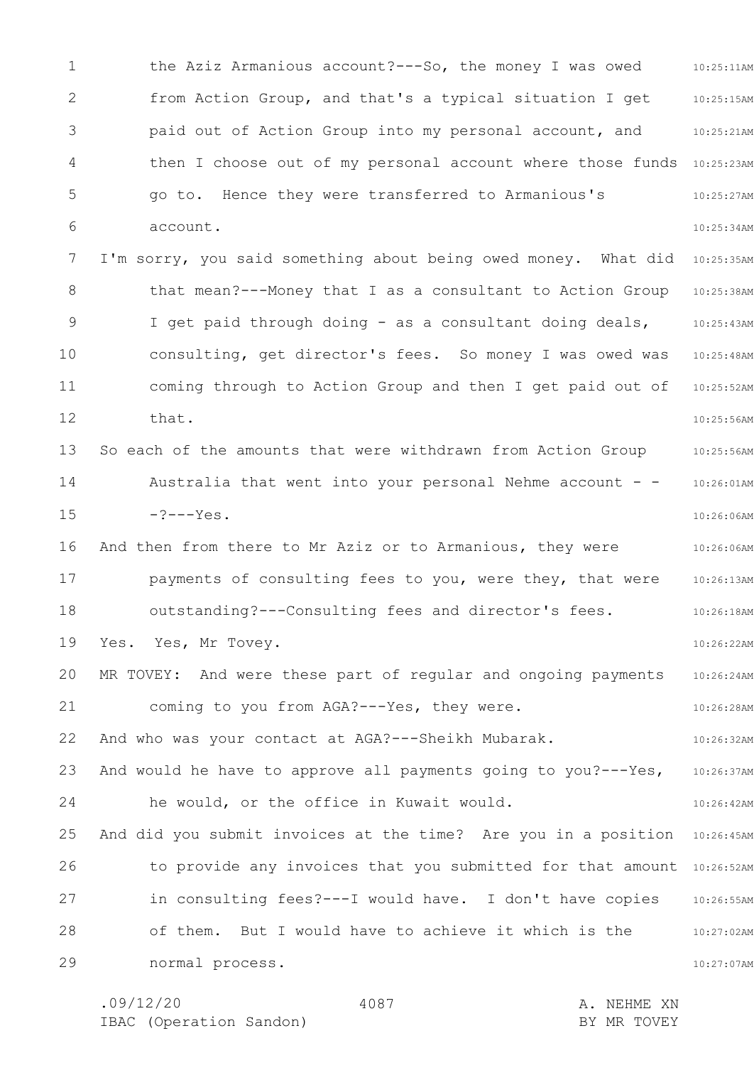the Aziz Armanious account?---So, the money I was owed from Action Group, and that's a typical situation I get paid out of Action Group into my personal account, and then I choose out of my personal account where those funds go to. Hence they were transferred to Armanious's account.

I'm sorry, you said something about being owed money. What did that mean?---Money that I as a consultant to Action Group I get paid through doing - as a consultant doing deals, consulting, get director's fees. So money I was owed was coming through to Action Group and then I get paid out of that.

So each of the amounts that were withdrawn from Action Group Australia that went into your personal Nehme account - - -?---Yes.

And then from there to Mr Aziz or to Armanious, they were payments of consulting fees to you, were they, that were outstanding?---Consulting fees and director's fees.

Yes. Yes, Mr Tovey.

MR TOVEY: And were these part of regular and ongoing payments coming to you from AGA?---Yes, they were.

And who was your contact at AGA?---Sheikh Mubarak.

And would he have to approve all payments going to you?---Yes, he would, or the office in Kuwait would.

And did you submit invoices at the time? Are you in a position to provide any invoices that you submitted for that amount in consulting fees?---I would have. I don't have copies of them. But I would have to achieve it which is the normal process.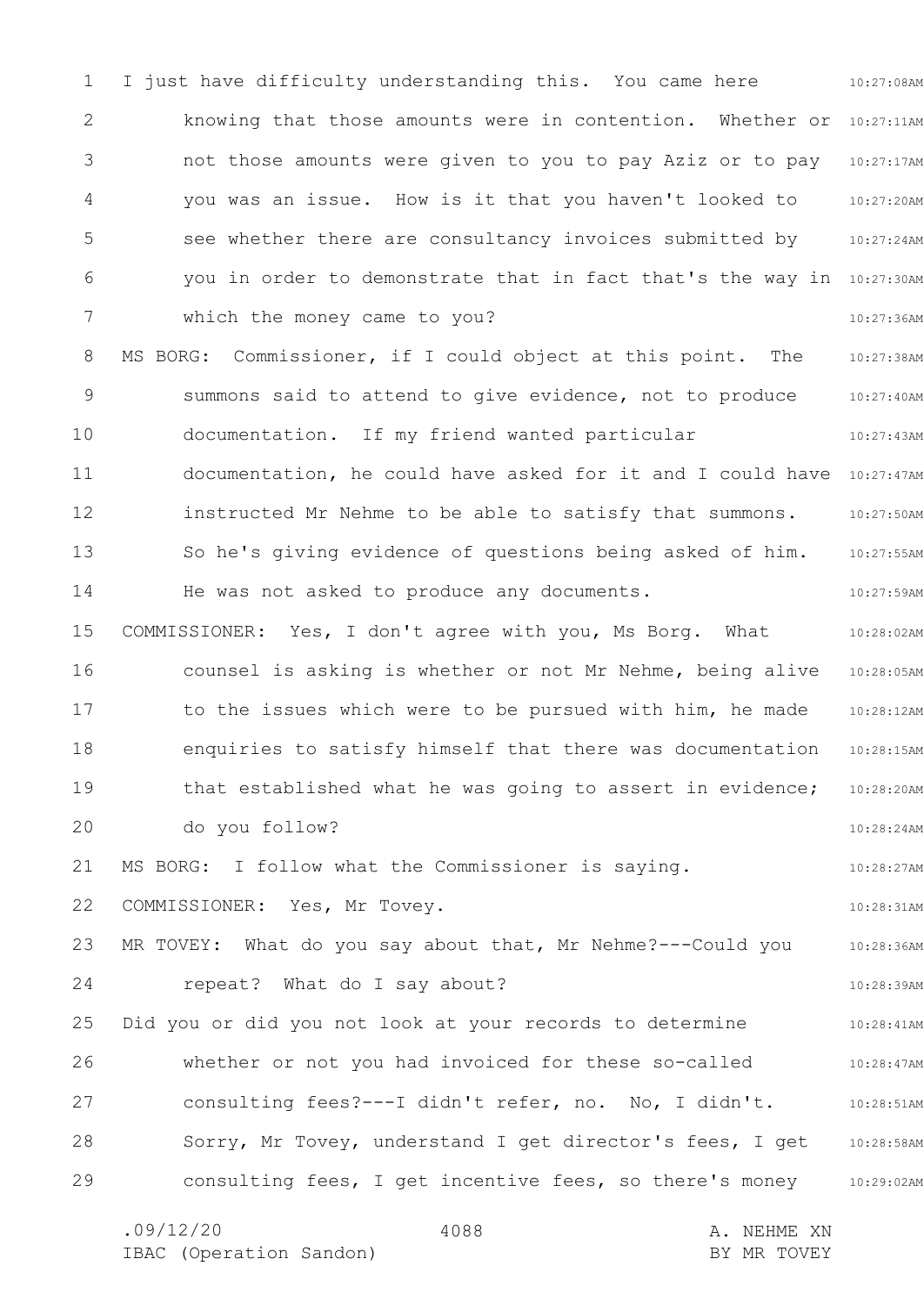I just have difficulty understanding this. You came here knowing that those amounts were in contention. Whether or not those amounts were given to you to pay Aziz or to pay you was an issue. How is it that you haven't looked to see whether there are consultancy invoices submitted by you in order to demonstrate that in fact that's the way in which the money came to you?

MS BORG: Commissioner, if I could object at this point. The summons said to attend to give evidence, not to produce documentation. If my friend wanted particular documentation, he could have asked for it and I could have instructed Mr Nehme to be able to satisfy that summons. So he's giving evidence of questions being asked of him. He was not asked to produce any documents.

COMMISSIONER: Yes, I don't agree with you, Ms Borg. What counsel is asking is whether or not Mr Nehme, being alive to the issues which were to be pursued with him, he made enquiries to satisfy himself that there was documentation that established what he was going to assert in evidence; do you follow?

MS BORG: I follow what the Commissioner is saying.

COMMISSIONER: Yes, Mr Tovey.

MR TOVEY: What do you say about that, Mr Nehme?---Could you repeat? What do I say about?

Did you or did you not look at your records to determine whether or not you had invoiced for these so-called consulting fees?---I didn't refer, no. No, I didn't. Sorry, Mr Tovey, understand I get director's fees, I get consulting fees, I get incentive fees, so there's money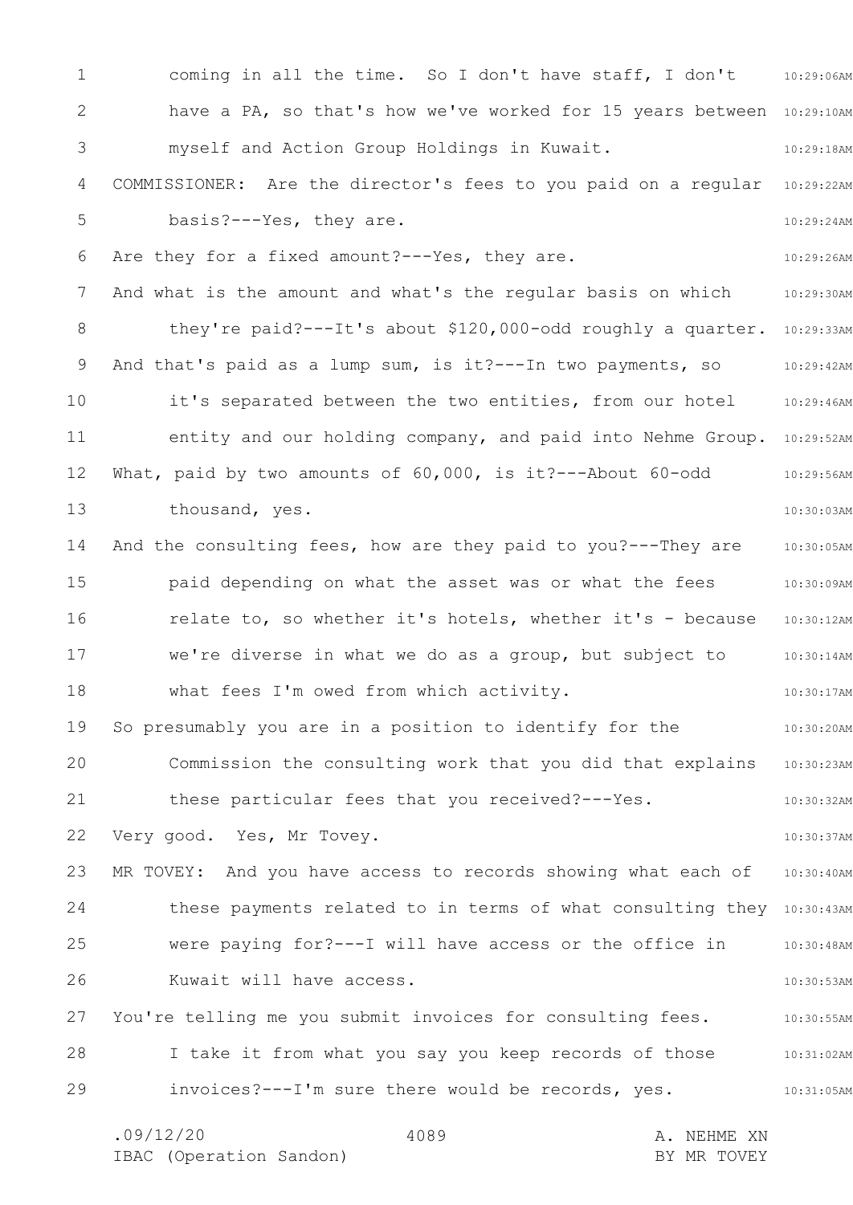coming in all the time. So I don't have staff, I don't have a PA, so that's how we've worked for 15 years between myself and Action Group Holdings in Kuwait.

COMMISSIONER: Are the director's fees to you paid on a regular basis?---Yes, they are.

Are they for a fixed amount?---Yes, they are.

And what is the amount and what's the regular basis on which they're paid?---It's about $120,000-odd roughly a quarter.

And that's paid as a lump sum, is it?---In two payments, so it's separated between the two entities, from our hotel entity and our holding company, and paid into Nehme Group.

What, paid by two amounts of 60,000, is it?---About 60-odd thousand, yes.

And the consulting fees, how are they paid to you?---They are paid depending on what the asset was or what the fees relate to, so whether it's hotels, whether it's - because we're diverse in what we do as a group, but subject to what fees I'm owed from which activity.

So presumably you are in a position to identify for the Commission the consulting work that you did that explains these particular fees that you received?---Yes.

Very good. Yes, Mr Tovey.

MR TOVEY: And you have access to records showing what each of these payments related to in terms of what consulting they were paying for?---I will have access or the office in Kuwait will have access.

You're telling me you submit invoices for consulting fees. I take it from what you say you keep records of those invoices?---I'm sure there would be records, yes.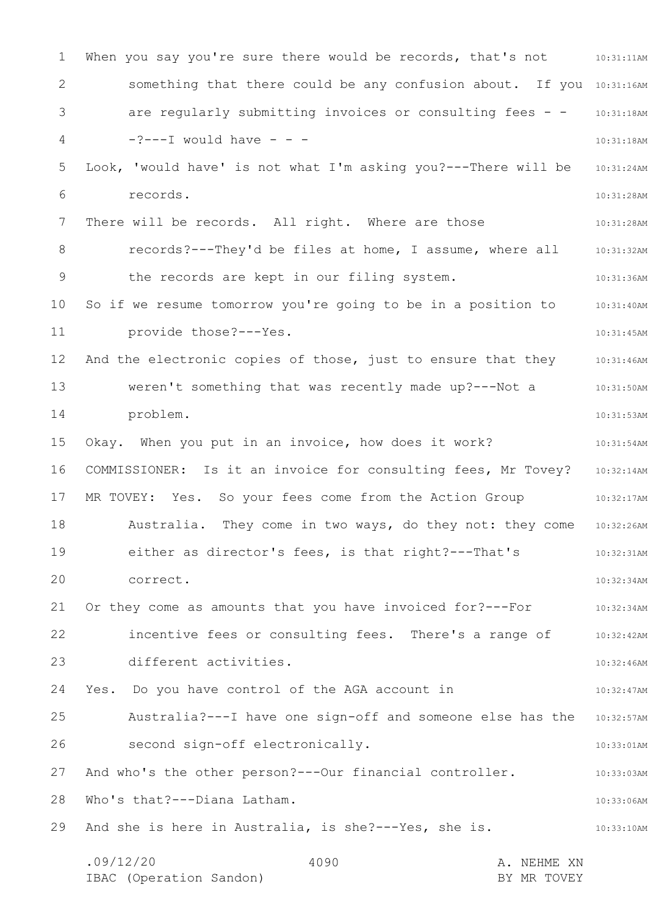When you say you're sure there would be records, that's not something that there could be any confusion about. If you are regularly submitting invoices or consulting fees - - -?---I would have - - -

Look, 'would have' is not what I'm asking you?---There will be records.

There will be records. All right. Where are those records?---They'd be files at home, I assume, where all the records are kept in our filing system.

So if we resume tomorrow you're going to be in a position to provide those?---Yes.

And the electronic copies of those, just to ensure that they weren't something that was recently made up?---Not a problem.

Okay. When you put in an invoice, how does it work?

COMMISSIONER: Is it an invoice for consulting fees, Mr Tovey?

MR TOVEY: Yes. So your fees come from the Action Group Australia. They come in two ways, do they not: they come either as director's fees, is that right?---That's correct.

Or they come as amounts that you have invoiced for?---For incentive fees or consulting fees. There's a range of different activities.

Yes. Do you have control of the AGA account in Australia?---I have one sign-off and someone else has the second sign-off electronically.

And who's the other person?---Our financial controller.

Who's that?---Diana Latham.

And she is here in Australia, is she?---Yes, she is.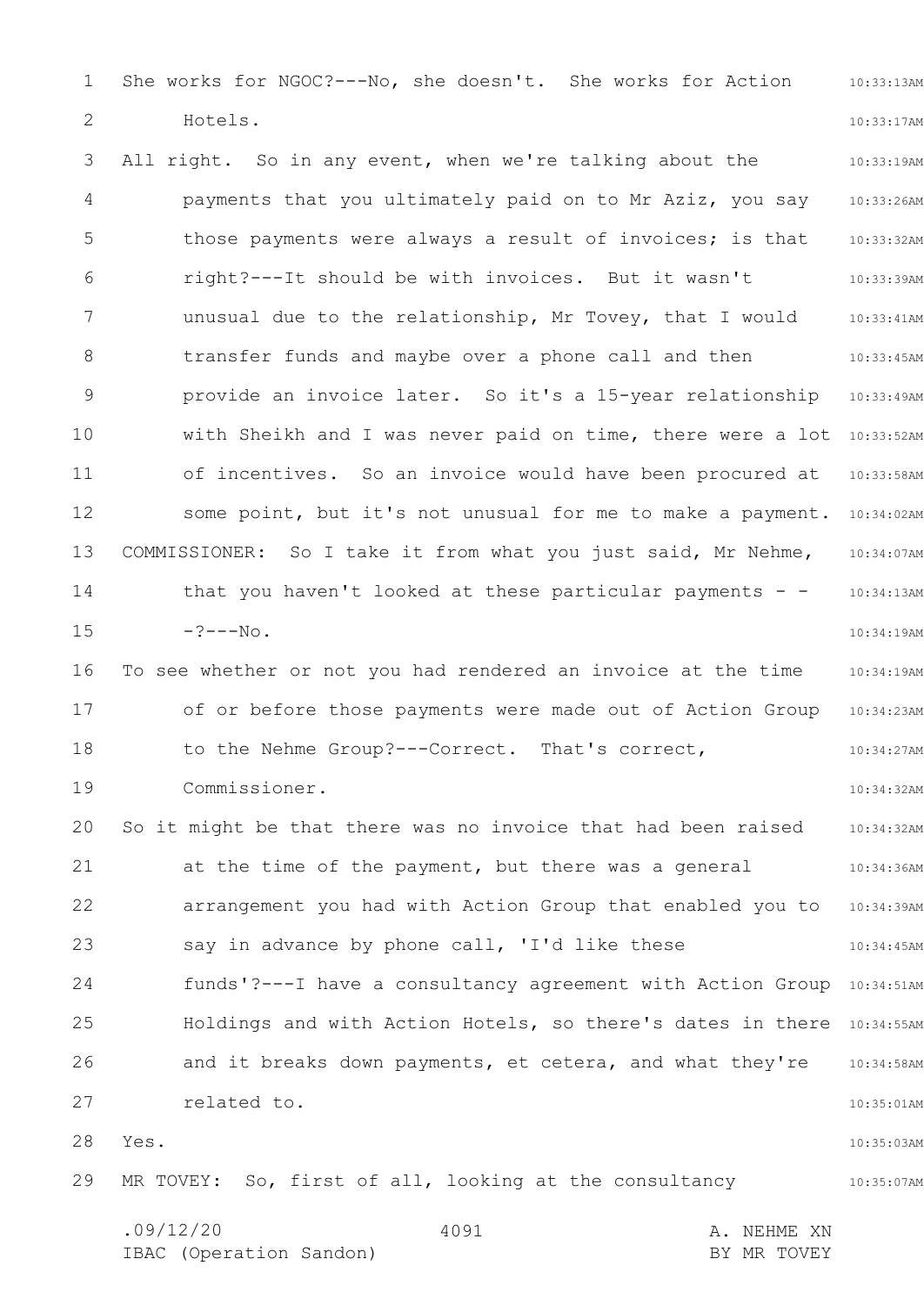She works for NGOC?---No, she doesn't. She works for Action Hotels.

All right. So in any event, when we're talking about the payments that you ultimately paid on to Mr Aziz, you say those payments were always a result of invoices; is that right?---It should be with invoices. But it wasn't unusual due to the relationship, Mr Tovey, that I would transfer funds and maybe over a phone call and then provide an invoice later. So it's a 15-year relationship with Sheikh and I was never paid on time, there were a lot of incentives. So an invoice would have been procured at some point, but it's not unusual for me to make a payment.

COMMISSIONER: So I take it from what you just said, Mr Nehme, that you haven't looked at these particular payments - - -?---No.

To see whether or not you had rendered an invoice at the time of or before those payments were made out of Action Group to the Nehme Group?---Correct. That's correct, Commissioner.

So it might be that there was no invoice that had been raised at the time of the payment, but there was a general arrangement you had with Action Group that enabled you to say in advance by phone call, 'I'd like these funds'?---I have a consultancy agreement with Action Group Holdings and with Action Hotels, so there's dates in there and it breaks down payments, et cetera, and what they're related to.

Yes.

MR TOVEY: So, first of all, looking at the consultancy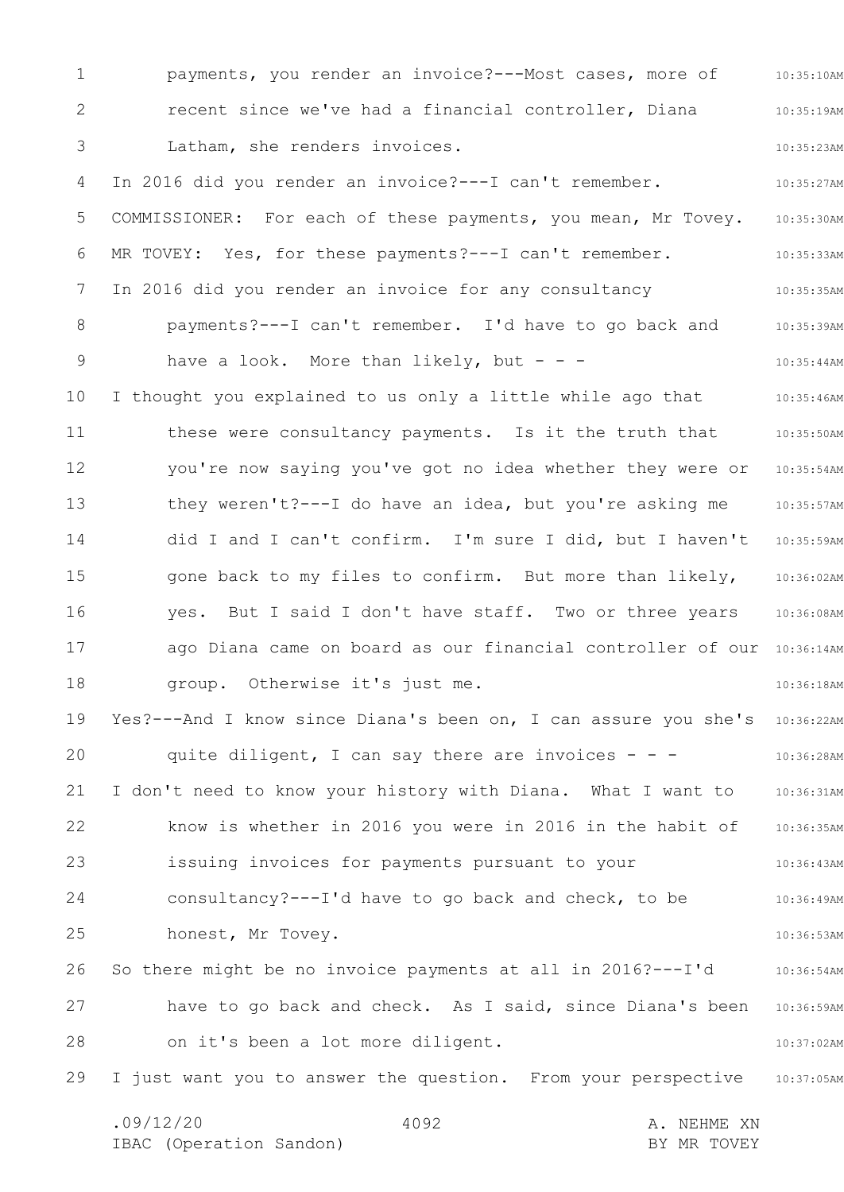payments, you render an invoice?---Most cases, more of recent since we've had a financial controller, Diana Latham, she renders invoices.

In 2016 did you render an invoice?---I can't remember.

COMMISSIONER: For each of these payments, you mean, Mr Tovey.

MR TOVEY: Yes, for these payments?---I can't remember.

In 2016 did you render an invoice for any consultancy payments?---I can't remember. I'd have to go back and have a look. More than likely, but - - -

I thought you explained to us only a little while ago that these were consultancy payments. Is it the truth that you're now saying you've got no idea whether they were or they weren't?---I do have an idea, but you're asking me did I and I can't confirm. I'm sure I did, but I haven't gone back to my files to confirm. But more than likely, yes. But I said I don't have staff. Two or three years ago Diana came on board as our financial controller of our group. Otherwise it's just me.

Yes?---And I know since Diana's been on, I can assure you she's quite diligent, I can say there are invoices - - -

I don't need to know your history with Diana. What I want to know is whether in 2016 you were in 2016 in the habit of issuing invoices for payments pursuant to your consultancy?---I'd have to go back and check, to be honest, Mr Tovey.

So there might be no invoice payments at all in 2016?---I'd have to go back and check. As I said, since Diana's been on it's been a lot more diligent.

I just want you to answer the question. From your perspective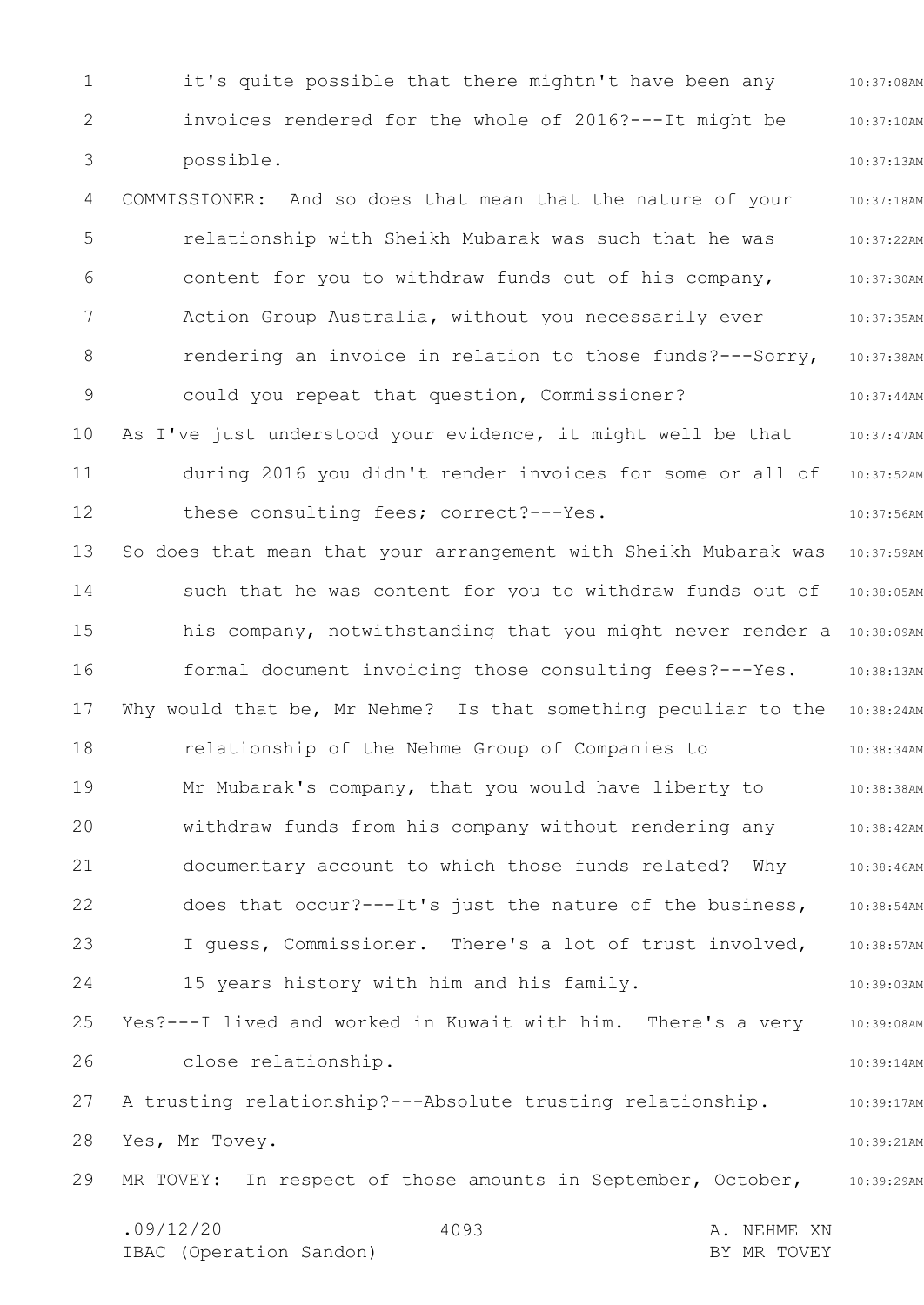it's quite possible that there mightn't have been any invoices rendered for the whole of 2016?---It might be possible.

COMMISSIONER: And so does that mean that the nature of your relationship with Sheikh Mubarak was such that he was content for you to withdraw funds out of his company, Action Group Australia, without you necessarily ever rendering an invoice in relation to those funds?---Sorry, could you repeat that question, Commissioner?

As I've just understood your evidence, it might well be that during 2016 you didn't render invoices for some or all of these consulting fees; correct?---Yes.

So does that mean that your arrangement with Sheikh Mubarak was such that he was content for you to withdraw funds out of his company, notwithstanding that you might never render a formal document invoicing those consulting fees?---Yes.

Why would that be, Mr Nehme? Is that something peculiar to the relationship of the Nehme Group of Companies to Mr Mubarak's company, that you would have liberty to withdraw funds from his company without rendering any documentary account to which those funds related? Why does that occur?---It's just the nature of the business, I guess, Commissioner. There's a lot of trust involved, 15 years history with him and his family.

Yes?---I lived and worked in Kuwait with him. There's a very close relationship.

A trusting relationship?---Absolute trusting relationship.

Yes, Mr Tovey.

MR TOVEY: In respect of those amounts in September, October,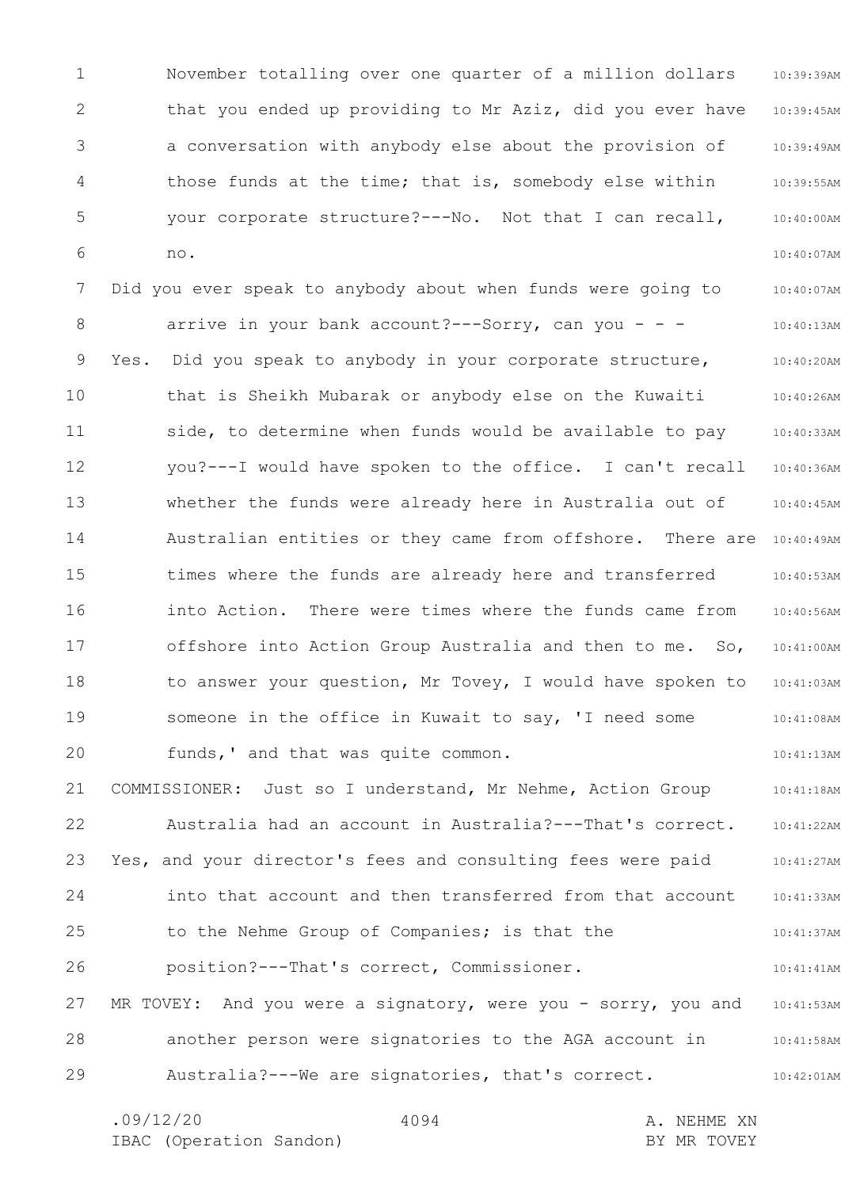November totalling over one quarter of a million dollars that you ended up providing to Mr Aziz, did you ever have a conversation with anybody else about the provision of those funds at the time; that is, somebody else within your corporate structure?---No. Not that I can recall, no.

Did you ever speak to anybody about when funds were going to arrive in your bank account?---Sorry, can you - - -

Yes. Did you speak to anybody in your corporate structure, that is Sheikh Mubarak or anybody else on the Kuwaiti side, to determine when funds would be available to pay you?---I would have spoken to the office. I can't recall whether the funds were already here in Australia out of Australian entities or they came from offshore. There are times where the funds are already here and transferred into Action. There were times where the funds came from offshore into Action Group Australia and then to me. So, to answer your question, Mr Tovey, I would have spoken to someone in the office in Kuwait to say, 'I need some funds,' and that was quite common.

COMMISSIONER: Just so I understand, Mr Nehme, Action Group Australia had an account in Australia?---That's correct.

Yes, and your director's fees and consulting fees were paid into that account and then transferred from that account to the Nehme Group of Companies; is that the position?---That's correct, Commissioner.

MR TOVEY: And you were a signatory, were you - sorry, you and another person were signatories to the AGA account in Australia?---We are signatories, that's correct.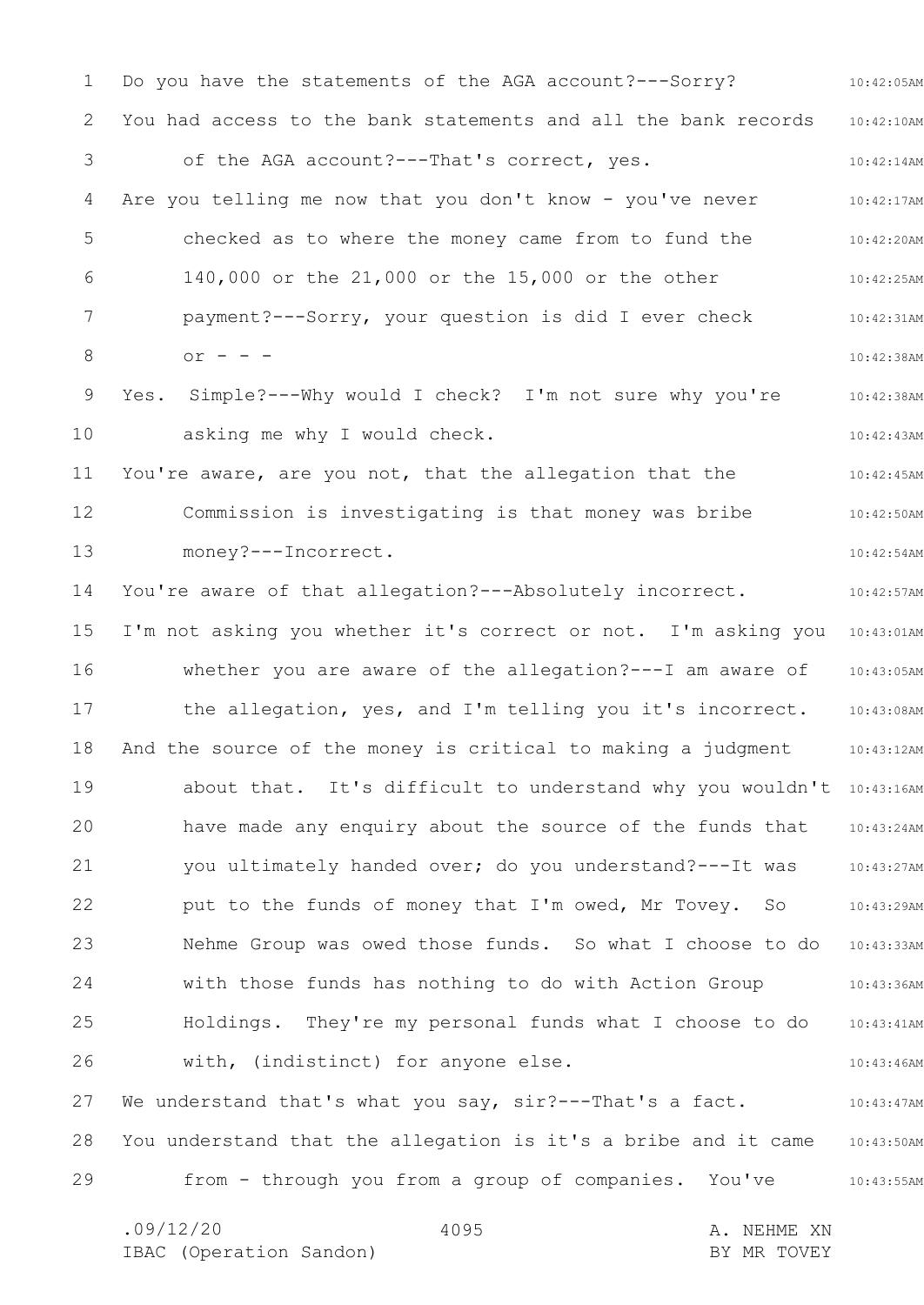Do you have the statements of the AGA account?---Sorry?

You had access to the bank statements and all the bank records of the AGA account?---That's correct, yes.

Are you telling me now that you don't know - you've never checked as to where the money came from to fund the 140,000 or the 21,000 or the 15,000 or the other payment?---Sorry, your question is did I ever check or - - -

Yes. Simple?---Why would I check? I'm not sure why you're asking me why I would check.

You're aware, are you not, that the allegation that the Commission is investigating is that money was bribe money?---Incorrect.

You're aware of that allegation?---Absolutely incorrect.

I'm not asking you whether it's correct or not. I'm asking you whether you are aware of the allegation?---I am aware of the allegation, yes, and I'm telling you it's incorrect.

And the source of the money is critical to making a judgment about that. It's difficult to understand why you wouldn't have made any enquiry about the source of the funds that you ultimately handed over; do you understand?---It was put to the funds of money that I'm owed, Mr Tovey. So Nehme Group was owed those funds. So what I choose to do with those funds has nothing to do with Action Group Holdings. They're my personal funds what I choose to do with, (indistinct) for anyone else.

We understand that's what you say, sir?---That's a fact.

You understand that the allegation is it's a bribe and it came from - through you from a group of companies. You've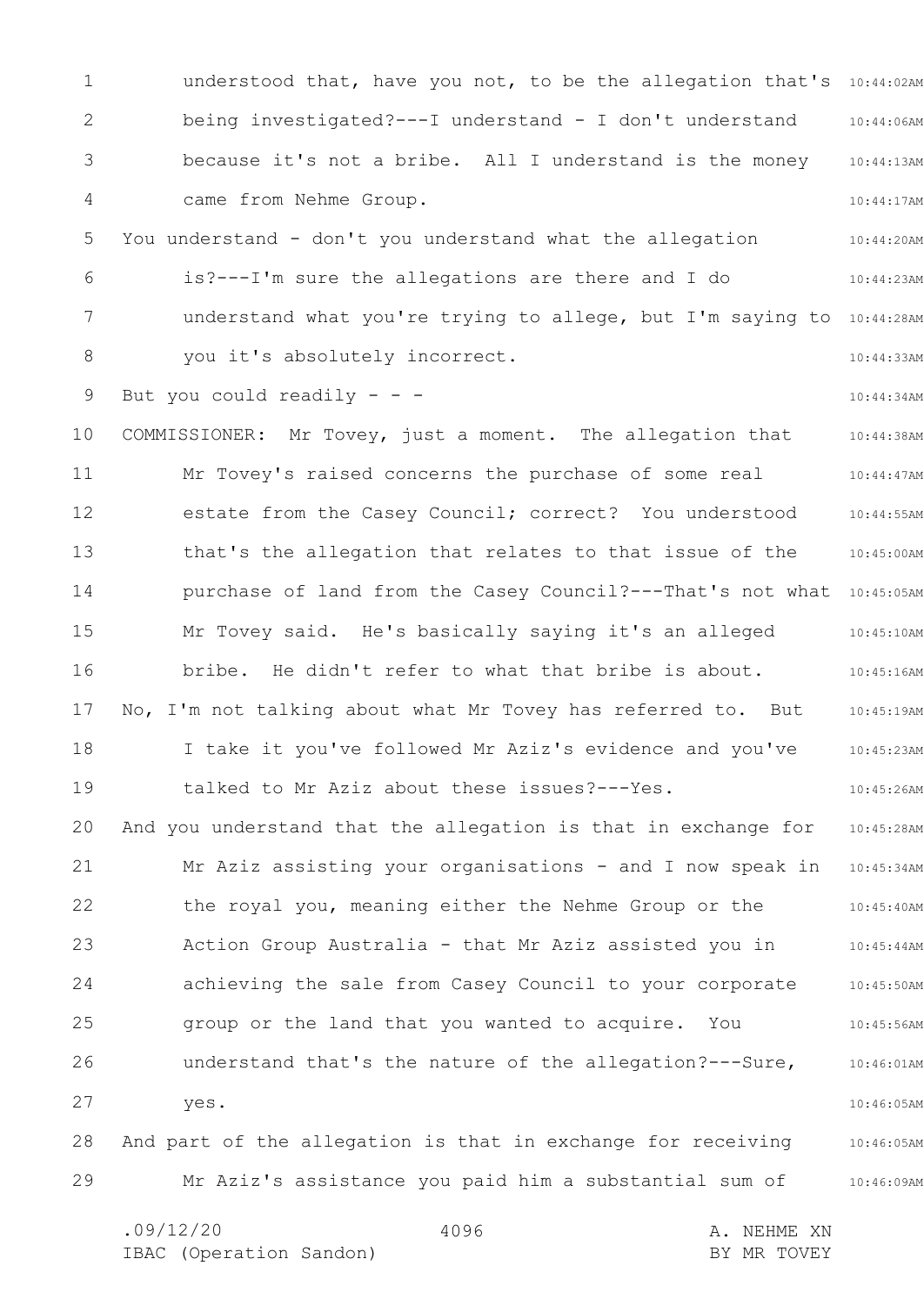understood that, have you not, to be the allegation that's being investigated?---I understand - I don't understand because it's not a bribe. All I understand is the money came from Nehme Group.

You understand - don't you understand what the allegation is?---I'm sure the allegations are there and I do understand what you're trying to allege, but I'm saying to you it's absolutely incorrect.

But you could readily - - -

COMMISSIONER: Mr Tovey, just a moment. The allegation that Mr Tovey's raised concerns the purchase of some real estate from the Casey Council; correct? You understood that's the allegation that relates to that issue of the purchase of land from the Casey Council?---That's not what Mr Tovey said. He's basically saying it's an alleged bribe. He didn't refer to what that bribe is about.

No, I'm not talking about what Mr Tovey has referred to. But I take it you've followed Mr Aziz's evidence and you've talked to Mr Aziz about these issues?---Yes.

And you understand that the allegation is that in exchange for Mr Aziz assisting your organisations - and I now speak in the royal you, meaning either the Nehme Group or the Action Group Australia - that Mr Aziz assisted you in achieving the sale from Casey Council to your corporate group or the land that you wanted to acquire. You understand that's the nature of the allegation?---Sure, yes.

And part of the allegation is that in exchange for receiving Mr Aziz's assistance you paid him a substantial sum of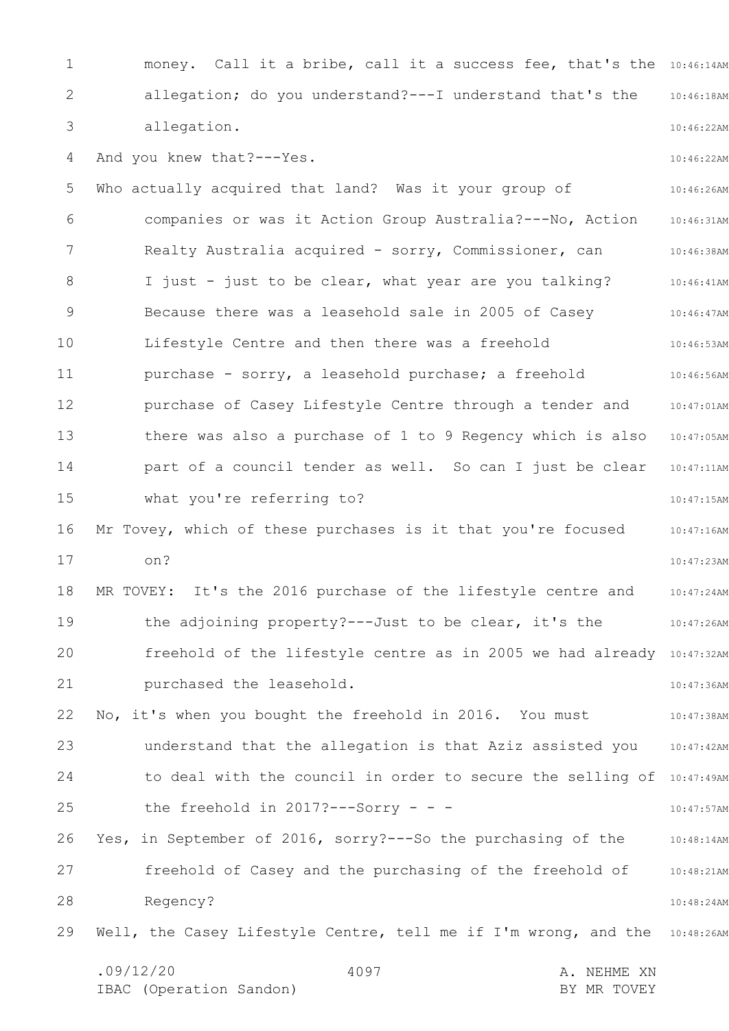money. Call it a bribe, call it a success fee, that's the allegation; do you understand?---I understand that's the allegation.

And you knew that?---Yes.

Who actually acquired that land? Was it your group of companies or was it Action Group Australia?---No, Action Realty Australia acquired - sorry, Commissioner, can I just - just to be clear, what year are you talking? Because there was a leasehold sale in 2005 of Casey Lifestyle Centre and then there was a freehold purchase - sorry, a leasehold purchase; a freehold purchase of Casey Lifestyle Centre through a tender and there was also a purchase of 1 to 9 Regency which is also part of a council tender as well. So can I just be clear what you're referring to?

Mr Tovey, which of these purchases is it that you're focused on?

MR TOVEY: It's the 2016 purchase of the lifestyle centre and the adjoining property?---Just to be clear, it's the freehold of the lifestyle centre as in 2005 we had already purchased the leasehold.

No, it's when you bought the freehold in 2016. You must understand that the allegation is that Aziz assisted you to deal with the council in order to secure the selling of the freehold in 2017?---Sorry - - -

Yes, in September of 2016, sorry?---So the purchasing of the freehold of Casey and the purchasing of the freehold of Regency?

Well, the Casey Lifestyle Centre, tell me if I'm wrong, and the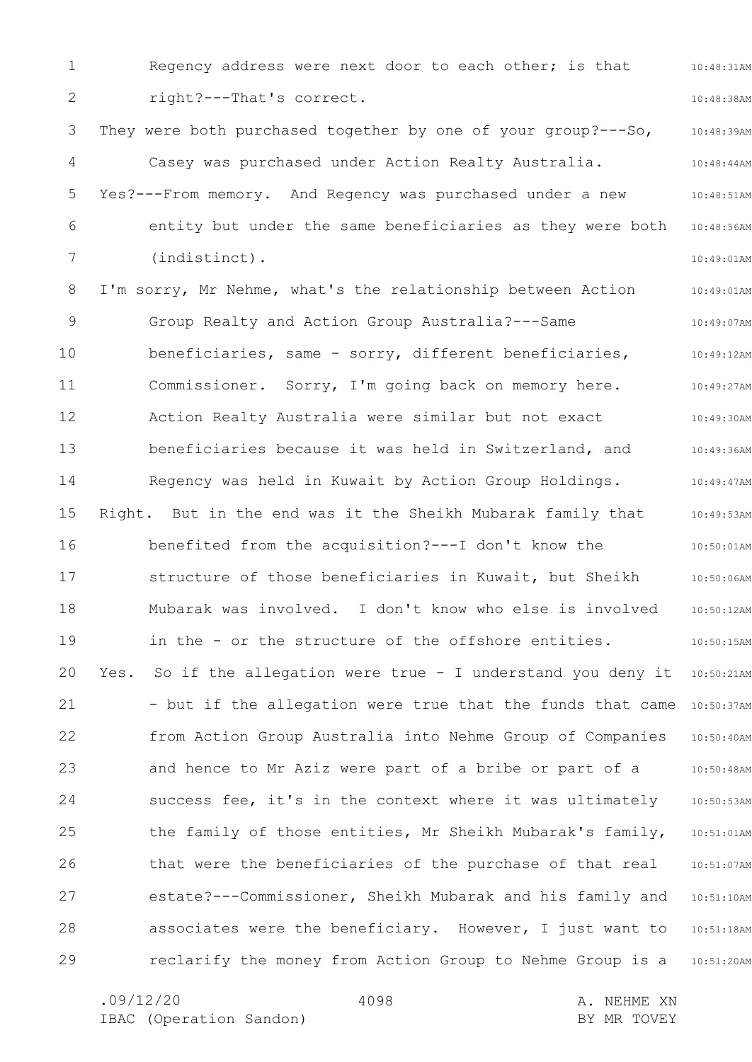Regency address were next door to each other; is that right?---That's correct.

They were both purchased together by one of your group?---So, Casey was purchased under Action Realty Australia.

Yes?---From memory. And Regency was purchased under a new entity but under the same beneficiaries as they were both (indistinct).

I'm sorry, Mr Nehme, what's the relationship between Action Group Realty and Action Group Australia?---Same beneficiaries, same - sorry, different beneficiaries, Commissioner. Sorry, I'm going back on memory here. Action Realty Australia were similar but not exact beneficiaries because it was held in Switzerland, and Regency was held in Kuwait by Action Group Holdings.

Right. But in the end was it the Sheikh Mubarak family that benefited from the acquisition?---I don't know the structure of those beneficiaries in Kuwait, but Sheikh Mubarak was involved. I don't know who else is involved in the - or the structure of the offshore entities.

Yes. So if the allegation were true - I understand you deny it - but if the allegation were true that the funds that came from Action Group Australia into Nehme Group of Companies and hence to Mr Aziz were part of a bribe or part of a success fee, it's in the context where it was ultimately the family of those entities, Mr Sheikh Mubarak's family, that were the beneficiaries of the purchase of that real estate?---Commissioner, Sheikh Mubarak and his family and associates were the beneficiary. However, I just want to reclarify the money from Action Group to Nehme Group is a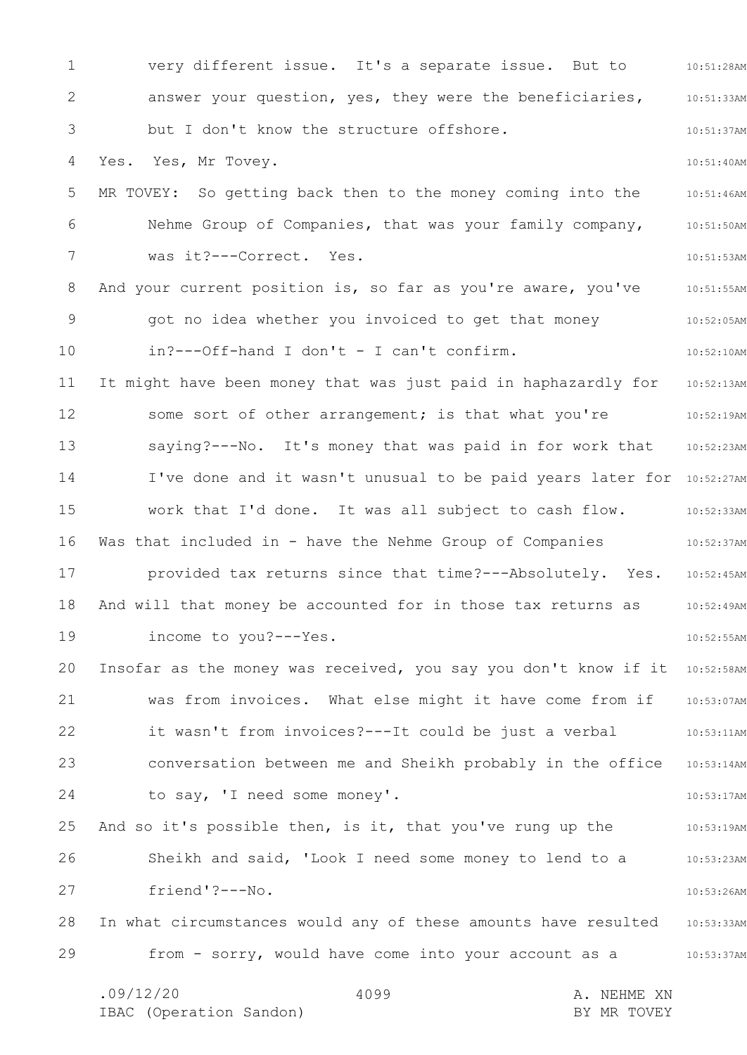very different issue. It's a separate issue. But to answer your question, yes, they were the beneficiaries, but I don't know the structure offshore.

Yes. Yes, Mr Tovey.

MR TOVEY: So getting back then to the money coming into the Nehme Group of Companies, that was your family company, was it?---Correct. Yes.

And your current position is, so far as you're aware, you've got no idea whether you invoiced to get that money in?---Off-hand I don't - I can't confirm.

It might have been money that was just paid in haphazardly for some sort of other arrangement; is that what you're saying?---No. It's money that was paid in for work that I've done and it wasn't unusual to be paid years later for work that I'd done. It was all subject to cash flow.

Was that included in - have the Nehme Group of Companies provided tax returns since that time?---Absolutely. Yes.

And will that money be accounted for in those tax returns as income to you?---Yes.

Insofar as the money was received, you say you don't know if it was from invoices. What else might it have come from if it wasn't from invoices?---It could be just a verbal conversation between me and Sheikh probably in the office to say, 'I need some money'.

And so it's possible then, is it, that you've rung up the Sheikh and said, 'Look I need some money to lend to a friend'?---No.

In what circumstances would any of these amounts have resulted from - sorry, would have come into your account as a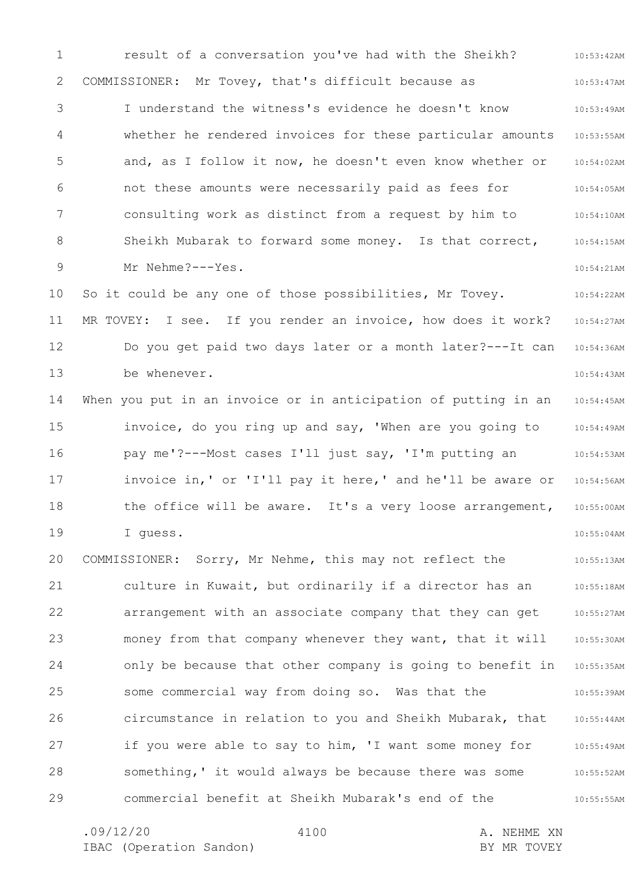result of a conversation you've had with the Sheikh?

COMMISSIONER: Mr Tovey, that's difficult because as I understand the witness's evidence he doesn't know whether he rendered invoices for these particular amounts and, as I follow it now, he doesn't even know whether or not these amounts were necessarily paid as fees for consulting work as distinct from a request by him to Sheikh Mubarak to forward some money. Is that correct, Mr Nehme?---Yes.

So it could be any one of those possibilities, Mr Tovey.

MR TOVEY: I see. If you render an invoice, how does it work? Do you get paid two days later or a month later?---It can be whenever.

When you put in an invoice or in anticipation of putting in an invoice, do you ring up and say, 'When are you going to pay me'?---Most cases I'll just say, 'I'm putting an invoice in,' or 'I'll pay it here,' and he'll be aware or the office will be aware. It's a very loose arrangement, I guess.

COMMISSIONER: Sorry, Mr Nehme, this may not reflect the culture in Kuwait, but ordinarily if a director has an arrangement with an associate company that they can get money from that company whenever they want, that it will only be because that other company is going to benefit in some commercial way from doing so. Was that the circumstance in relation to you and Sheikh Mubarak, that if you were able to say to him, 'I want some money for something,' it would always be because there was some commercial benefit at Sheikh Mubarak's end of the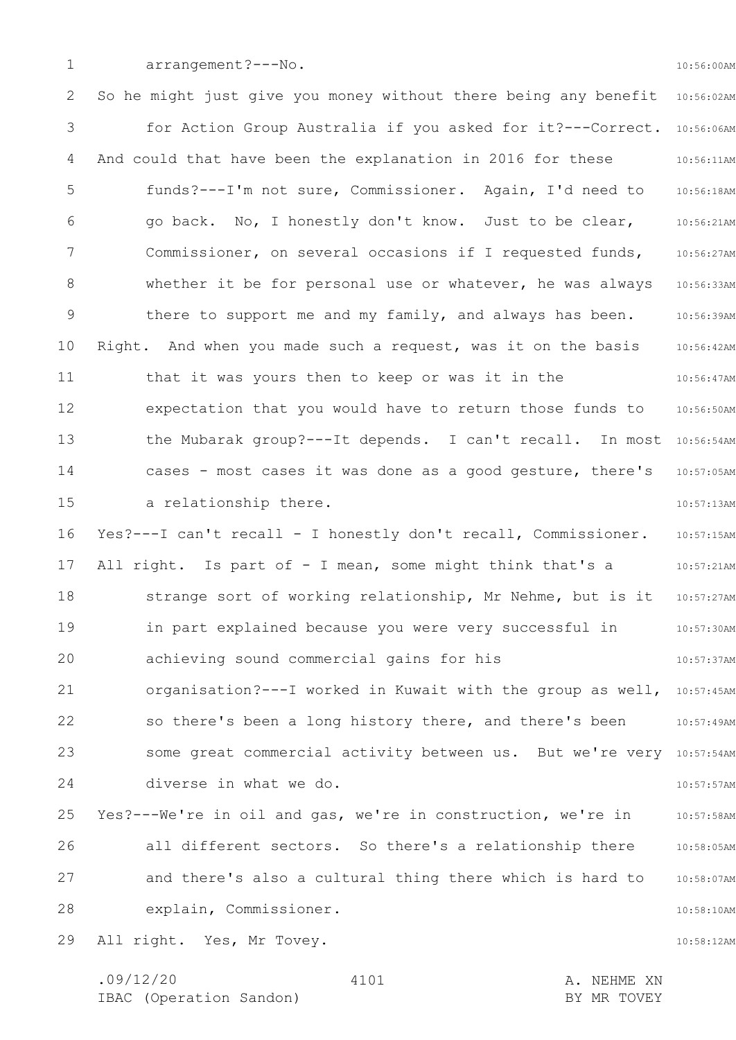arrangement?---No.

So he might just give you money without there being any benefit for Action Group Australia if you asked for it?---Correct.

And could that have been the explanation in 2016 for these funds?---I'm not sure, Commissioner. Again, I'd need to go back. No, I honestly don't know. Just to be clear, Commissioner, on several occasions if I requested funds, whether it be for personal use or whatever, he was always there to support me and my family, and always has been.

Right. And when you made such a request, was it on the basis that it was yours then to keep or was it in the expectation that you would have to return those funds to the Mubarak group?---It depends. I can't recall. In most cases - most cases it was done as a good gesture, there's a relationship there.

Yes?---I can't recall - I honestly don't recall, Commissioner.

All right. Is part of - I mean, some might think that's a strange sort of working relationship, Mr Nehme, but is it in part explained because you were very successful in achieving sound commercial gains for his organisation?---I worked in Kuwait with the group as well, so there's been a long history there, and there's been some great commercial activity between us. But we're very diverse in what we do.

Yes?---We're in oil and gas, we're in construction, we're in all different sectors. So there's a relationship there and there's also a cultural thing there which is hard to explain, Commissioner.

All right. Yes, Mr Tovey.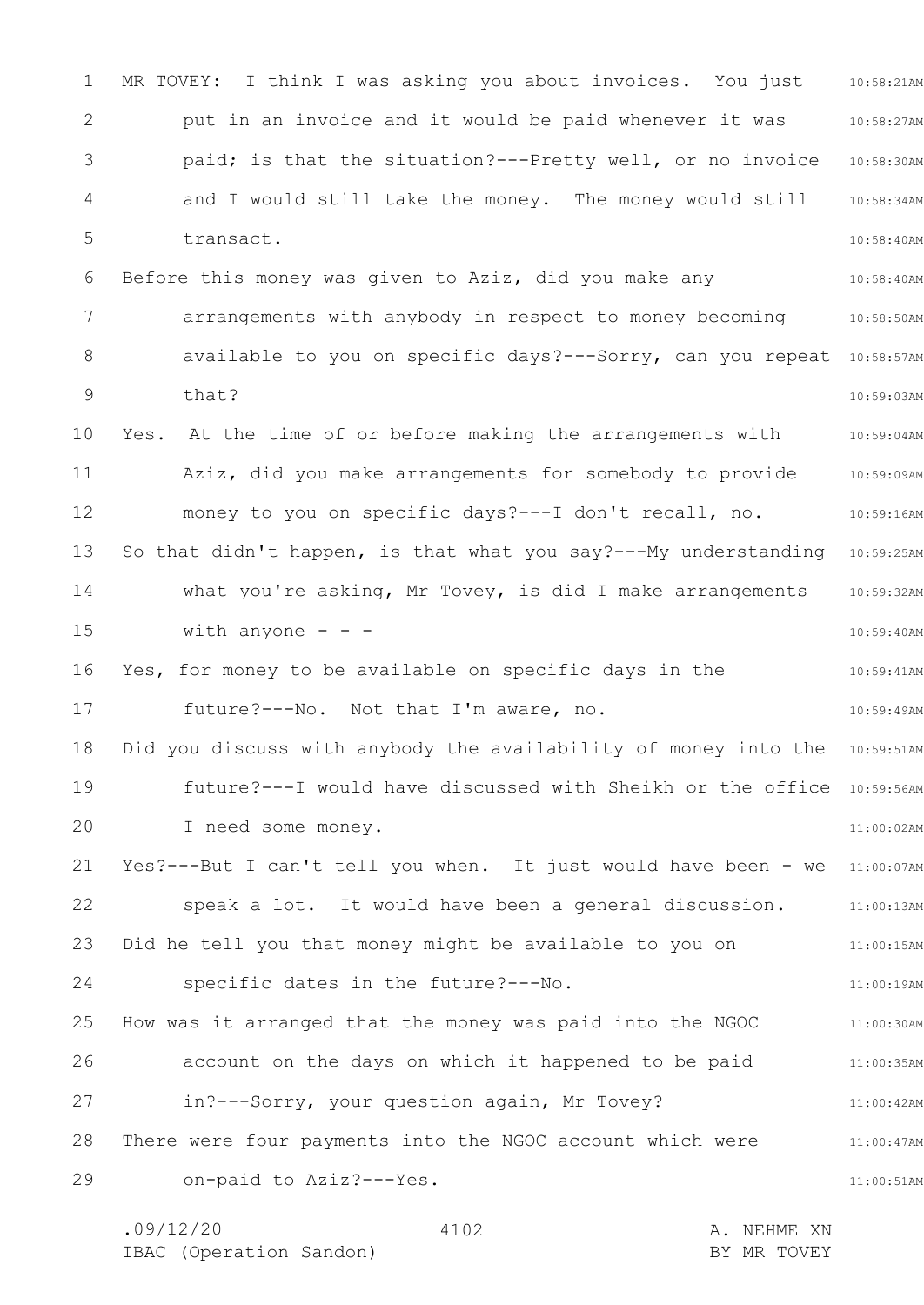MR TOVEY: I think I was asking you about invoices. You just put in an invoice and it would be paid whenever it was paid; is that the situation?---Pretty well, or no invoice and I would still take the money. The money would still transact.

Before this money was given to Aziz, did you make any arrangements with anybody in respect to money becoming available to you on specific days?---Sorry, can you repeat that?

Yes. At the time of or before making the arrangements with Aziz, did you make arrangements for somebody to provide money to you on specific days?---I don't recall, no.

So that didn't happen, is that what you say?---My understanding what you're asking, Mr Tovey, is did I make arrangements with anyone - - -

Yes, for money to be available on specific days in the future?---No. Not that I'm aware, no.

Did you discuss with anybody the availability of money into the future?---I would have discussed with Sheikh or the office I need some money.

Yes?---But I can't tell you when. It just would have been - we speak a lot. It would have been a general discussion.

Did he tell you that money might be available to you on specific dates in the future?---No.

How was it arranged that the money was paid into the NGOC account on the days on which it happened to be paid in?---Sorry, your question again, Mr Tovey?

There were four payments into the NGOC account which were on-paid to Aziz?---Yes.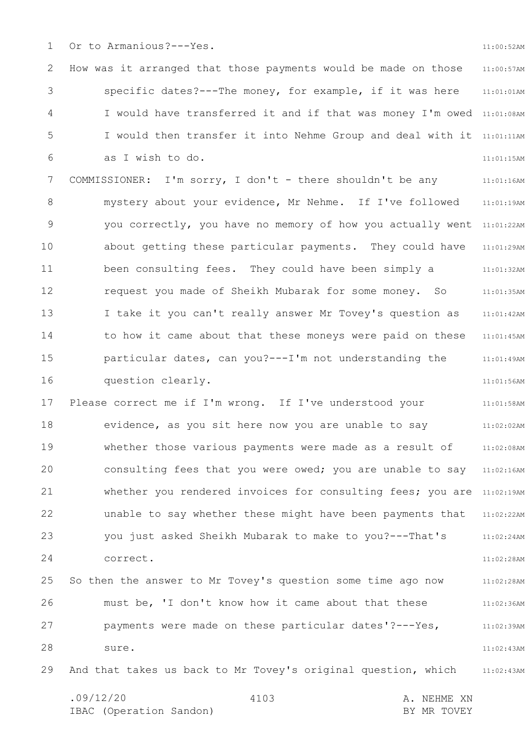Or to Armanious?---Yes.

How was it arranged that those payments would be made on those specific dates?---The money, for example, if it was here I would have transferred it and if that was money I'm owed I would then transfer it into Nehme Group and deal with it as I wish to do.

COMMISSIONER: I'm sorry, I don't - there shouldn't be any mystery about your evidence, Mr Nehme. If I've followed you correctly, you have no memory of how you actually went about getting these particular payments. They could have been consulting fees. They could have been simply a request you made of Sheikh Mubarak for some money. So I take it you can't really answer Mr Tovey's question as to how it came about that these moneys were paid on these particular dates, can you?---I'm not understanding the question clearly.

Please correct me if I'm wrong. If I've understood your evidence, as you sit here now you are unable to say whether those various payments were made as a result of consulting fees that you were owed; you are unable to say whether you rendered invoices for consulting fees; you are unable to say whether these might have been payments that you just asked Sheikh Mubarak to make to you?---That's correct.

So then the answer to Mr Tovey's question some time ago now must be, 'I don't know how it came about that these payments were made on these particular dates'?---Yes, sure.

And that takes us back to Mr Tovey's original question, which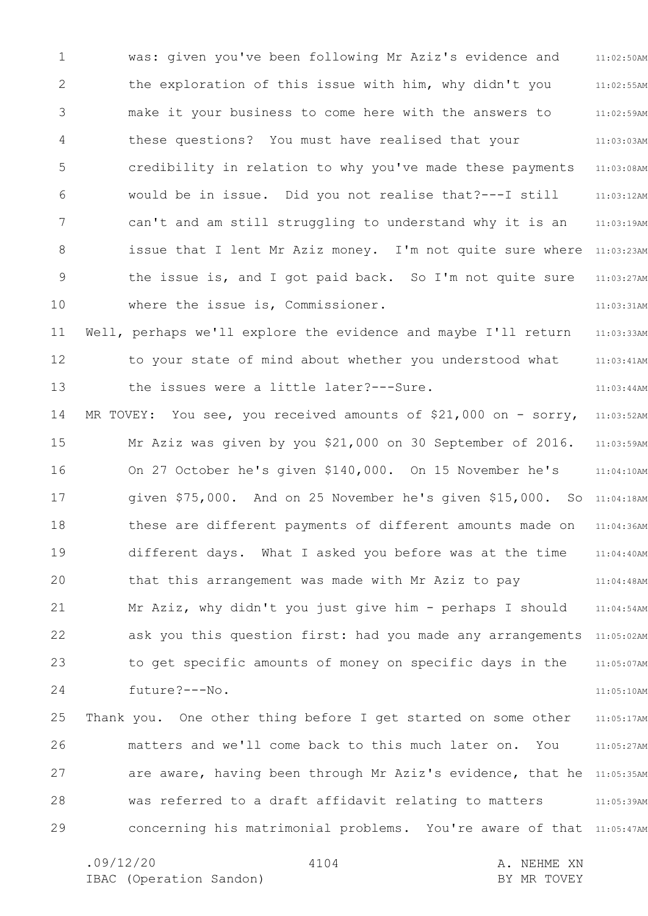was: given you've been following Mr Aziz's evidence and the exploration of this issue with him, why didn't you make it your business to come here with the answers to these questions? You must have realised that your credibility in relation to why you've made these payments would be in issue. Did you not realise that?---I still can't and am still struggling to understand why it is an issue that I lent Mr Aziz money. I'm not quite sure where the issue is, and I got paid back. So I'm not quite sure where the issue is, Commissioner.

Well, perhaps we'll explore the evidence and maybe I'll return to your state of mind about whether you understood what the issues were a little later?---Sure.

MR TOVEY: You see, you received amounts of $21,000 on - sorry, Mr Aziz was given by you $21,000 on 30 September of 2016. On 27 October he's given $140,000. On 15 November he's given $75,000. And on 25 November he's given $15,000. So these are different payments of different amounts made on different days. What I asked you before was at the time that this arrangement was made with Mr Aziz to pay Mr Aziz, why didn't you just give him - perhaps I should ask you this question first: had you made any arrangements to get specific amounts of money on specific days in the future?---No.

Thank you. One other thing before I get started on some other matters and we'll come back to this much later on. You are aware, having been through Mr Aziz's evidence, that he was referred to a draft affidavit relating to matters concerning his matrimonial problems. You're aware of that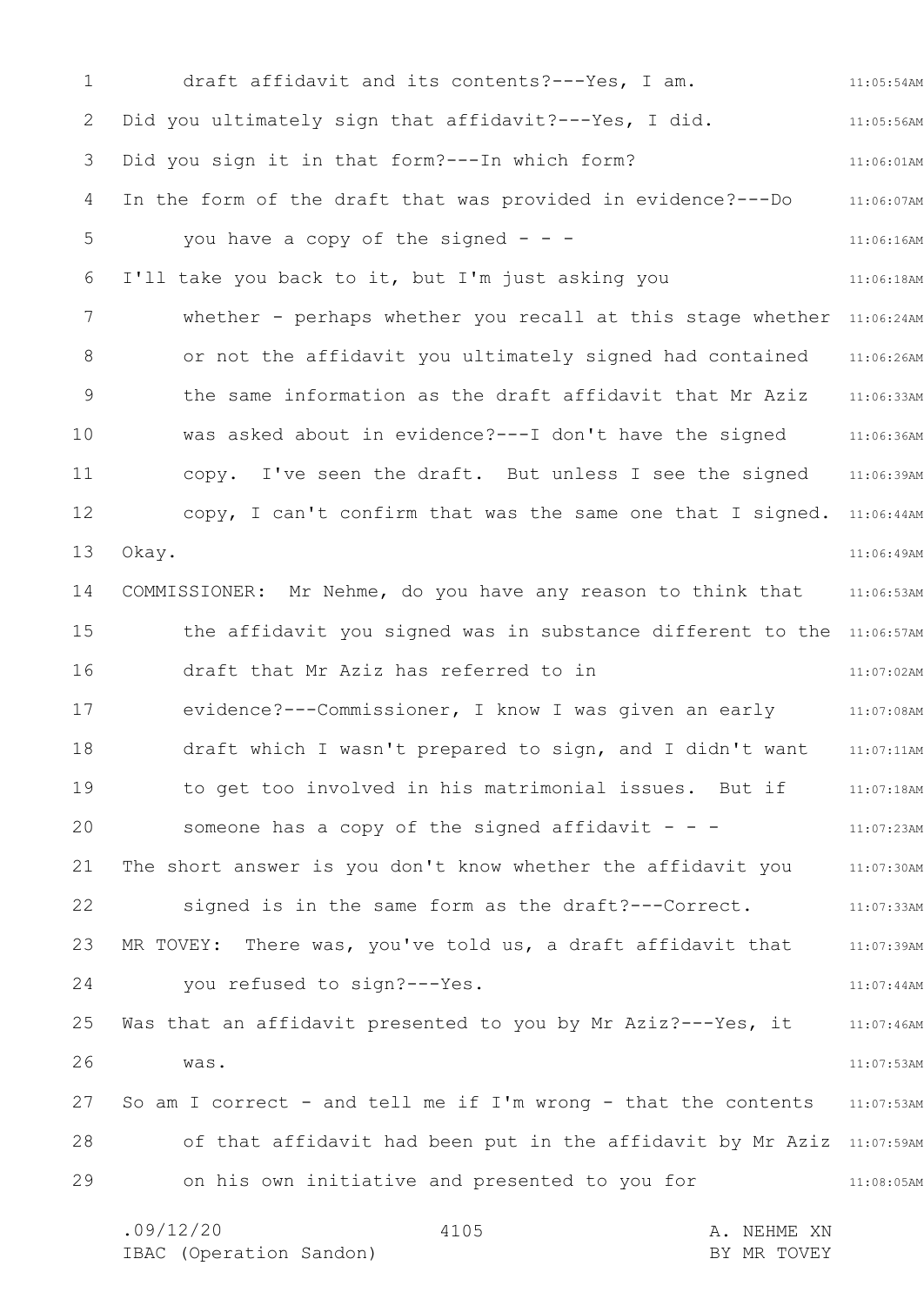draft affidavit and its contents?---Yes, I am.

Did you ultimately sign that affidavit?---Yes, I did.

Did you sign it in that form?---In which form?

In the form of the draft that was provided in evidence?---Do you have a copy of the signed - - -

I'll take you back to it, but I'm just asking you whether - perhaps whether you recall at this stage whether or not the affidavit you ultimately signed had contained the same information as the draft affidavit that Mr Aziz was asked about in evidence?---I don't have the signed copy. I've seen the draft. But unless I see the signed copy, I can't confirm that was the same one that I signed.

Okay.

COMMISSIONER: Mr Nehme, do you have any reason to think that the affidavit you signed was in substance different to the draft that Mr Aziz has referred to in evidence?---Commissioner, I know I was given an early draft which I wasn't prepared to sign, and I didn't want to get too involved in his matrimonial issues. But if someone has a copy of the signed affidavit - - -

The short answer is you don't know whether the affidavit you signed is in the same form as the draft?---Correct.

MR TOVEY: There was, you've told us, a draft affidavit that you refused to sign?---Yes.

Was that an affidavit presented to you by Mr Aziz?---Yes, it was.

So am I correct - and tell me if I'm wrong - that the contents of that affidavit had been put in the affidavit by Mr Aziz on his own initiative and presented to you for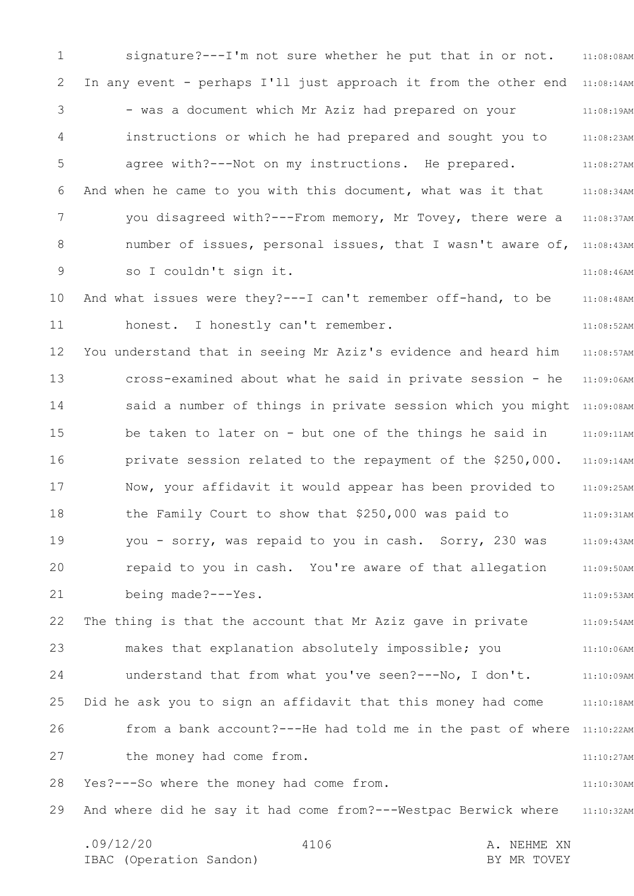signature?---I'm not sure whether he put that in or not.

In any event - perhaps I'll just approach it from the other end - was a document which Mr Aziz had prepared on your instructions or which he had prepared and sought you to agree with?---Not on my instructions. He prepared.

And when he came to you with this document, what was it that you disagreed with?---From memory, Mr Tovey, there were a number of issues, personal issues, that I wasn't aware of, so I couldn't sign it.

And what issues were they?---I can't remember off-hand, to be honest. I honestly can't remember.

You understand that in seeing Mr Aziz's evidence and heard him cross-examined about what he said in private session - he said a number of things in private session which you might be taken to later on - but one of the things he said in private session related to the repayment of the $250,000. Now, your affidavit it would appear has been provided to the Family Court to show that $250,000 was paid to you - sorry, was repaid to you in cash. Sorry, 230 was repaid to you in cash. You're aware of that allegation being made?---Yes.

The thing is that the account that Mr Aziz gave in private makes that explanation absolutely impossible; you understand that from what you've seen?---No, I don't.

Did he ask you to sign an affidavit that this money had come from a bank account?---He had told me in the past of where the money had come from.

Yes?---So where the money had come from.

And where did he say it had come from?---Westpac Berwick where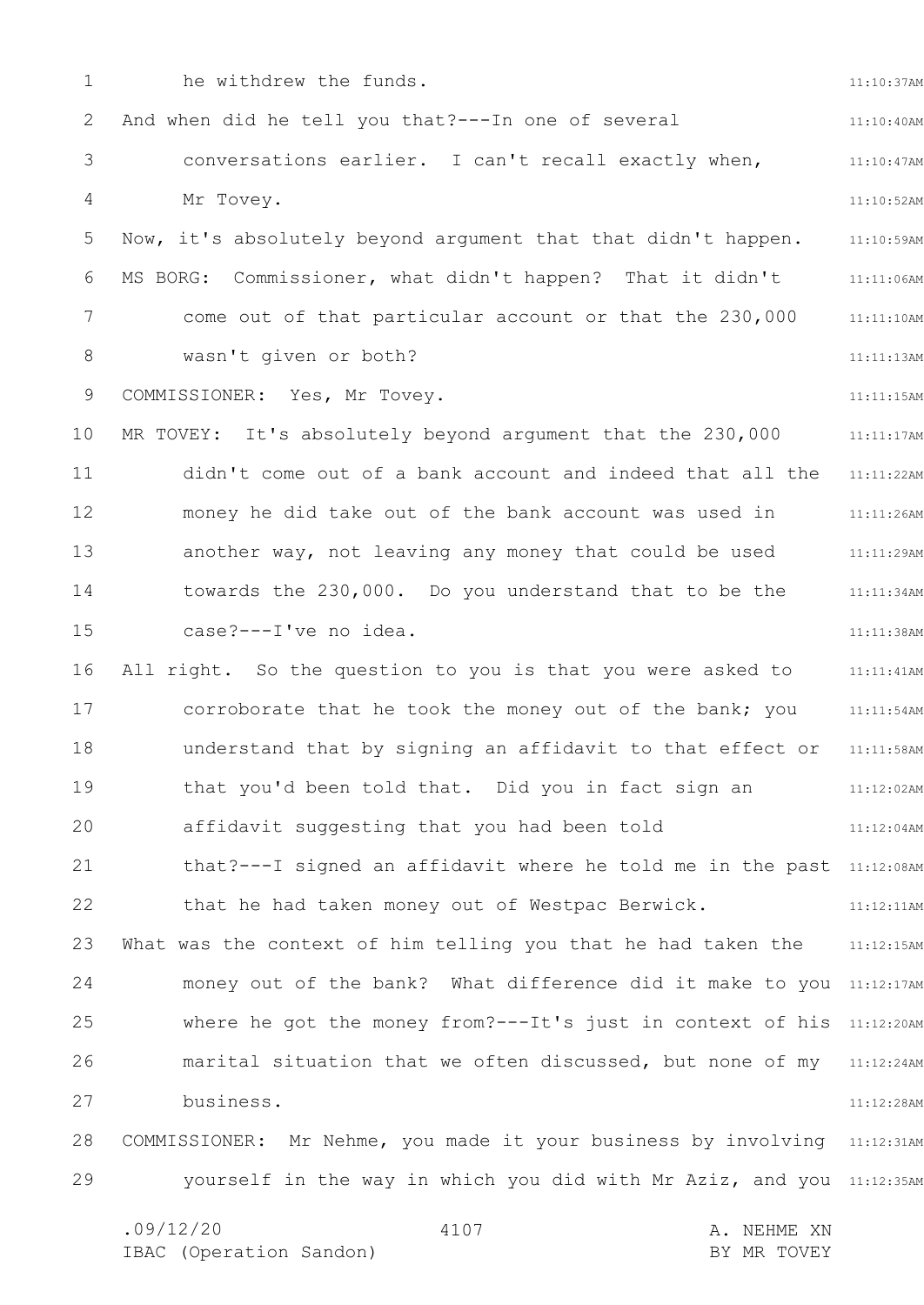he withdrew the funds.

And when did he tell you that?---In one of several conversations earlier. I can't recall exactly when, Mr Tovey.

Now, it's absolutely beyond argument that that didn't happen.

MS BORG: Commissioner, what didn't happen? That it didn't come out of that particular account or that the 230,000 wasn't given or both?

COMMISSIONER: Yes, Mr Tovey.

MR TOVEY: It's absolutely beyond argument that the 230,000 didn't come out of a bank account and indeed that all the money he did take out of the bank account was used in another way, not leaving any money that could be used towards the 230,000. Do you understand that to be the case?---I've no idea.

All right. So the question to you is that you were asked to corroborate that he took the money out of the bank; you understand that by signing an affidavit to that effect or that you'd been told that. Did you in fact sign an affidavit suggesting that you had been told that?---I signed an affidavit where he told me in the past that he had taken money out of Westpac Berwick.

What was the context of him telling you that he had taken the money out of the bank? What difference did it make to you where he got the money from?---It's just in context of his marital situation that we often discussed, but none of my business.

COMMISSIONER: Mr Nehme, you made it your business by involving yourself in the way in which you did with Mr Aziz, and you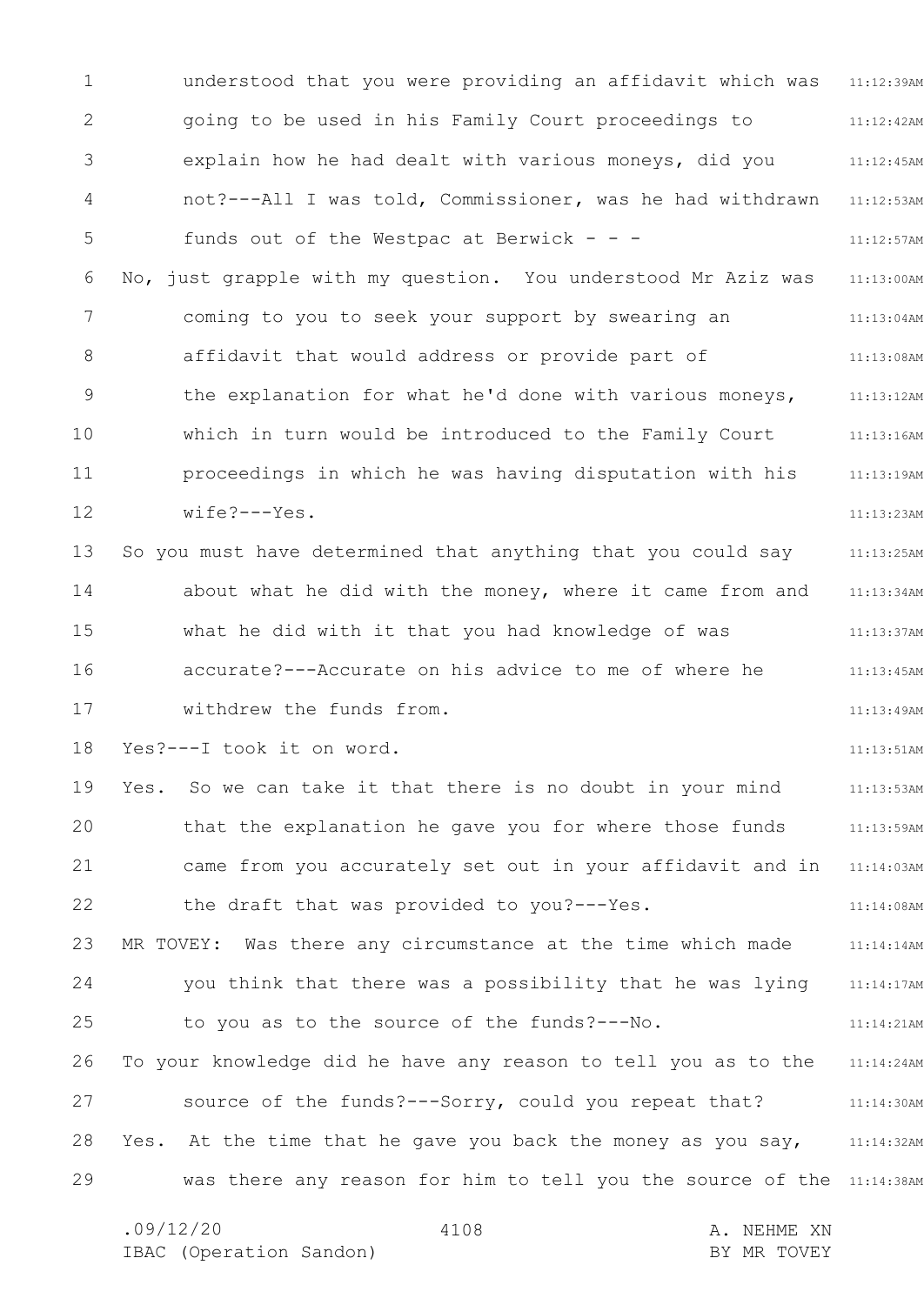understood that you were providing an affidavit which was going to be used in his Family Court proceedings to explain how he had dealt with various moneys, did you not?---All I was told, Commissioner, was he had withdrawn funds out of the Westpac at Berwick - - -

No, just grapple with my question. You understood Mr Aziz was coming to you to seek your support by swearing an affidavit that would address or provide part of the explanation for what he'd done with various moneys, which in turn would be introduced to the Family Court proceedings in which he was having disputation with his wife?---Yes.

So you must have determined that anything that you could say about what he did with the money, where it came from and what he did with it that you had knowledge of was accurate?---Accurate on his advice to me of where he withdrew the funds from.

Yes?---I took it on word.

Yes. So we can take it that there is no doubt in your mind that the explanation he gave you for where those funds came from you accurately set out in your affidavit and in the draft that was provided to you?---Yes.

MR TOVEY: Was there any circumstance at the time which made you think that there was a possibility that he was lying to you as to the source of the funds?---No.

To your knowledge did he have any reason to tell you as to the source of the funds?---Sorry, could you repeat that?

Yes. At the time that he gave you back the money as you say, was there any reason for him to tell you the source of the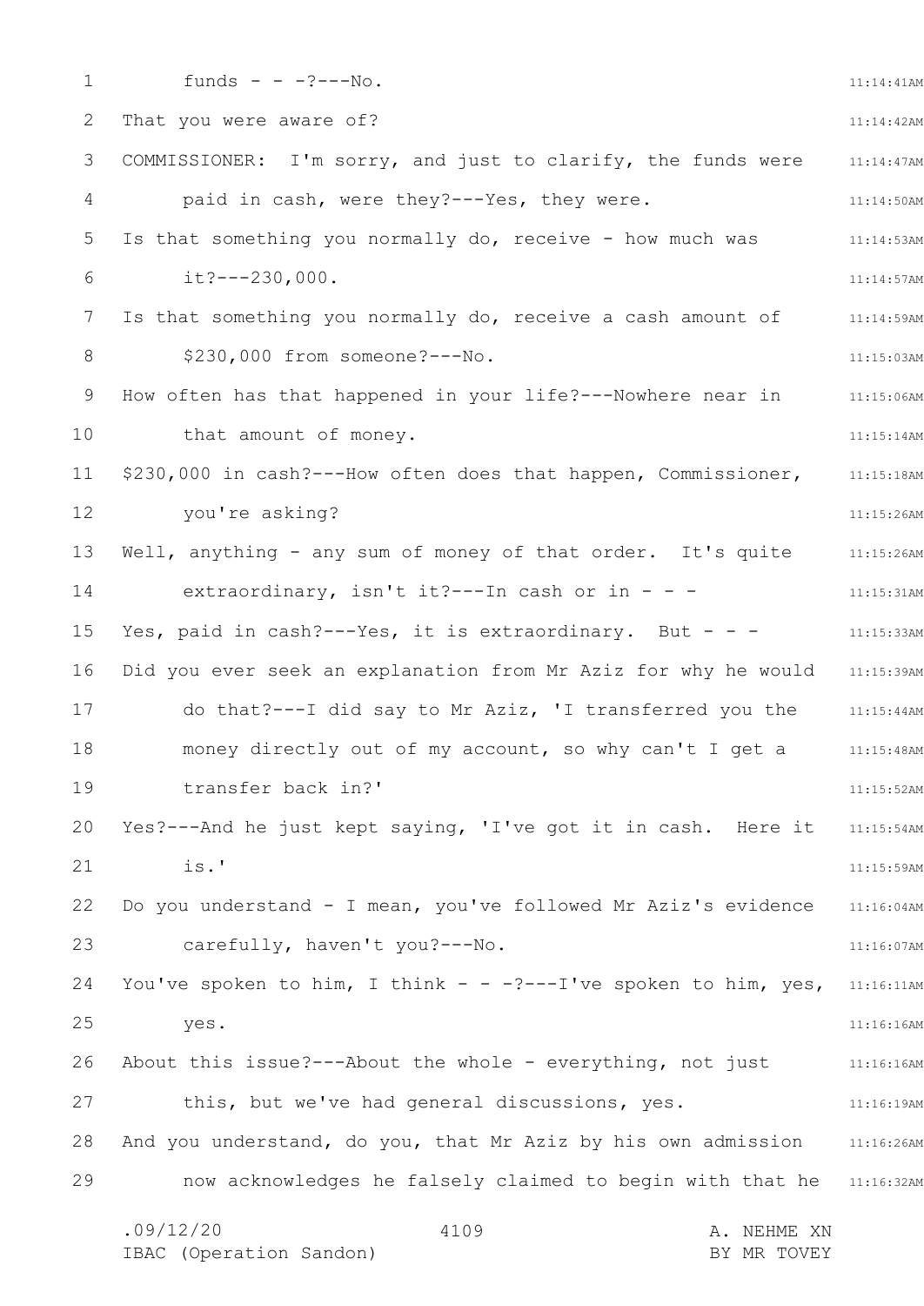funds - - -?---No.

That you were aware of?

COMMISSIONER: I'm sorry, and just to clarify, the funds were paid in cash, were they?---Yes, they were.

Is that something you normally do, receive - how much was it?---230,000.

Is that something you normally do, receive a cash amount of $230,000 from someone?---No.

How often has that happened in your life?---Nowhere near in that amount of money.

$230,000 in cash?---How often does that happen, Commissioner, you're asking?

Well, anything - any sum of money of that order. It's quite extraordinary, isn't it?---In cash or in - - -

Yes, paid in cash?---Yes, it is extraordinary. But - - -

Did you ever seek an explanation from Mr Aziz for why he would do that?---I did say to Mr Aziz, 'I transferred you the money directly out of my account, so why can't I get a transfer back in?'

Yes?---And he just kept saying, 'I've got it in cash. Here it is.'

Do you understand - I mean, you've followed Mr Aziz's evidence carefully, haven't you?---No.

You've spoken to him, I think - - -?---I've spoken to him, yes, yes.

About this issue?---About the whole - everything, not just this, but we've had general discussions, yes.

And you understand, do you, that Mr Aziz by his own admission now acknowledges he falsely claimed to begin with that he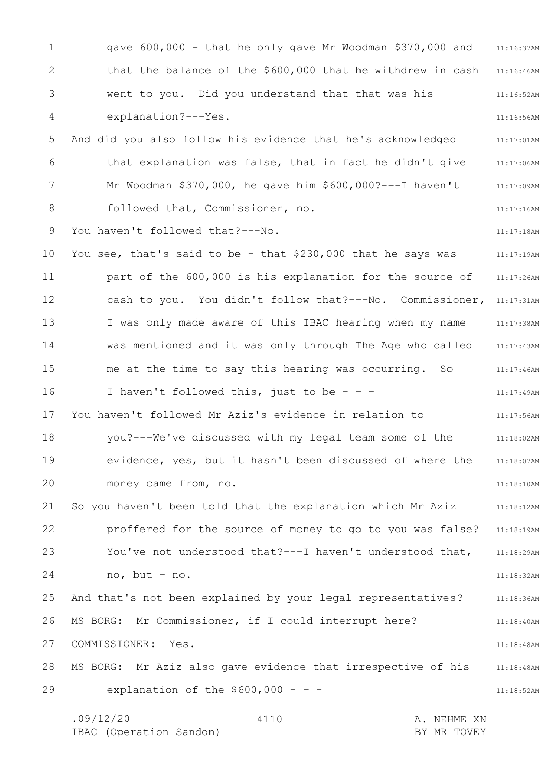gave 600,000 - that he only gave Mr Woodman $370,000 and that the balance of the $600,000 that he withdrew in cash went to you. Did you understand that that was his explanation?---Yes.

And did you also follow his evidence that he's acknowledged that explanation was false, that in fact he didn't give Mr Woodman $370,000, he gave him $600,000?---I haven't followed that, Commissioner, no.

You haven't followed that?---No.

You see, that's said to be - that $230,000 that he says was part of the 600,000 is his explanation for the source of cash to you. You didn't follow that?---No. Commissioner, I was only made aware of this IBAC hearing when my name was mentioned and it was only through The Age who called me at the time to say this hearing was occurring. So I haven't followed this, just to be - - -

You haven't followed Mr Aziz's evidence in relation to you?---We've discussed with my legal team some of the evidence, yes, but it hasn't been discussed of where the money came from, no.

So you haven't been told that the explanation which Mr Aziz proffered for the source of money to go to you was false? You've not understood that?---I haven't understood that, no, but - no.

And that's not been explained by your legal representatives?

MS BORG: Mr Commissioner, if I could interrupt here?

COMMISSIONER: Yes.

MS BORG: Mr Aziz also gave evidence that irrespective of his explanation of the $600,000 - - -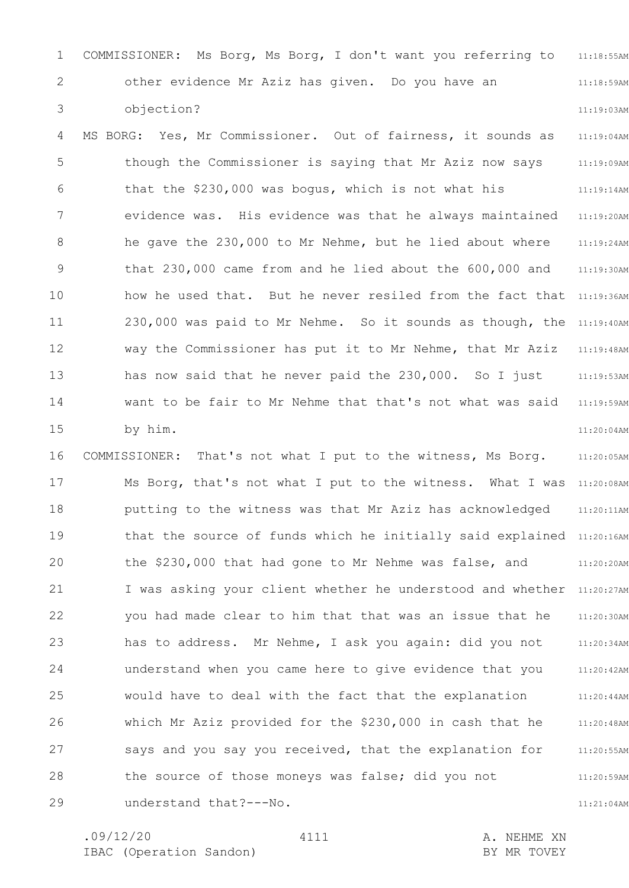COMMISSIONER: Ms Borg, Ms Borg, I don't want you referring to other evidence Mr Aziz has given. Do you have an objection?

MS BORG: Yes, Mr Commissioner. Out of fairness, it sounds as though the Commissioner is saying that Mr Aziz now says that the $230,000 was bogus, which is not what his evidence was. His evidence was that he always maintained he gave the 230,000 to Mr Nehme, but he lied about where that 230,000 came from and he lied about the 600,000 and how he used that. But he never resiled from the fact that 230,000 was paid to Mr Nehme. So it sounds as though, the way the Commissioner has put it to Mr Nehme, that Mr Aziz has now said that he never paid the 230,000. So I just want to be fair to Mr Nehme that that's not what was said by him.

COMMISSIONER: That's not what I put to the witness, Ms Borg. Ms Borg, that's not what I put to the witness. What I was putting to the witness was that Mr Aziz has acknowledged that the source of funds which he initially said explained the $230,000 that had gone to Mr Nehme was false, and I was asking your client whether he understood and whether you had made clear to him that that was an issue that he has to address. Mr Nehme, I ask you again: did you not understand when you came here to give evidence that you would have to deal with the fact that the explanation which Mr Aziz provided for the $230,000 in cash that he says and you say you received, that the explanation for the source of those moneys was false; did you not understand that?---No.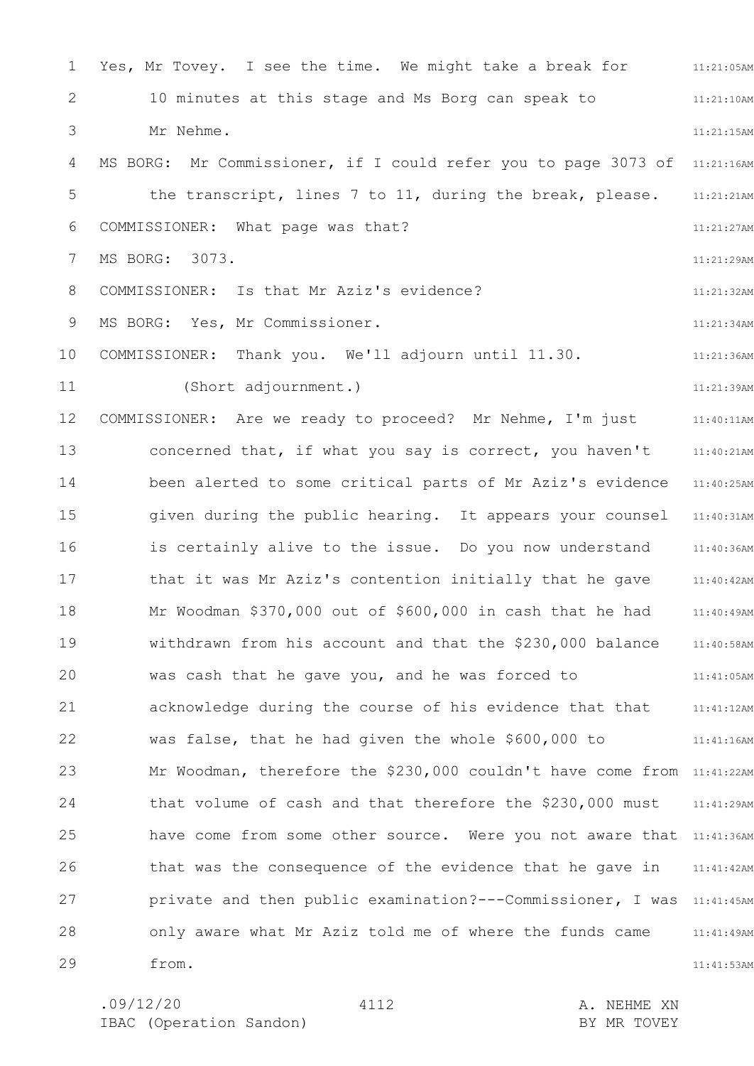Yes, Mr Tovey. I see the time. We might take a break for 10 minutes at this stage and Ms Borg can speak to Mr Nehme.

MS BORG: Mr Commissioner, if I could refer you to page 3073 of the transcript, lines 7 to 11, during the break, please.

COMMISSIONER: What page was that?

MS BORG: 3073.

COMMISSIONER: Is that Mr Aziz's evidence?

MS BORG: Yes, Mr Commissioner.

COMMISSIONER: Thank you. We'll adjourn until 11.30.

(Short adjournment.)

COMMISSIONER: Are we ready to proceed? Mr Nehme, I'm just concerned that, if what you say is correct, you haven't been alerted to some critical parts of Mr Aziz's evidence given during the public hearing. It appears your counsel is certainly alive to the issue. Do you now understand that it was Mr Aziz's contention initially that he gave Mr Woodman $370,000 out of $600,000 in cash that he had withdrawn from his account and that the $230,000 balance was cash that he gave you, and he was forced to acknowledge during the course of his evidence that that was false, that he had given the whole $600,000 to Mr Woodman, therefore the $230,000 couldn't have come from that volume of cash and that therefore the $230,000 must have come from some other source. Were you not aware that that was the consequence of the evidence that he gave in private and then public examination?---Commissioner, I was only aware what Mr Aziz told me of where the funds came from.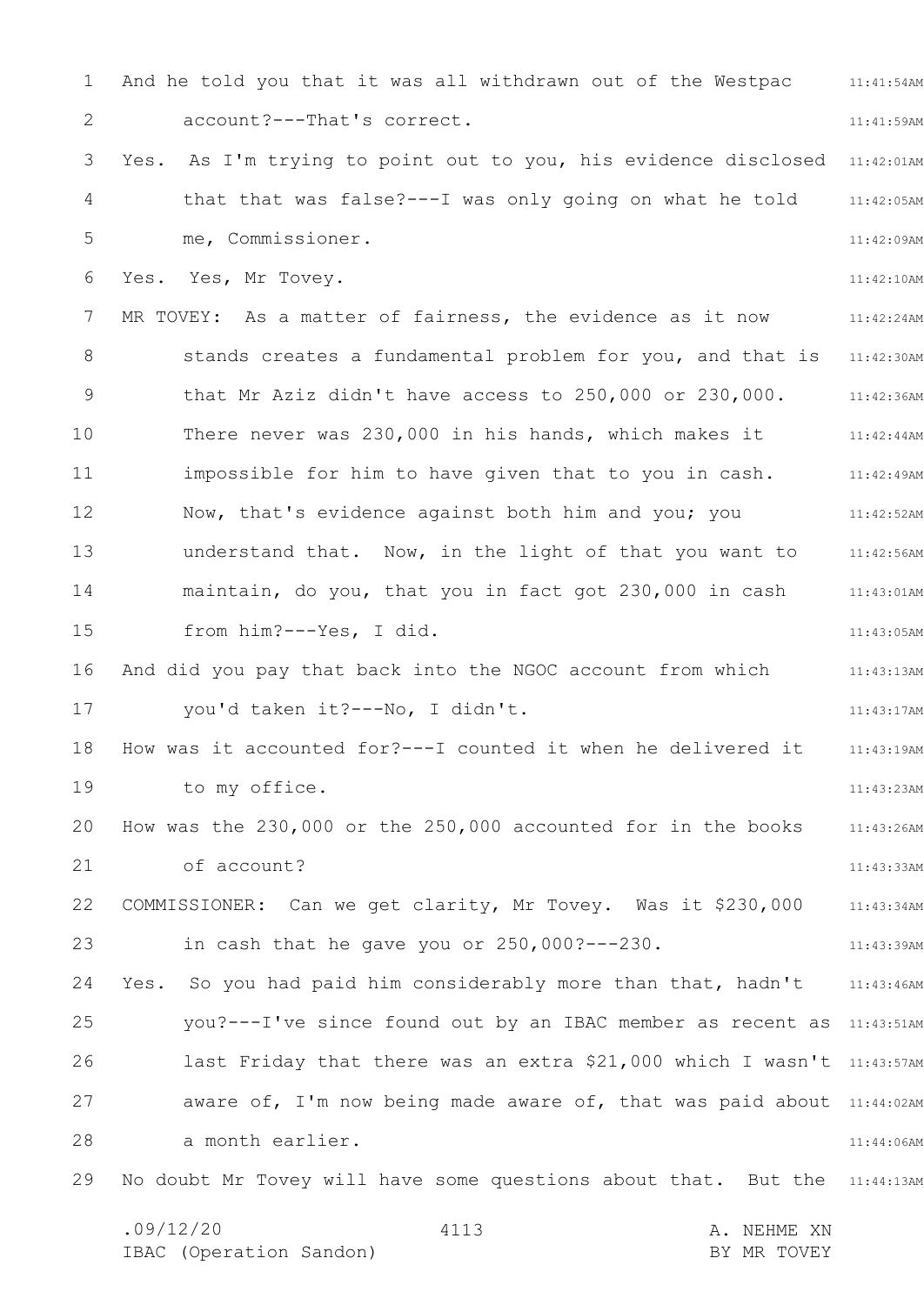And he told you that it was all withdrawn out of the Westpac account?---That's correct.

Yes. As I'm trying to point out to you, his evidence disclosed that that was false?---I was only going on what he told me, Commissioner.

Yes. Yes, Mr Tovey.

MR TOVEY: As a matter of fairness, the evidence as it now stands creates a fundamental problem for you, and that is that Mr Aziz didn't have access to 250,000 or 230,000. There never was 230,000 in his hands, which makes it impossible for him to have given that to you in cash. Now, that's evidence against both him and you; you understand that. Now, in the light of that you want to maintain, do you, that you in fact got 230,000 in cash from him?---Yes, I did.

And did you pay that back into the NGOC account from which you'd taken it?---No, I didn't.

How was it accounted for?---I counted it when he delivered it to my office.

How was the 230,000 or the 250,000 accounted for in the books of account?

COMMISSIONER: Can we get clarity, Mr Tovey. Was it $230,000 in cash that he gave you or 250,000?---230.

Yes. So you had paid him considerably more than that, hadn't you?---I've since found out by an IBAC member as recent as last Friday that there was an extra $21,000 which I wasn't aware of, I'm now being made aware of, that was paid about a month earlier.

No doubt Mr Tovey will have some questions about that. But the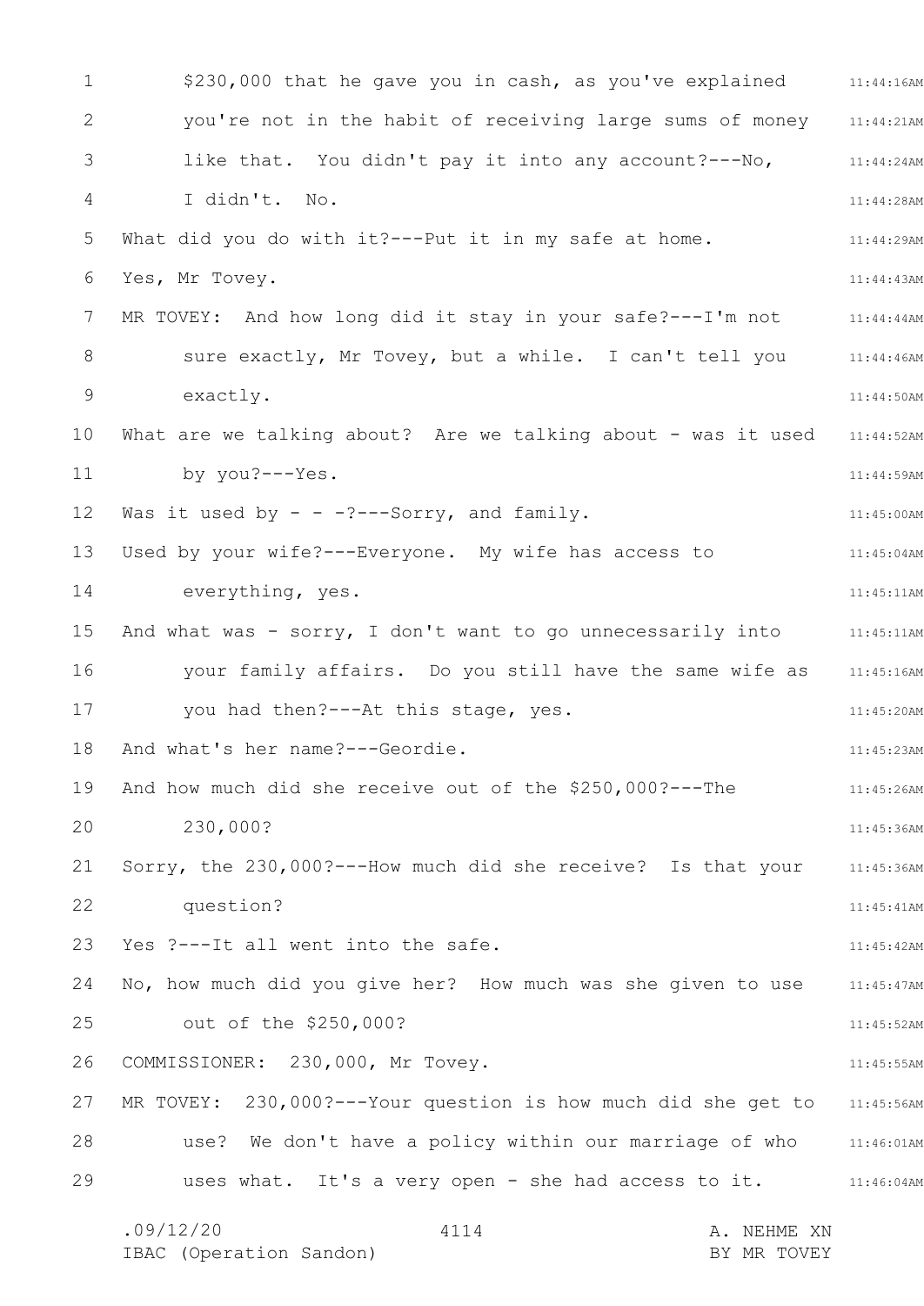$230,000 that he gave you in cash, as you've explained you're not in the habit of receiving large sums of money like that. You didn't pay it into any account?---No, I didn't. No.

What did you do with it?---Put it in my safe at home.

Yes, Mr Tovey.

MR TOVEY: And how long did it stay in your safe?---I'm not sure exactly, Mr Tovey, but a while. I can't tell you exactly.

What are we talking about? Are we talking about - was it used by you?---Yes.

Was it used by - - -?---Sorry, and family.

Used by your wife?---Everyone. My wife has access to everything, yes.

And what was - sorry, I don't want to go unnecessarily into your family affairs. Do you still have the same wife as you had then?---At this stage, yes.

And what's her name?---Geordie.

And how much did she receive out of the $250,000?---The 230,000?

Sorry, the 230,000?---How much did she receive? Is that your question?

Yes ?---It all went into the safe.

No, how much did you give her? How much was she given to use out of the $250,000?

COMMISSIONER: 230,000, Mr Tovey.

MR TOVEY: 230,000?---Your question is how much did she get to use? We don't have a policy within our marriage of who uses what. It's a very open - she had access to it.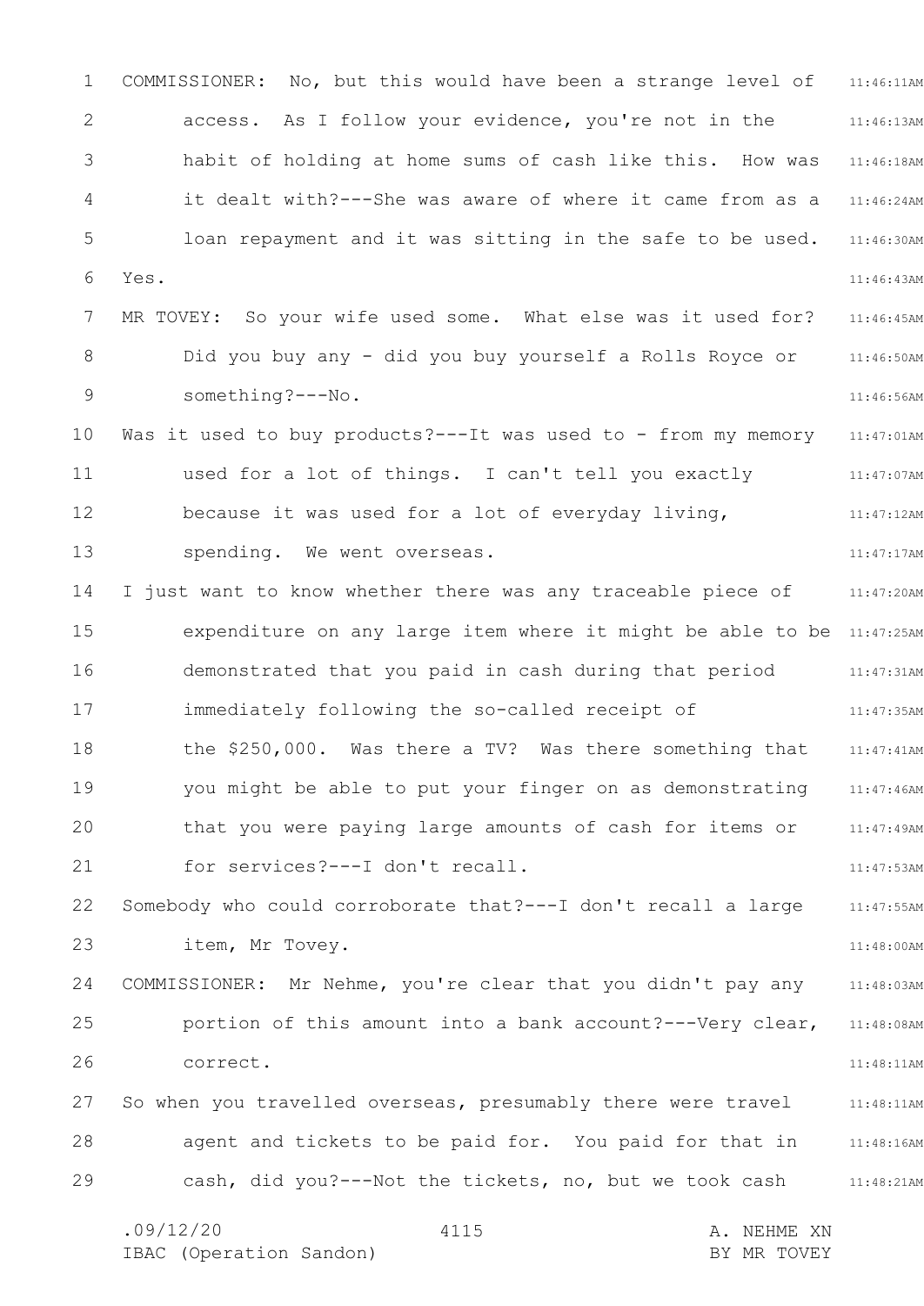COMMISSIONER: No, but this would have been a strange level of access. As I follow your evidence, you're not in the habit of holding at home sums of cash like this. How was it dealt with?---She was aware of where it came from as a loan repayment and it was sitting in the safe to be used. Yes.

MR TOVEY: So your wife used some. What else was it used for? Did you buy any - did you buy yourself a Rolls Royce or something?---No.

Was it used to buy products?---It was used to - from my memory used for a lot of things. I can't tell you exactly because it was used for a lot of everyday living, spending. We went overseas.

I just want to know whether there was any traceable piece of expenditure on any large item where it might be able to be demonstrated that you paid in cash during that period immediately following the so-called receipt of the $250,000. Was there a TV? Was there something that you might be able to put your finger on as demonstrating that you were paying large amounts of cash for items or for services?---I don't recall.

Somebody who could corroborate that?---I don't recall a large item, Mr Tovey.

COMMISSIONER: Mr Nehme, you're clear that you didn't pay any portion of this amount into a bank account?---Very clear, correct.

So when you travelled overseas, presumably there were travel agent and tickets to be paid for. You paid for that in cash, did you?---Not the tickets, no, but we took cash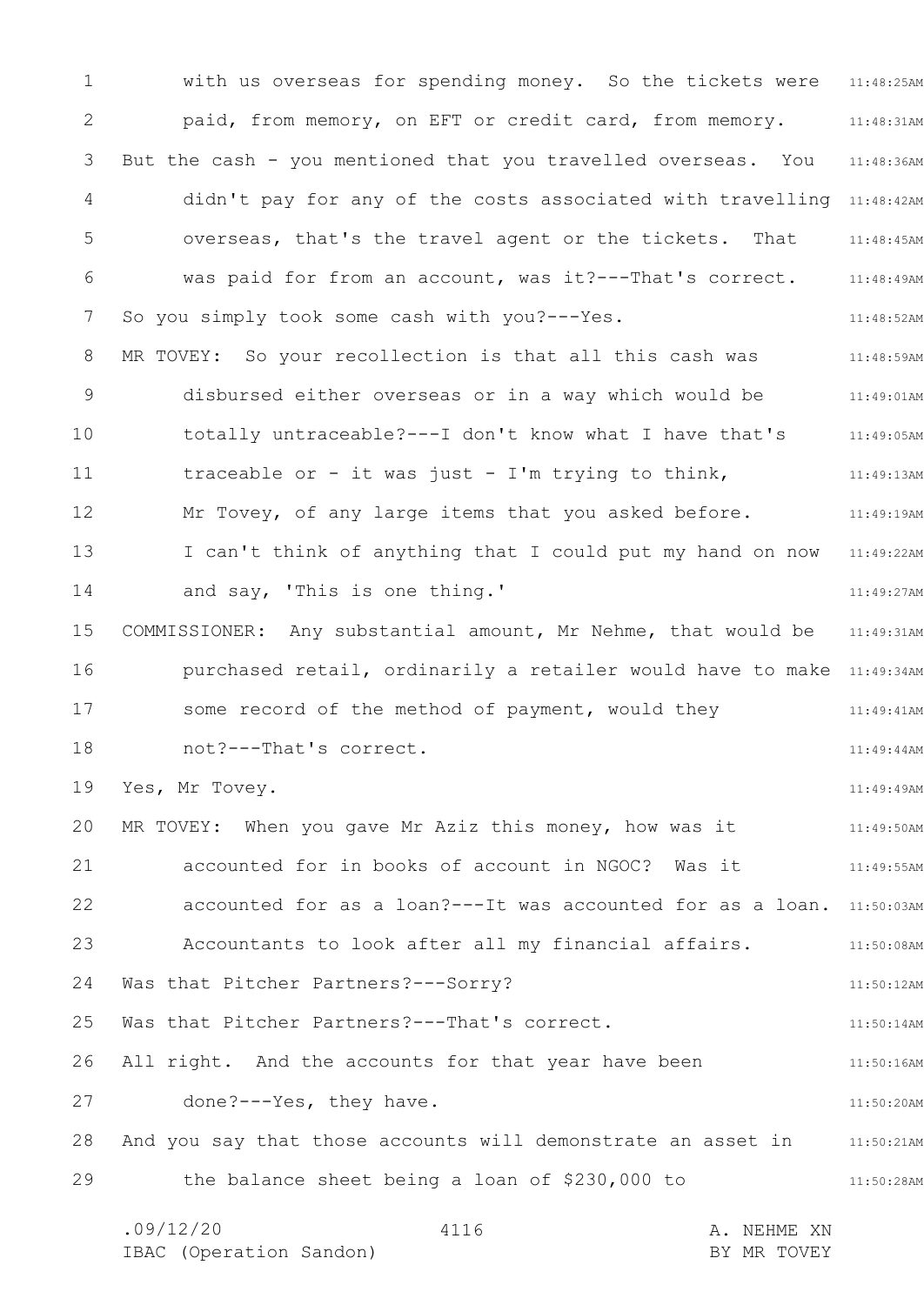with us overseas for spending money. So the tickets were paid, from memory, on EFT or credit card, from memory.

But the cash - you mentioned that you travelled overseas. You didn't pay for any of the costs associated with travelling overseas, that's the travel agent or the tickets. That was paid for from an account, was it?---That's correct.

So you simply took some cash with you?---Yes.

MR TOVEY: So your recollection is that all this cash was disbursed either overseas or in a way which would be totally untraceable?---I don't know what I have that's traceable or - it was just - I'm trying to think, Mr Tovey, of any large items that you asked before. I can't think of anything that I could put my hand on now and say, 'This is one thing.'

COMMISSIONER: Any substantial amount, Mr Nehme, that would be purchased retail, ordinarily a retailer would have to make some record of the method of payment, would they not?---That's correct.

Yes, Mr Tovey.

MR TOVEY: When you gave Mr Aziz this money, how was it accounted for in books of account in NGOC? Was it accounted for as a loan?---It was accounted for as a loan. Accountants to look after all my financial affairs.

Was that Pitcher Partners?---Sorry?

Was that Pitcher Partners?---That's correct.

All right. And the accounts for that year have been done?---Yes, they have.

And you say that those accounts will demonstrate an asset in the balance sheet being a loan of $230,000 to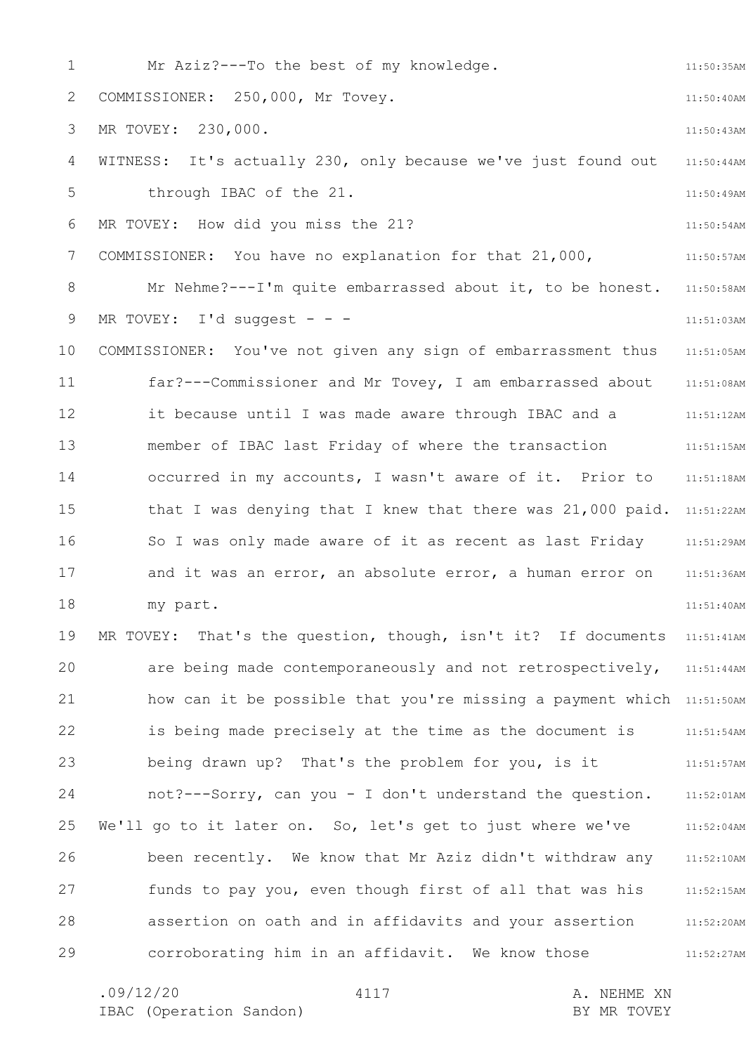Mr Aziz?---To the best of my knowledge.

COMMISSIONER: 250,000, Mr Tovey.

MR TOVEY: 230,000.

WITNESS: It's actually 230, only because we've just found out through IBAC of the 21.

MR TOVEY: How did you miss the 21?

COMMISSIONER: You have no explanation for that 21,000, Mr Nehme?---I'm quite embarrassed about it, to be honest.

MR TOVEY: I'd suggest - - -

COMMISSIONER: You've not given any sign of embarrassment thus far?---Commissioner and Mr Tovey, I am embarrassed about it because until I was made aware through IBAC and a member of IBAC last Friday of where the transaction occurred in my accounts, I wasn't aware of it. Prior to that I was denying that I knew that there was 21,000 paid. So I was only made aware of it as recent as last Friday and it was an error, an absolute error, a human error on my part.

MR TOVEY: That's the question, though, isn't it? If documents are being made contemporaneously and not retrospectively, how can it be possible that you're missing a payment which is being made precisely at the time as the document is being drawn up? That's the problem for you, is it not?---Sorry, can you - I don't understand the question.

We'll go to it later on. So, let's get to just where we've been recently. We know that Mr Aziz didn't withdraw any funds to pay you, even though first of all that was his assertion on oath and in affidavits and your assertion corroborating him in an affidavit. We know those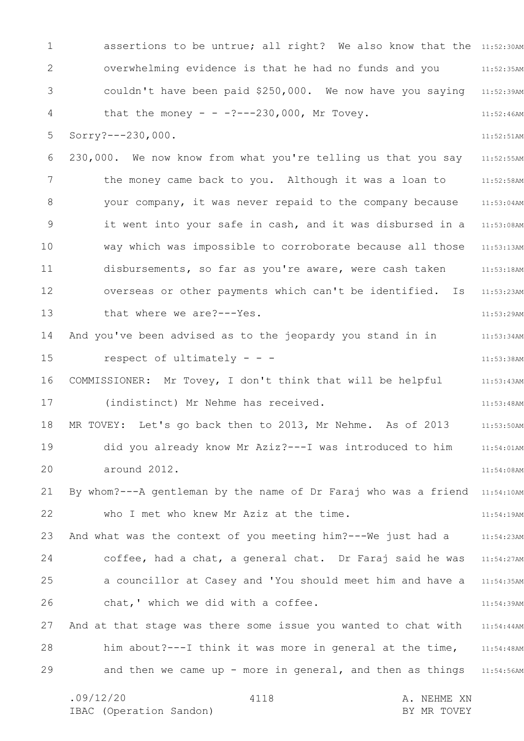assertions to be untrue; all right? We also know that the overwhelming evidence is that he had no funds and you couldn't have been paid $250,000. We now have you saying that the money - - -?---230,000, Mr Tovey.

Sorry?---230,000.

230,000. We now know from what you're telling us that you say the money came back to you. Although it was a loan to your company, it was never repaid to the company because it went into your safe in cash, and it was disbursed in a way which was impossible to corroborate because all those disbursements, so far as you're aware, were cash taken overseas or other payments which can't be identified. Is that where we are?---Yes.

And you've been advised as to the jeopardy you stand in in respect of ultimately - - -

COMMISSIONER: Mr Tovey, I don't think that will be helpful (indistinct) Mr Nehme has received.

MR TOVEY: Let's go back then to 2013, Mr Nehme. As of 2013 did you already know Mr Aziz?---I was introduced to him around 2012.

By whom?---A gentleman by the name of Dr Faraj who was a friend who I met who knew Mr Aziz at the time.

And what was the context of you meeting him?---We just had a coffee, had a chat, a general chat. Dr Faraj said he was a councillor at Casey and 'You should meet him and have a chat,' which we did with a coffee.

And at that stage was there some issue you wanted to chat with him about?---I think it was more in general at the time, and then we came up - more in general, and then as things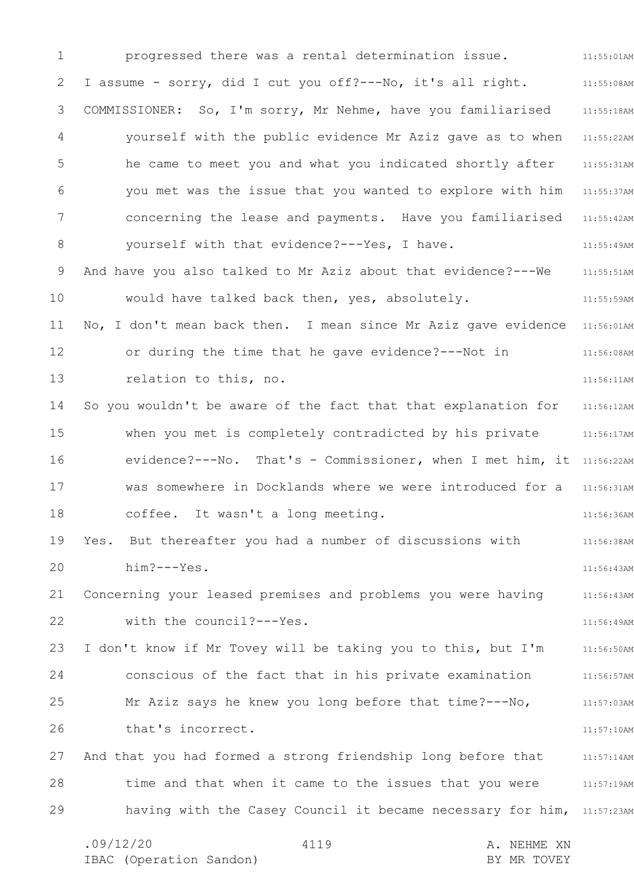progressed there was a rental determination issue. I assume - sorry, did I cut you off?---No, it's all right.

COMMISSIONER: So, I'm sorry, Mr Nehme, have you familiarised yourself with the public evidence Mr Aziz gave as to when he came to meet you and what you indicated shortly after you met was the issue that you wanted to explore with him concerning the lease and payments. Have you familiarised yourself with that evidence?---Yes, I have.

And have you also talked to Mr Aziz about that evidence?---We would have talked back then, yes, absolutely.

No, I don't mean back then. I mean since Mr Aziz gave evidence or during the time that he gave evidence?---Not in relation to this, no.

So you wouldn't be aware of the fact that that explanation for when you met is completely contradicted by his private evidence?---No. That's - Commissioner, when I met him, it was somewhere in Docklands where we were introduced for a coffee. It wasn't a long meeting.

Yes. But thereafter you had a number of discussions with him?---Yes.

Concerning your leased premises and problems you were having with the council?---Yes.

I don't know if Mr Tovey will be taking you to this, but I'm conscious of the fact that in his private examination Mr Aziz says he knew you long before that time?---No, that's incorrect.

And that you had formed a strong friendship long before that time and that when it came to the issues that you were having with the Casey Council it became necessary for him,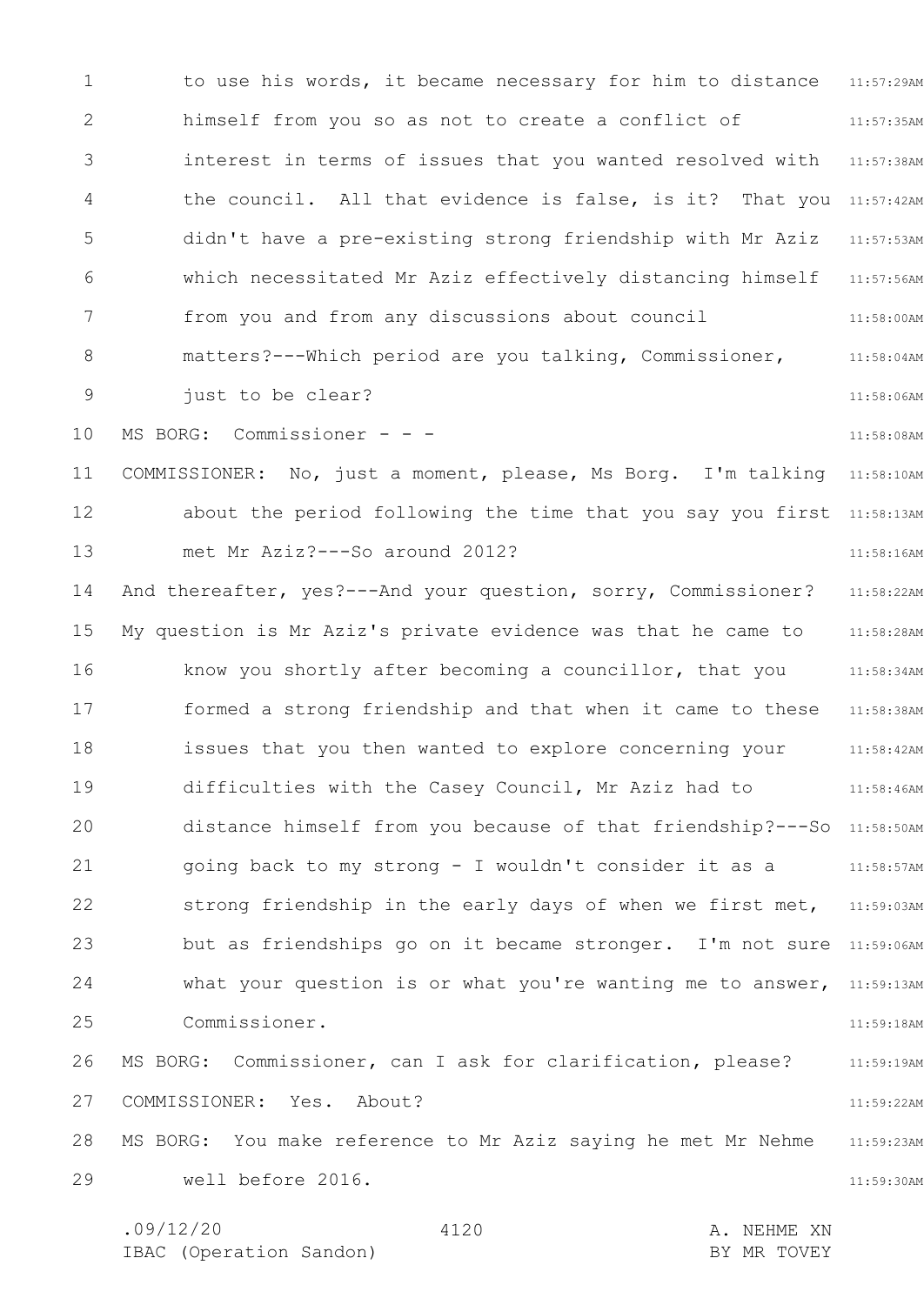to use his words, it became necessary for him to distance himself from you so as not to create a conflict of interest in terms of issues that you wanted resolved with the council. All that evidence is false, is it? That you didn't have a pre-existing strong friendship with Mr Aziz which necessitated Mr Aziz effectively distancing himself from you and from any discussions about council matters?---Which period are you talking, Commissioner, just to be clear?

MS BORG: Commissioner - - -

COMMISSIONER: No, just a moment, please, Ms Borg. I'm talking about the period following the time that you say you first met Mr Aziz?---So around 2012?

And thereafter, yes?---And your question, sorry, Commissioner?

My question is Mr Aziz's private evidence was that he came to know you shortly after becoming a councillor, that you formed a strong friendship and that when it came to these issues that you then wanted to explore concerning your difficulties with the Casey Council, Mr Aziz had to distance himself from you because of that friendship?---So going back to my strong - I wouldn't consider it as a strong friendship in the early days of when we first met, but as friendships go on it became stronger. I'm not sure what your question is or what you're wanting me to answer, Commissioner.

MS BORG: Commissioner, can I ask for clarification, please?

COMMISSIONER: Yes. About?

MS BORG: You make reference to Mr Aziz saying he met Mr Nehme well before 2016.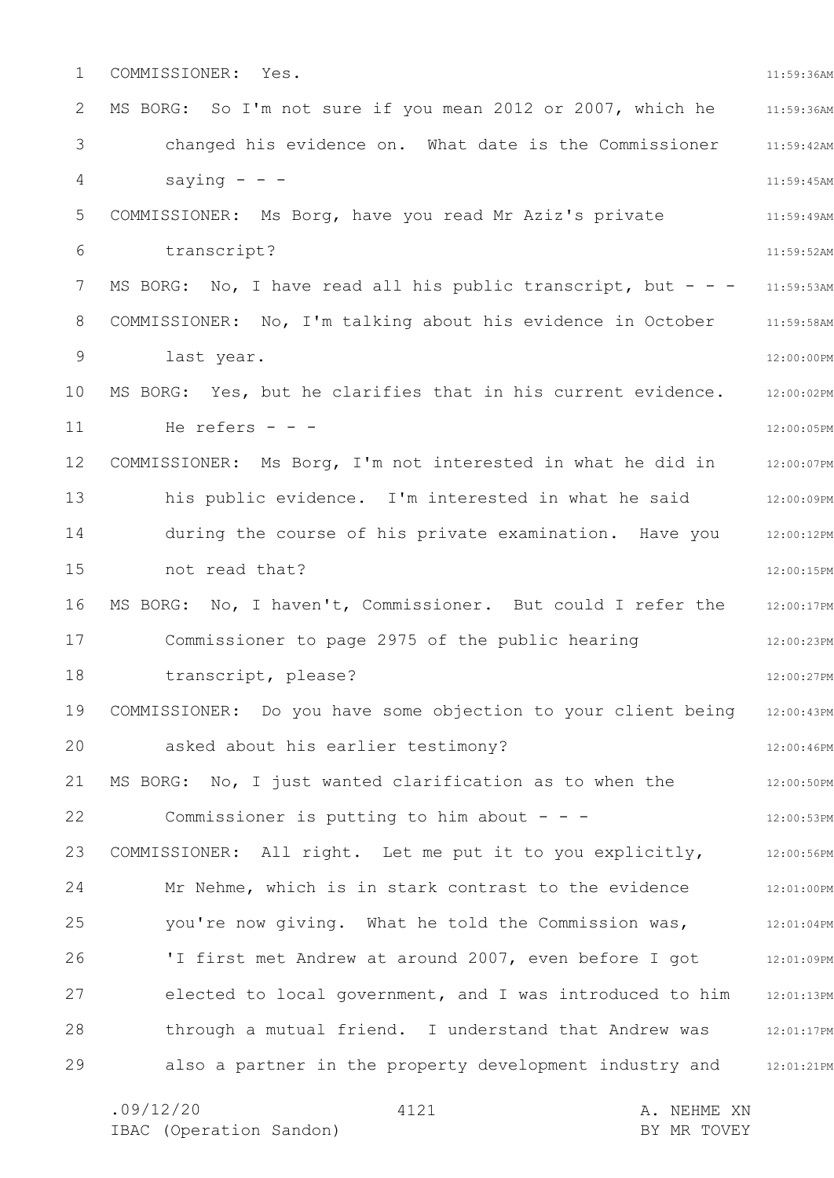COMMISSIONER: Yes.

MS BORG: So I'm not sure if you mean 2012 or 2007, which he changed his evidence on. What date is the Commissioner saying - - -

COMMISSIONER: Ms Borg, have you read Mr Aziz's private transcript?

MS BORG: No, I have read all his public transcript, but - - -

COMMISSIONER: No, I'm talking about his evidence in October last year.

MS BORG: Yes, but he clarifies that in his current evidence. He refers - - -

COMMISSIONER: Ms Borg, I'm not interested in what he did in his public evidence. I'm interested in what he said during the course of his private examination. Have you not read that?

MS BORG: No, I haven't, Commissioner. But could I refer the Commissioner to page 2975 of the public hearing transcript, please?

COMMISSIONER: Do you have some objection to your client being asked about his earlier testimony?

MS BORG: No, I just wanted clarification as to when the Commissioner is putting to him about - - -

COMMISSIONER: All right. Let me put it to you explicitly, Mr Nehme, which is in stark contrast to the evidence you're now giving. What he told the Commission was, 'I first met Andrew at around 2007, even before I got elected to local government, and I was introduced to him through a mutual friend. I understand that Andrew was also a partner in the property development industry and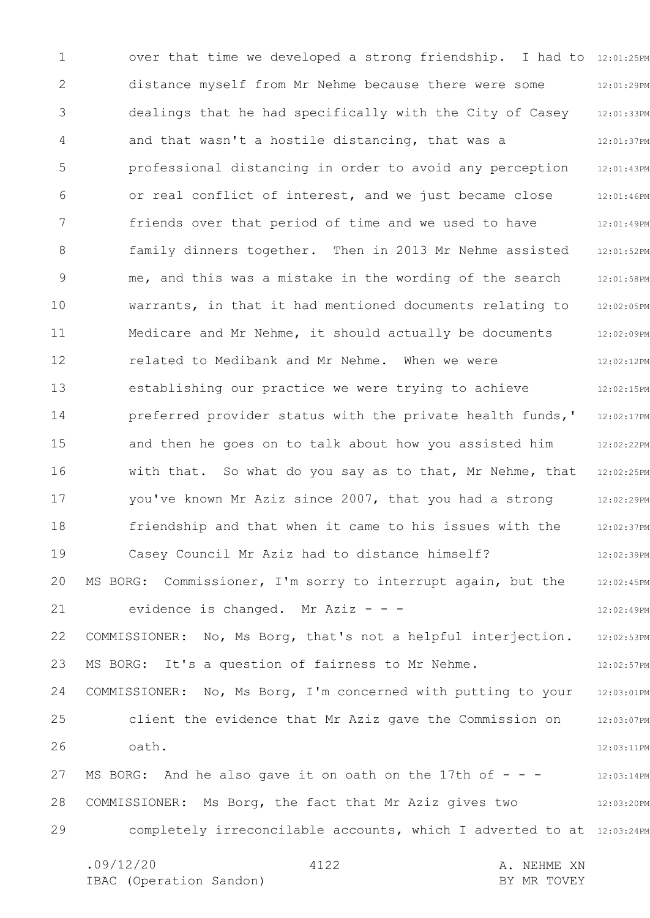over that time we developed a strong friendship. I had to distance myself from Mr Nehme because there were some dealings that he had specifically with the City of Casey and that wasn't a hostile distancing, that was a professional distancing in order to avoid any perception or real conflict of interest, and we just became close friends over that period of time and we used to have family dinners together. Then in 2013 Mr Nehme assisted me, and this was a mistake in the wording of the search warrants, in that it had mentioned documents relating to Medicare and Mr Nehme, it should actually be documents related to Medibank and Mr Nehme. When we were establishing our practice we were trying to achieve preferred provider status with the private health funds,' and then he goes on to talk about how you assisted him with that. So what do you say as to that, Mr Nehme, that you've known Mr Aziz since 2007, that you had a strong friendship and that when it came to his issues with the Casey Council Mr Aziz had to distance himself?

MS BORG: Commissioner, I'm sorry to interrupt again, but the evidence is changed. Mr Aziz - - -

COMMISSIONER: No, Ms Borg, that's not a helpful interjection.

MS BORG: It's a question of fairness to Mr Nehme.

COMMISSIONER: No, Ms Borg, I'm concerned with putting to your client the evidence that Mr Aziz gave the Commission on oath.

MS BORG: And he also gave it on oath on the 17th of - - -

COMMISSIONER: Ms Borg, the fact that Mr Aziz gives two completely irreconcilable accounts, which I adverted to at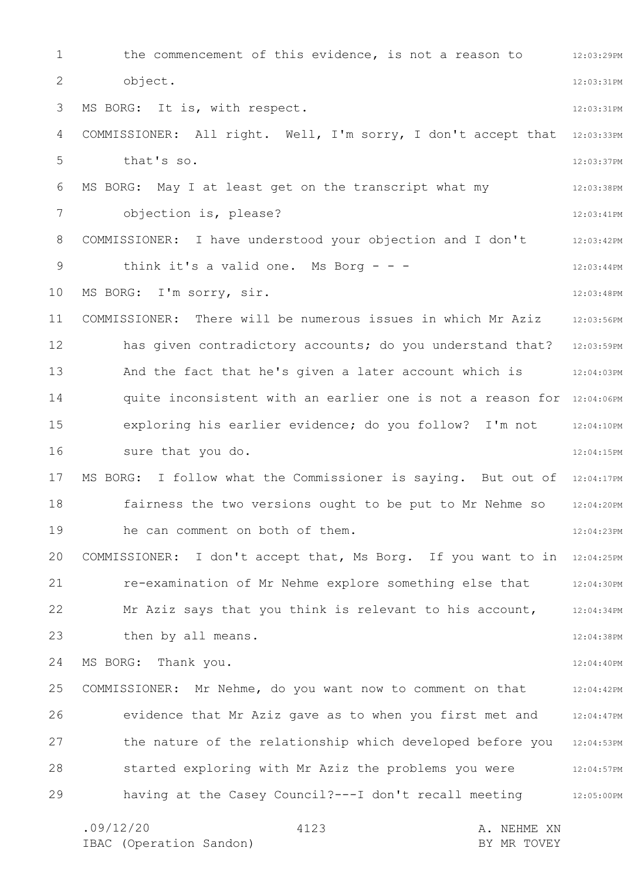the commencement of this evidence, is not a reason to object.

MS BORG: It is, with respect.

COMMISSIONER: All right. Well, I'm sorry, I don't accept that that's so.

MS BORG: May I at least get on the transcript what my objection is, please?

COMMISSIONER: I have understood your objection and I don't think it's a valid one. Ms Borg - - -

MS BORG: I'm sorry, sir.

COMMISSIONER: There will be numerous issues in which Mr Aziz has given contradictory accounts; do you understand that? And the fact that he's given a later account which is quite inconsistent with an earlier one is not a reason for exploring his earlier evidence; do you follow? I'm not sure that you do.

MS BORG: I follow what the Commissioner is saying. But out of fairness the two versions ought to be put to Mr Nehme so he can comment on both of them.

COMMISSIONER: I don't accept that, Ms Borg. If you want to in re-examination of Mr Nehme explore something else that Mr Aziz says that you think is relevant to his account, then by all means.

MS BORG: Thank you.

COMMISSIONER: Mr Nehme, do you want now to comment on that evidence that Mr Aziz gave as to when you first met and the nature of the relationship which developed before you started exploring with Mr Aziz the problems you were having at the Casey Council?---I don't recall meeting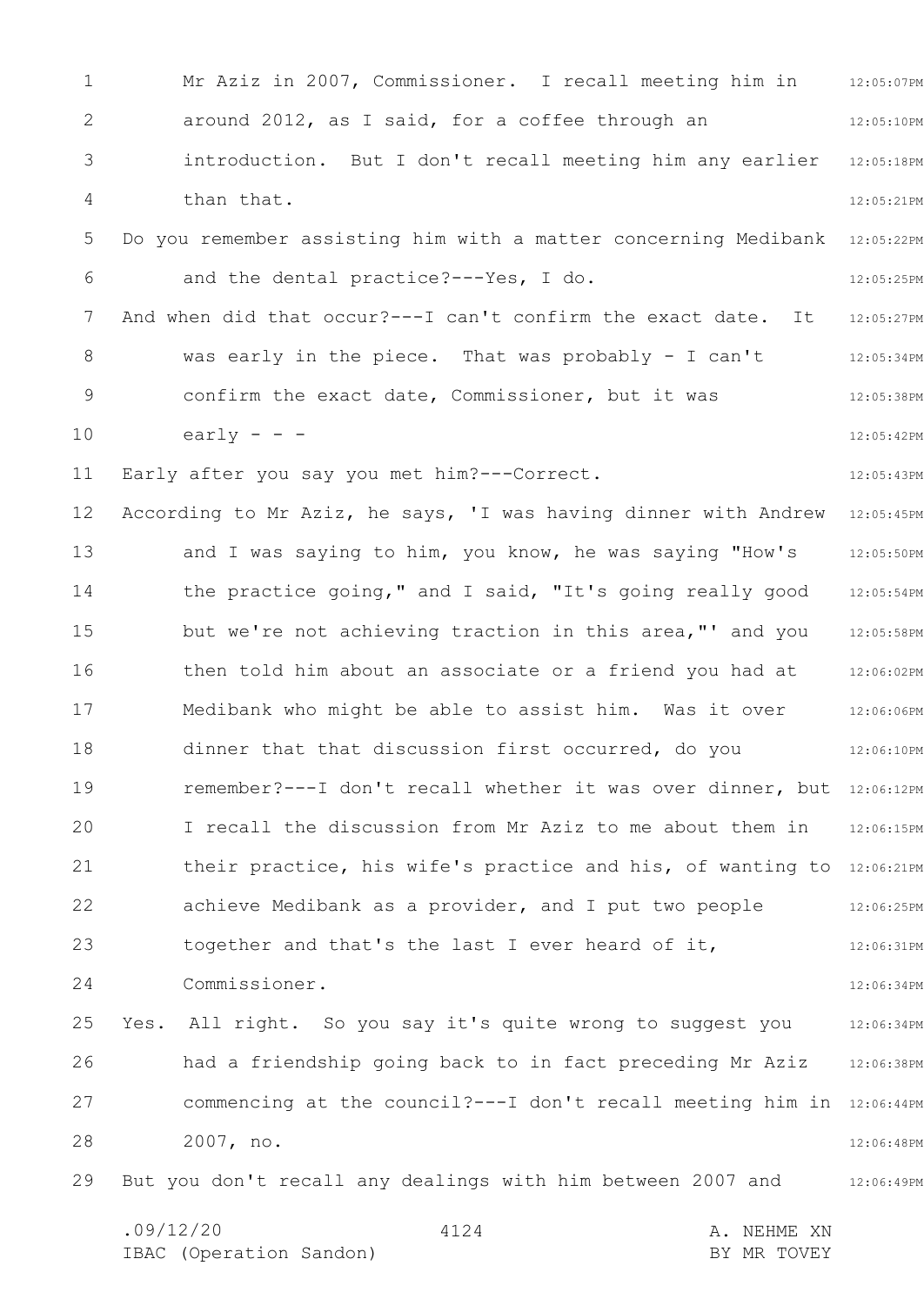Mr Aziz in 2007, Commissioner. I recall meeting him in around 2012, as I said, for a coffee through an introduction. But I don't recall meeting him any earlier than that.

Do you remember assisting him with a matter concerning Medibank and the dental practice?---Yes, I do.

And when did that occur?---I can't confirm the exact date. It was early in the piece. That was probably - I can't confirm the exact date, Commissioner, but it was early - - -

Early after you say you met him?---Correct.

According to Mr Aziz, he says, 'I was having dinner with Andrew and I was saying to him, you know, he was saying "How's the practice going," and I said, "It's going really good but we're not achieving traction in this area,"' and you then told him about an associate or a friend you had at Medibank who might be able to assist him. Was it over dinner that that discussion first occurred, do you remember?---I don't recall whether it was over dinner, but I recall the discussion from Mr Aziz to me about them in their practice, his wife's practice and his, of wanting to achieve Medibank as a provider, and I put two people together and that's the last I ever heard of it, Commissioner.

Yes. All right. So you say it's quite wrong to suggest you had a friendship going back to in fact preceding Mr Aziz commencing at the council?---I don't recall meeting him in 2007, no.

But you don't recall any dealings with him between 2007 and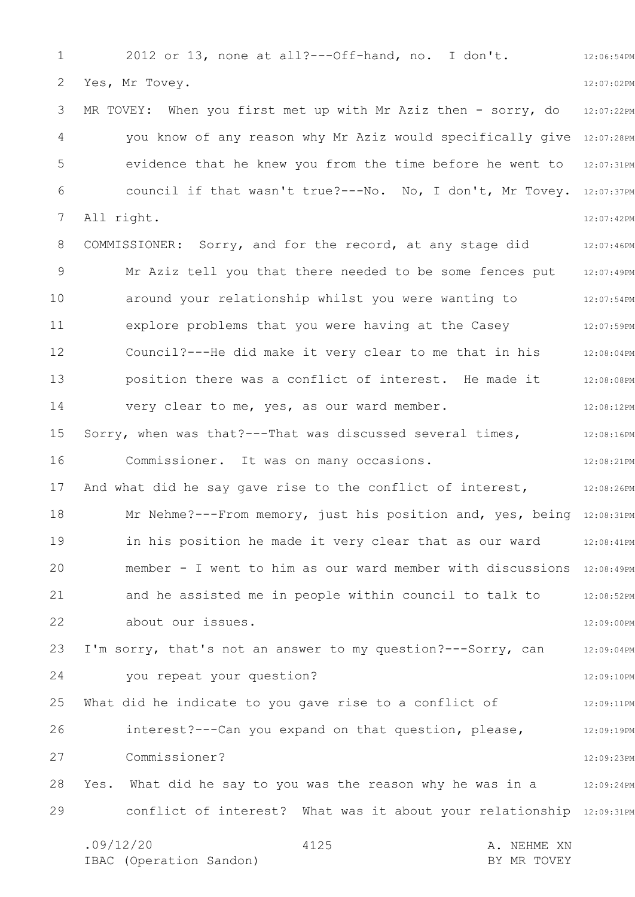2012 or 13, none at all?---Off-hand, no. I don't.

Yes, Mr Tovey.

MR TOVEY: When you first met up with Mr Aziz then - sorry, do you know of any reason why Mr Aziz would specifically give evidence that he knew you from the time before he went to council if that wasn't true?---No. No, I don't, Mr Tovey.

All right.

COMMISSIONER: Sorry, and for the record, at any stage did Mr Aziz tell you that there needed to be some fences put around your relationship whilst you were wanting to explore problems that you were having at the Casey Council?---He did make it very clear to me that in his position there was a conflict of interest. He made it very clear to me, yes, as our ward member.

Sorry, when was that?---That was discussed several times, Commissioner. It was on many occasions.

And what did he say gave rise to the conflict of interest, Mr Nehme?---From memory, just his position and, yes, being in his position he made it very clear that as our ward member - I went to him as our ward member with discussions and he assisted me in people within council to talk to about our issues.

I'm sorry, that's not an answer to my question?---Sorry, can you repeat your question?

What did he indicate to you gave rise to a conflict of interest?---Can you expand on that question, please, Commissioner?

Yes. What did he say to you was the reason why he was in a conflict of interest? What was it about your relationship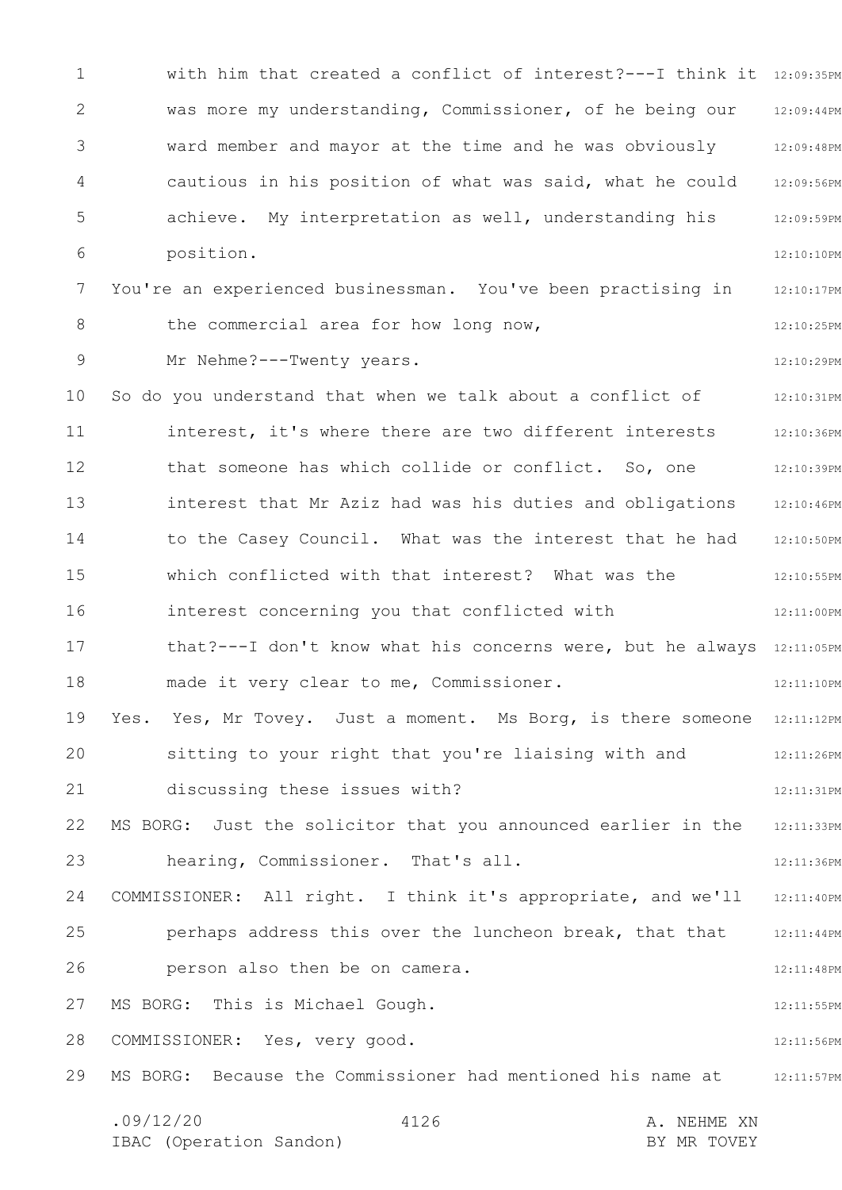with him that created a conflict of interest?---I think it was more my understanding, Commissioner, of he being our ward member and mayor at the time and he was obviously cautious in his position of what was said, what he could achieve. My interpretation as well, understanding his position.

You're an experienced businessman. You've been practising in the commercial area for how long now, Mr Nehme?---Twenty years.

So do you understand that when we talk about a conflict of interest, it's where there are two different interests that someone has which collide or conflict. So, one interest that Mr Aziz had was his duties and obligations to the Casey Council. What was the interest that he had which conflicted with that interest? What was the interest concerning you that conflicted with that?---I don't know what his concerns were, but he always made it very clear to me, Commissioner.

Yes. Yes, Mr Tovey. Just a moment. Ms Borg, is there someone sitting to your right that you're liaising with and discussing these issues with?

MS BORG: Just the solicitor that you announced earlier in the hearing, Commissioner. That's all.

COMMISSIONER: All right. I think it's appropriate, and we'll perhaps address this over the luncheon break, that that person also then be on camera.

MS BORG: This is Michael Gough.

COMMISSIONER: Yes, very good.

MS BORG: Because the Commissioner had mentioned his name at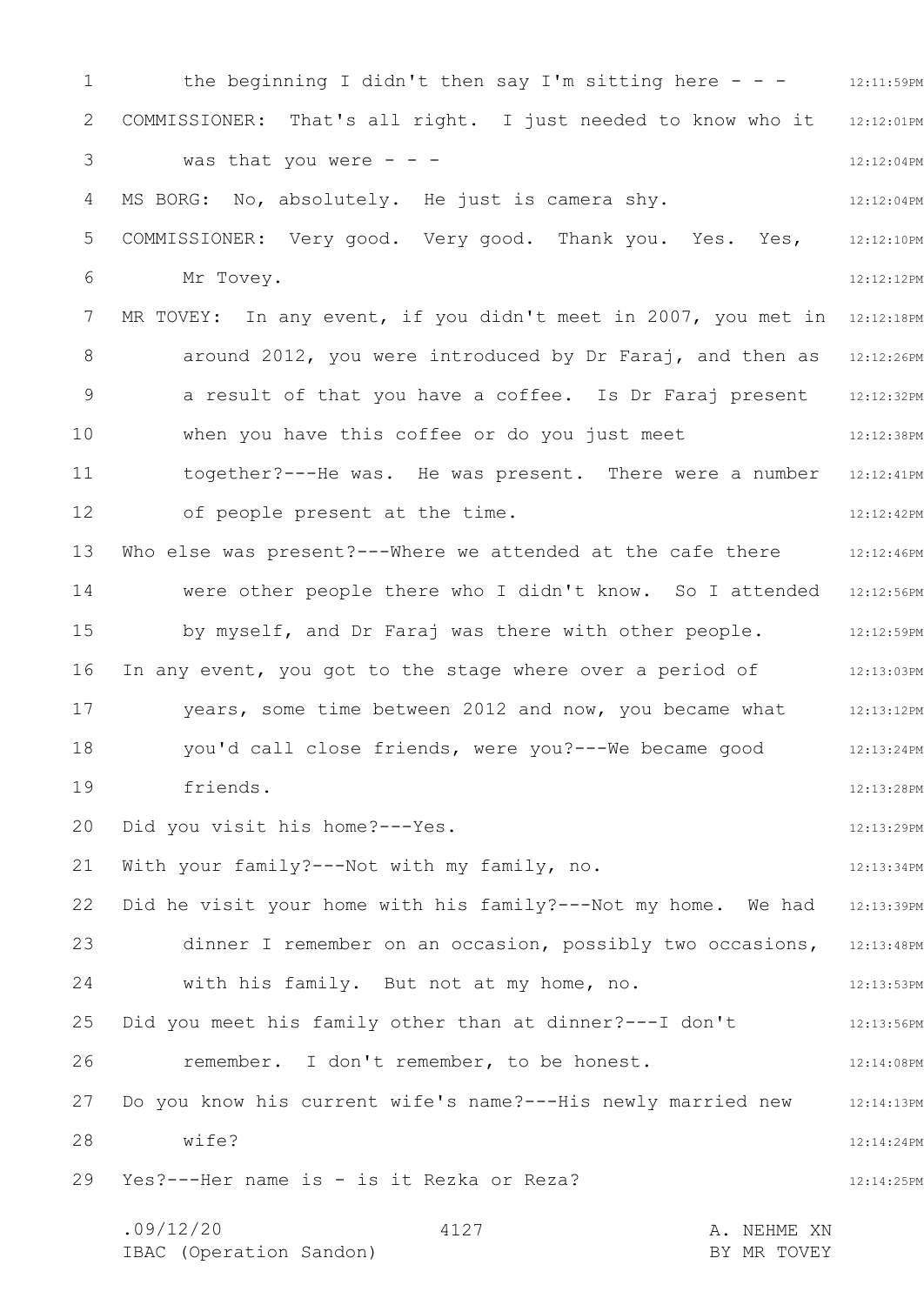the beginning I didn't then say I'm sitting here - - -

COMMISSIONER: That's all right. I just needed to know who it was that you were - - -

MS BORG: No, absolutely. He just is camera shy.

COMMISSIONER: Very good. Very good. Thank you. Yes. Yes, Mr Tovey.

MR TOVEY: In any event, if you didn't meet in 2007, you met in around 2012, you were introduced by Dr Faraj, and then as a result of that you have a coffee. Is Dr Faraj present when you have this coffee or do you just meet together?---He was. He was present. There were a number of people present at the time.

Who else was present?---Where we attended at the cafe there were other people there who I didn't know. So I attended by myself, and Dr Faraj was there with other people.

In any event, you got to the stage where over a period of years, some time between 2012 and now, you became what you'd call close friends, were you?---We became good friends.

Did you visit his home?---Yes.

With your family?---Not with my family, no.

Did he visit your home with his family?---Not my home. We had dinner I remember on an occasion, possibly two occasions, with his family. But not at my home, no.

Did you meet his family other than at dinner?---I don't remember. I don't remember, to be honest.

Do you know his current wife's name?---His newly married new wife?

Yes?---Her name is - is it Rezka or Reza?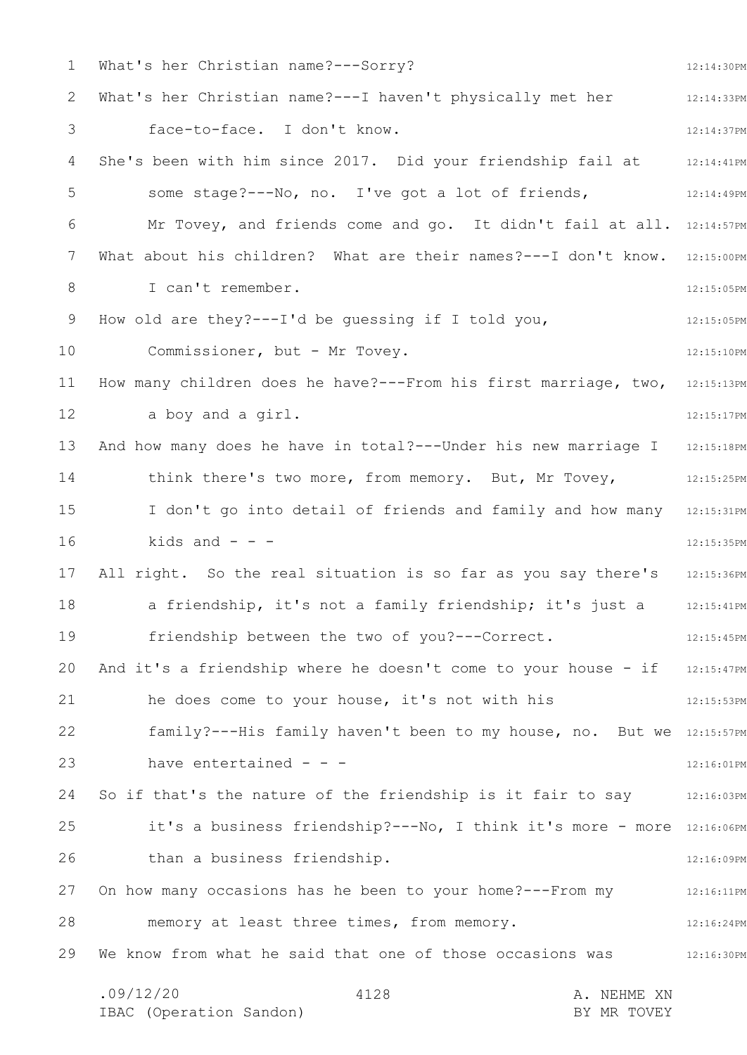What's her Christian name?---Sorry?

What's her Christian name?---I haven't physically met her face-to-face. I don't know.

She's been with him since 2017. Did your friendship fail at some stage?---No, no. I've got a lot of friends, Mr Tovey, and friends come and go. It didn't fail at all.

What about his children? What are their names?---I don't know. I can't remember.

How old are they?---I'd be guessing if I told you, Commissioner, but - Mr Tovey.

How many children does he have?---From his first marriage, two, a boy and a girl.

And how many does he have in total?---Under his new marriage I think there's two more, from memory. But, Mr Tovey, I don't go into detail of friends and family and how many kids and - - -

All right. So the real situation is so far as you say there's a friendship, it's not a family friendship; it's just a friendship between the two of you?---Correct.

And it's a friendship where he doesn't come to your house - if he does come to your house, it's not with his family?---His family haven't been to my house, no. But we have entertained - - -

So if that's the nature of the friendship is it fair to say it's a business friendship?---No, I think it's more - more than a business friendship.

On how many occasions has he been to your home?---From my memory at least three times, from memory.

We know from what he said that one of those occasions was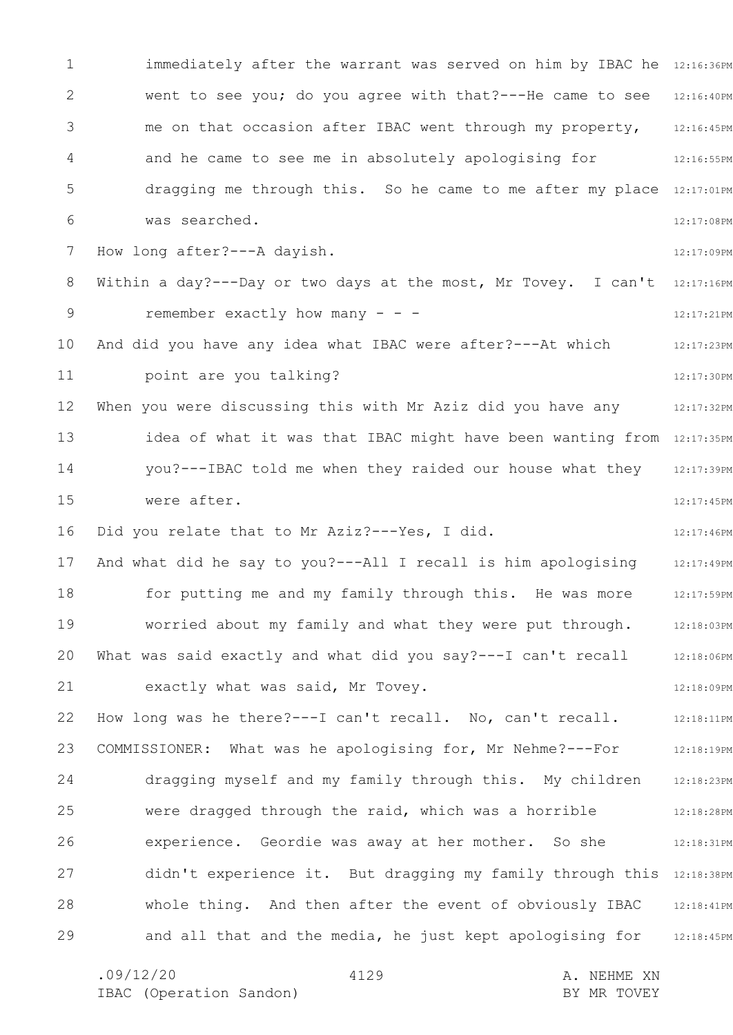immediately after the warrant was served on him by IBAC he went to see you; do you agree with that?---He came to see me on that occasion after IBAC went through my property, and he came to see me in absolutely apologising for dragging me through this. So he came to me after my place was searched.

How long after?---A dayish.

Within a day?---Day or two days at the most, Mr Tovey. I can't remember exactly how many - - -

And did you have any idea what IBAC were after?---At which point are you talking?

When you were discussing this with Mr Aziz did you have any idea of what it was that IBAC might have been wanting from you?---IBAC told me when they raided our house what they were after.

Did you relate that to Mr Aziz?---Yes, I did.

And what did he say to you?---All I recall is him apologising for putting me and my family through this. He was more worried about my family and what they were put through.

What was said exactly and what did you say?---I can't recall exactly what was said, Mr Tovey.

How long was he there?---I can't recall. No, can't recall.

COMMISSIONER: What was he apologising for, Mr Nehme?---For dragging myself and my family through this. My children were dragged through the raid, which was a horrible experience. Geordie was away at her mother. So she didn't experience it. But dragging my family through this whole thing. And then after the event of obviously IBAC and all that and the media, he just kept apologising for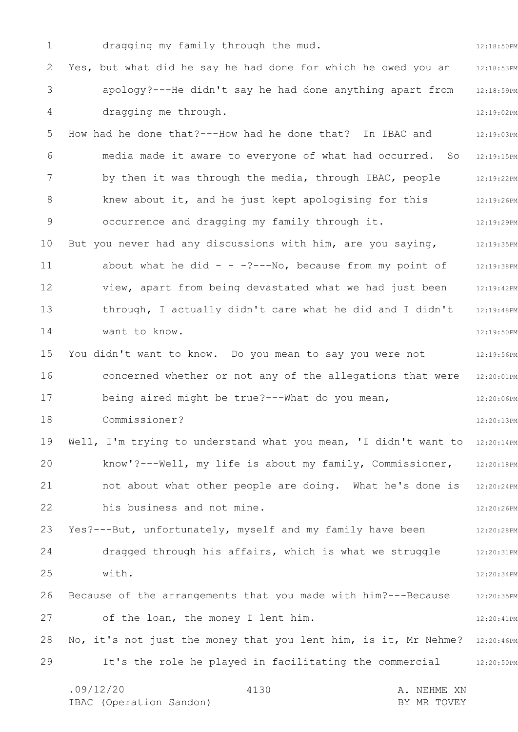dragging my family through the mud.

Yes, but what did he say he had done for which he owed you an apology?---He didn't say he had done anything apart from dragging me through.

How had he done that?---How had he done that? In IBAC and media made it aware to everyone of what had occurred. So by then it was through the media, through IBAC, people knew about it, and he just kept apologising for this occurrence and dragging my family through it.

But you never had any discussions with him, are you saying, about what he did - - -?---No, because from my point of view, apart from being devastated what we had just been through, I actually didn't care what he did and I didn't want to know.

You didn't want to know. Do you mean to say you were not concerned whether or not any of the allegations that were being aired might be true?---What do you mean, Commissioner?

Well, I'm trying to understand what you mean, 'I didn't want to know'?---Well, my life is about my family, Commissioner, not about what other people are doing. What he's done is his business and not mine.

Yes?---But, unfortunately, myself and my family have been dragged through his affairs, which is what we struggle with.

Because of the arrangements that you made with him?---Because of the loan, the money I lent him.

No, it's not just the money that you lent him, is it, Mr Nehme? It's the role he played in facilitating the commercial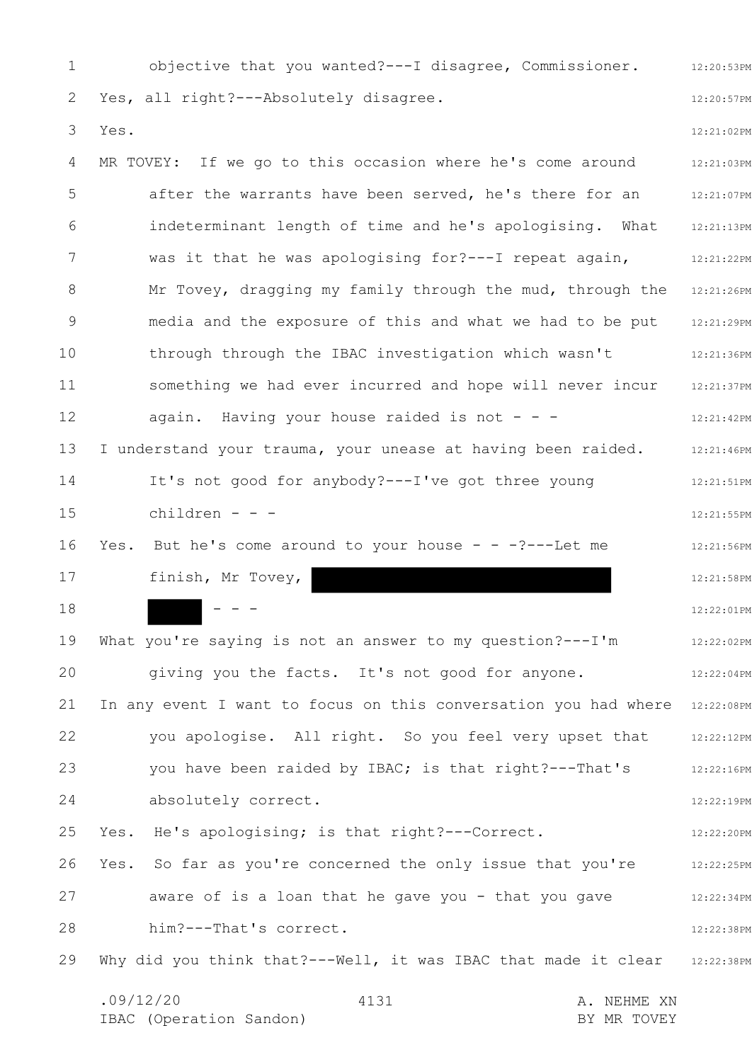objective that you wanted?---I disagree, Commissioner.

Yes, all right?---Absolutely disagree.

Yes.

MR TOVEY: If we go to this occasion where he's come around after the warrants have been served, he's there for an indeterminant length of time and he's apologising. What was it that he was apologising for?---I repeat again, Mr Tovey, dragging my family through the mud, through the media and the exposure of this and what we had to be put through through the IBAC investigation which wasn't something we had ever incurred and hope will never incur again. Having your house raided is not - - -

I understand your trauma, your unease at having been raided. It's not good for anybody?---I've got three young children - - -

Yes. But he's come around to your house - - -?---Let me finish, Mr Tovey, [REDACTED] - - -

What you're saying is not an answer to my question?---I'm giving you the facts. It's not good for anyone.

In any event I want to focus on this conversation you had where you apologise. All right. So you feel very upset that you have been raided by IBAC; is that right?---That's absolutely correct.

Yes. He's apologising; is that right?---Correct.

Yes. So far as you're concerned the only issue that you're aware of is a loan that he gave you - that you gave him?---That's correct.

Why did you think that?---Well, it was IBAC that made it clear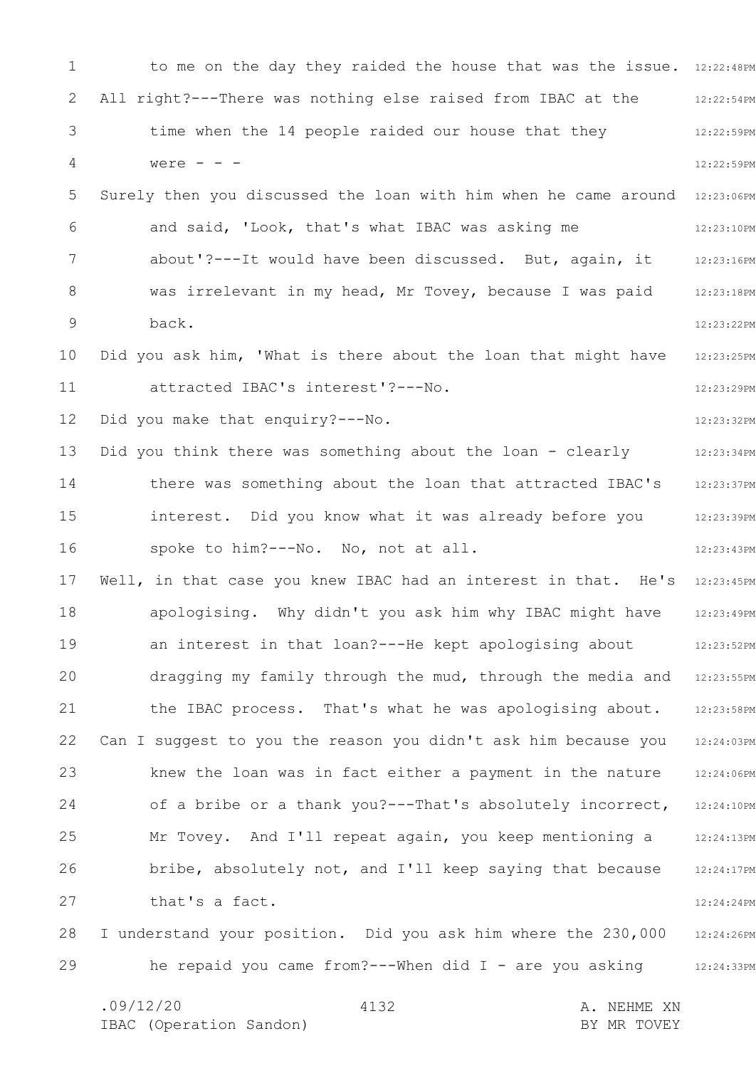to me on the day they raided the house that was the issue.

All right?---There was nothing else raised from IBAC at the time when the 14 people raided our house that they were - - -

Surely then you discussed the loan with him when he came around and said, 'Look, that's what IBAC was asking me about'?---It would have been discussed. But, again, it was irrelevant in my head, Mr Tovey, because I was paid back.

Did you ask him, 'What is there about the loan that might have attracted IBAC's interest'?---No.

Did you make that enquiry?---No.

Did you think there was something about the loan - clearly there was something about the loan that attracted IBAC's interest. Did you know what it was already before you spoke to him?---No. No, not at all.

Well, in that case you knew IBAC had an interest in that. He's apologising. Why didn't you ask him why IBAC might have an interest in that loan?---He kept apologising about dragging my family through the mud, through the media and the IBAC process. That's what he was apologising about.

Can I suggest to you the reason you didn't ask him because you knew the loan was in fact either a payment in the nature of a bribe or a thank you?---That's absolutely incorrect, Mr Tovey. And I'll repeat again, you keep mentioning a bribe, absolutely not, and I'll keep saying that because that's a fact.

I understand your position. Did you ask him where the 230,000 he repaid you came from?---When did I - are you asking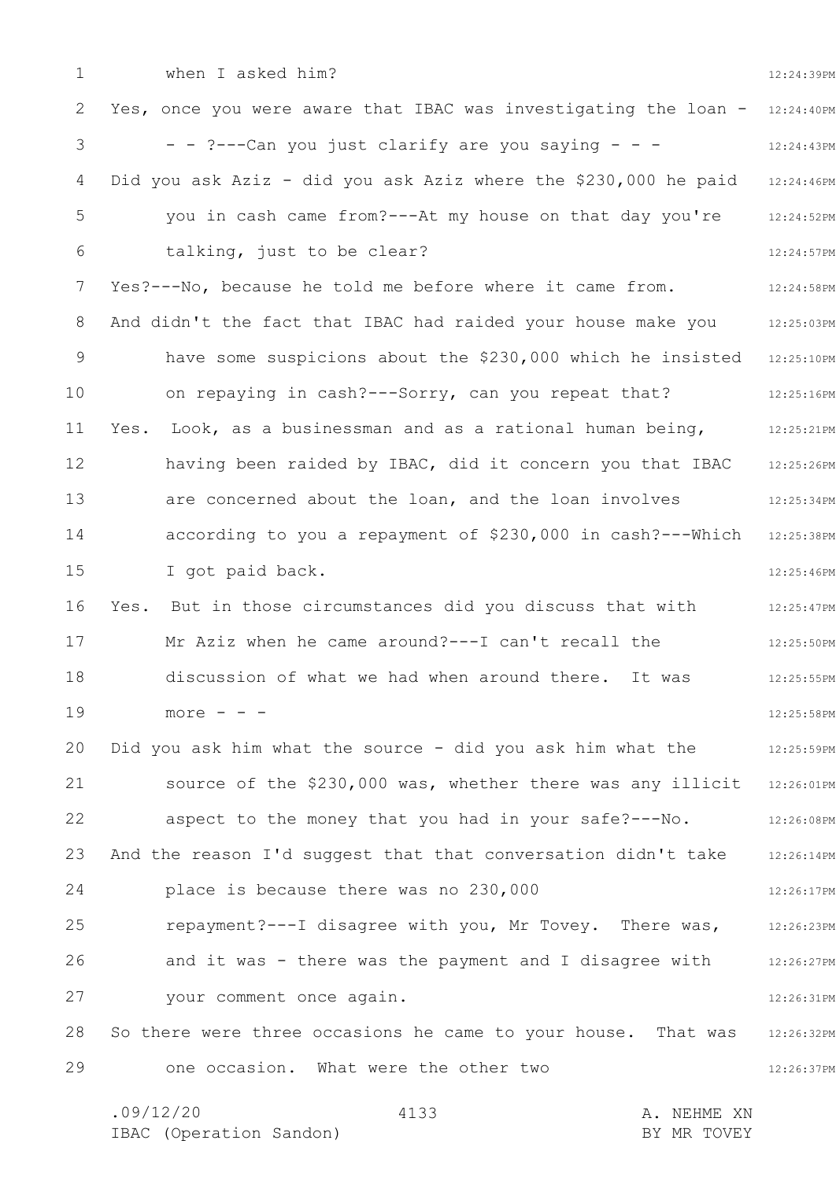when I asked him?

Yes, once you were aware that IBAC was investigating the loan - - - ?---Can you just clarify are you saying - - -

Did you ask Aziz - did you ask Aziz where the $230,000 he paid you in cash came from?---At my house on that day you're talking, just to be clear?

Yes?---No, because he told me before where it came from.

And didn't the fact that IBAC had raided your house make you have some suspicions about the $230,000 which he insisted on repaying in cash?---Sorry, can you repeat that?

Yes. Look, as a businessman and as a rational human being, having been raided by IBAC, did it concern you that IBAC are concerned about the loan, and the loan involves according to you a repayment of $230,000 in cash?---Which I got paid back.

Yes. But in those circumstances did you discuss that with Mr Aziz when he came around?---I can't recall the discussion of what we had when around there. It was more - - -

Did you ask him what the source - did you ask him what the source of the $230,000 was, whether there was any illicit aspect to the money that you had in your safe?---No.

And the reason I'd suggest that that conversation didn't take place is because there was no 230,000 repayment?---I disagree with you, Mr Tovey. There was, and it was - there was the payment and I disagree with your comment once again.

So there were three occasions he came to your house. That was one occasion. What were the other two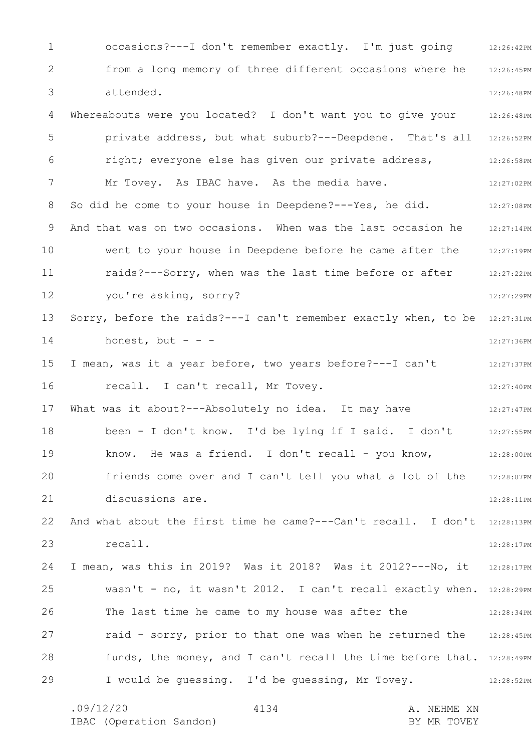occasions?---I don't remember exactly. I'm just going from a long memory of three different occasions where he attended.

Whereabouts were you located? I don't want you to give your private address, but what suburb?---Deepdene. That's all right; everyone else has given our private address, Mr Tovey. As IBAC have. As the media have.

So did he come to your house in Deepdene?---Yes, he did.

And that was on two occasions. When was the last occasion he went to your house in Deepdene before he came after the raids?---Sorry, when was the last time before or after you're asking, sorry?

Sorry, before the raids?---I can't remember exactly when, to be honest, but - - -

I mean, was it a year before, two years before?---I can't recall. I can't recall, Mr Tovey.

What was it about?---Absolutely no idea. It may have been - I don't know. I'd be lying if I said. I don't know. He was a friend. I don't recall - you know, friends come over and I can't tell you what a lot of the discussions are.

And what about the first time he came?---Can't recall. I don't recall.

I mean, was this in 2019? Was it 2018? Was it 2012?---No, it wasn't - no, it wasn't 2012. I can't recall exactly when. The last time he came to my house was after the raid - sorry, prior to that one was when he returned the funds, the money, and I can't recall the time before that. I would be guessing. I'd be guessing, Mr Tovey.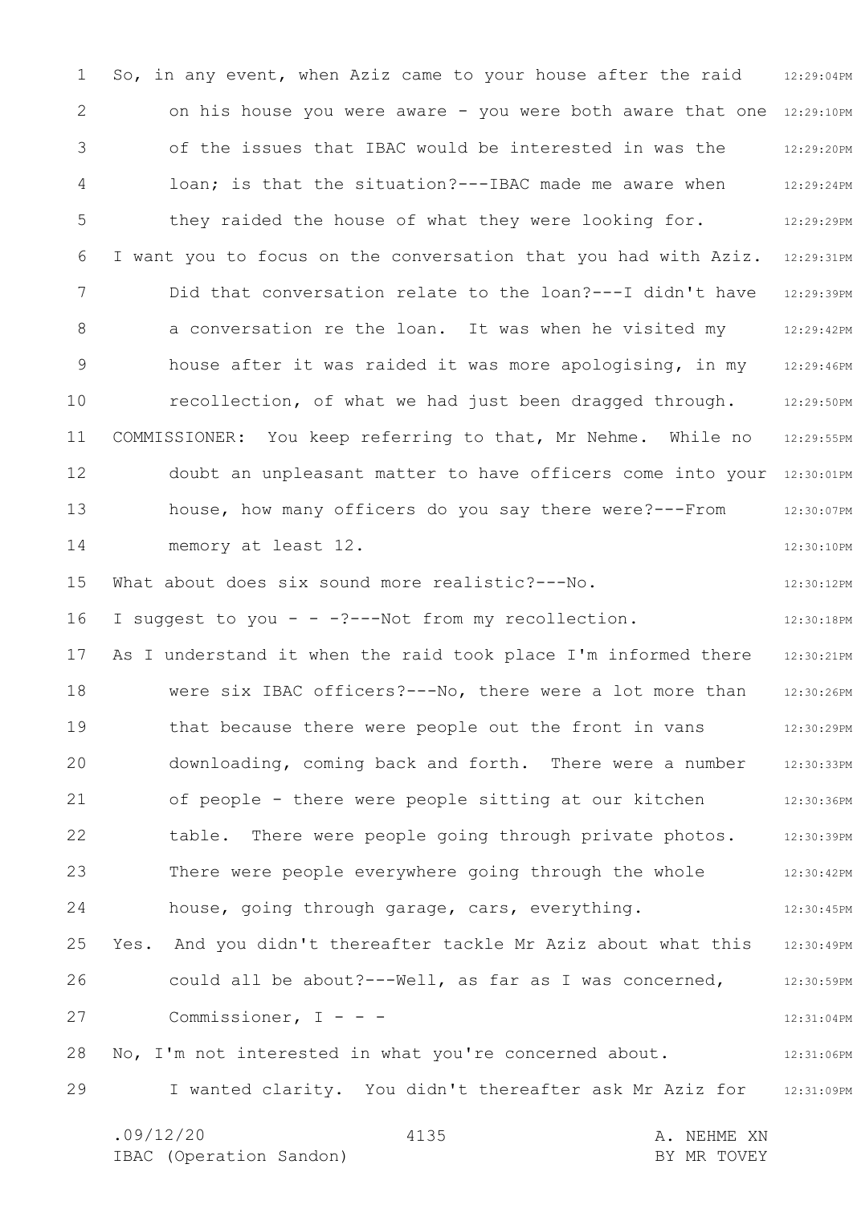So, in any event, when Aziz came to your house after the raid on his house you were aware - you were both aware that one of the issues that IBAC would be interested in was the loan; is that the situation?---IBAC made me aware when they raided the house of what they were looking for.

I want you to focus on the conversation that you had with Aziz. Did that conversation relate to the loan?---I didn't have a conversation re the loan. It was when he visited my house after it was raided it was more apologising, in my recollection, of what we had just been dragged through.

COMMISSIONER: You keep referring to that, Mr Nehme. While no doubt an unpleasant matter to have officers come into your house, how many officers do you say there were?---From memory at least 12.

What about does six sound more realistic?---No.

I suggest to you - - -?---Not from my recollection.

As I understand it when the raid took place I'm informed there were six IBAC officers?---No, there were a lot more than that because there were people out the front in vans downloading, coming back and forth. There were a number of people - there were people sitting at our kitchen table. There were people going through private photos. There were people everywhere going through the whole house, going through garage, cars, everything.

Yes. And you didn't thereafter tackle Mr Aziz about what this could all be about?---Well, as far as I was concerned, Commissioner, I - - -

No, I'm not interested in what you're concerned about. I wanted clarity. You didn't thereafter ask Mr Aziz for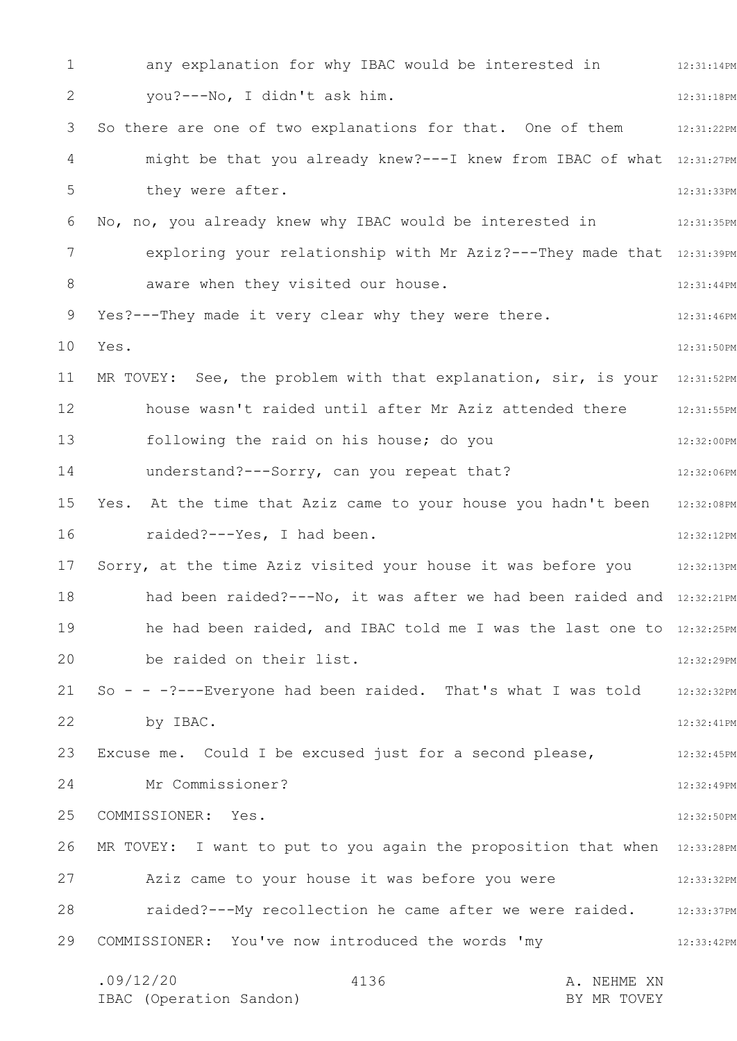any explanation for why IBAC would be interested in you?---No, I didn't ask him.

So there are one of two explanations for that. One of them might be that you already knew?---I knew from IBAC of what they were after.

No, no, you already knew why IBAC would be interested in exploring your relationship with Mr Aziz?---They made that aware when they visited our house.

Yes?---They made it very clear why they were there.

Yes.

MR TOVEY: See, the problem with that explanation, sir, is your house wasn't raided until after Mr Aziz attended there following the raid on his house; do you understand?---Sorry, can you repeat that?

Yes. At the time that Aziz came to your house you hadn't been raided?---Yes, I had been.

Sorry, at the time Aziz visited your house it was before you had been raided?---No, it was after we had been raided and he had been raided, and IBAC told me I was the last one to be raided on their list.

So - - -?---Everyone had been raided. That's what I was told by IBAC.

Excuse me. Could I be excused just for a second please, Mr Commissioner?

COMMISSIONER: Yes.

MR TOVEY: I want to put to you again the proposition that when Aziz came to your house it was before you were raided?---My recollection he came after we were raided.

COMMISSIONER: You've now introduced the words 'my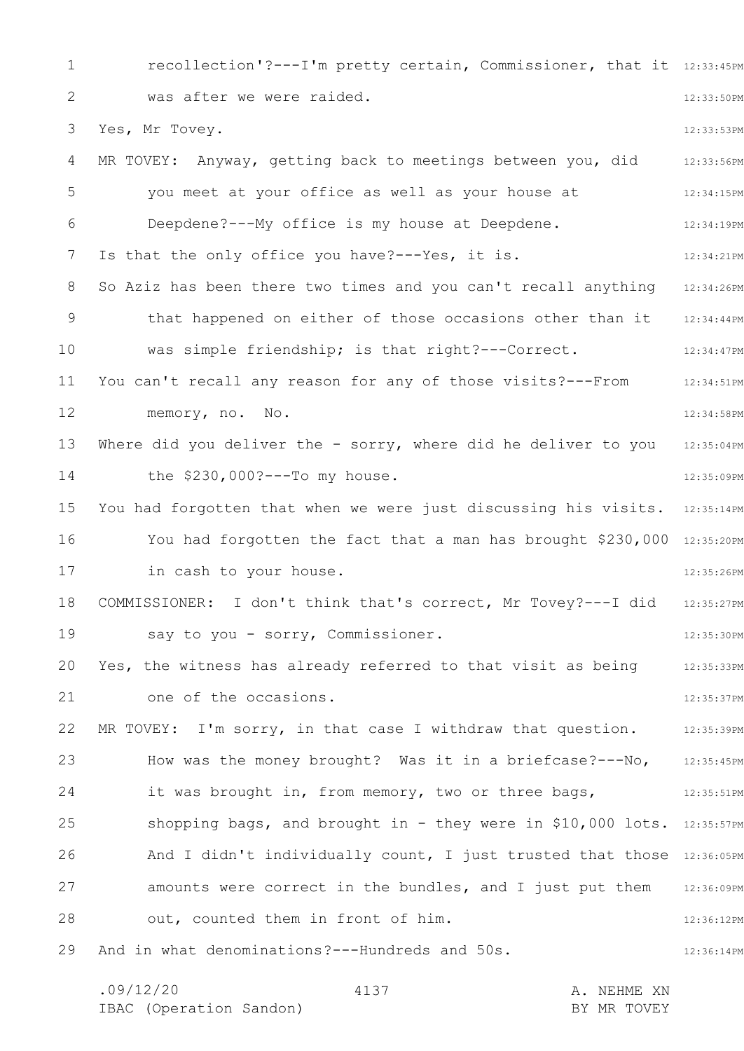recollection'?---I'm pretty certain, Commissioner, that it was after we were raided.

Yes, Mr Tovey.

MR TOVEY: Anyway, getting back to meetings between you, did you meet at your office as well as your house at Deepdene?---My office is my house at Deepdene.

Is that the only office you have?---Yes, it is.

So Aziz has been there two times and you can't recall anything that happened on either of those occasions other than it was simple friendship; is that right?---Correct.

You can't recall any reason for any of those visits?---From memory, no. No.

Where did you deliver the - sorry, where did he deliver to you the $230,000?---To my house.

You had forgotten that when we were just discussing his visits. You had forgotten the fact that a man has brought $230,000 in cash to your house.

COMMISSIONER: I don't think that's correct, Mr Tovey?---I did say to you - sorry, Commissioner.

Yes, the witness has already referred to that visit as being one of the occasions.

MR TOVEY: I'm sorry, in that case I withdraw that question. How was the money brought? Was it in a briefcase?---No, it was brought in, from memory, two or three bags, shopping bags, and brought in - they were in $10,000 lots. And I didn't individually count, I just trusted that those amounts were correct in the bundles, and I just put them out, counted them in front of him.

And in what denominations?---Hundreds and 50s.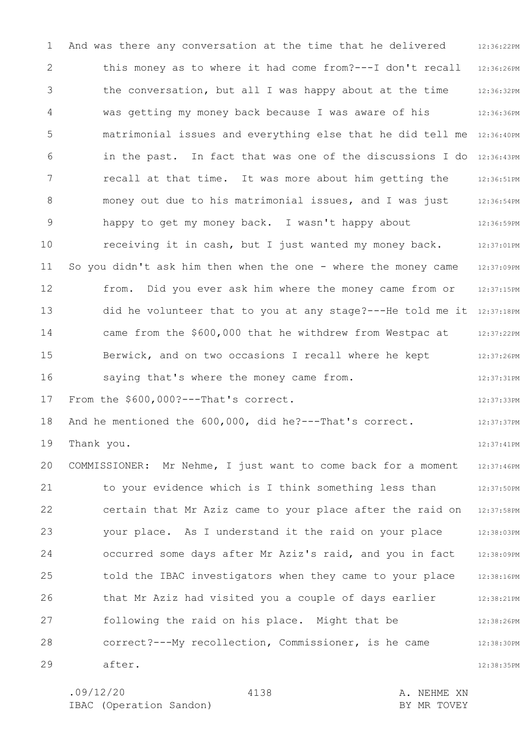And was there any conversation at the time that he delivered this money as to where it had come from?---I don't recall the conversation, but all I was happy about at the time was getting my money back because I was aware of his matrimonial issues and everything else that he did tell me in the past. In fact that was one of the discussions I do recall at that time. It was more about him getting the money out due to his matrimonial issues, and I was just happy to get my money back. I wasn't happy about receiving it in cash, but I just wanted my money back.

So you didn't ask him then when the one - where the money came from. Did you ever ask him where the money came from or did he volunteer that to you at any stage?---He told me it came from the $600,000 that he withdrew from Westpac at Berwick, and on two occasions I recall where he kept saying that's where the money came from.

From the $600,000?---That's correct.

And he mentioned the 600,000, did he?---That's correct.

Thank you.

COMMISSIONER: Mr Nehme, I just want to come back for a moment to your evidence which is I think something less than certain that Mr Aziz came to your place after the raid on your place. As I understand it the raid on your place occurred some days after Mr Aziz's raid, and you in fact told the IBAC investigators when they came to your place that Mr Aziz had visited you a couple of days earlier following the raid on his place. Might that be correct?---My recollection, Commissioner, is he came after.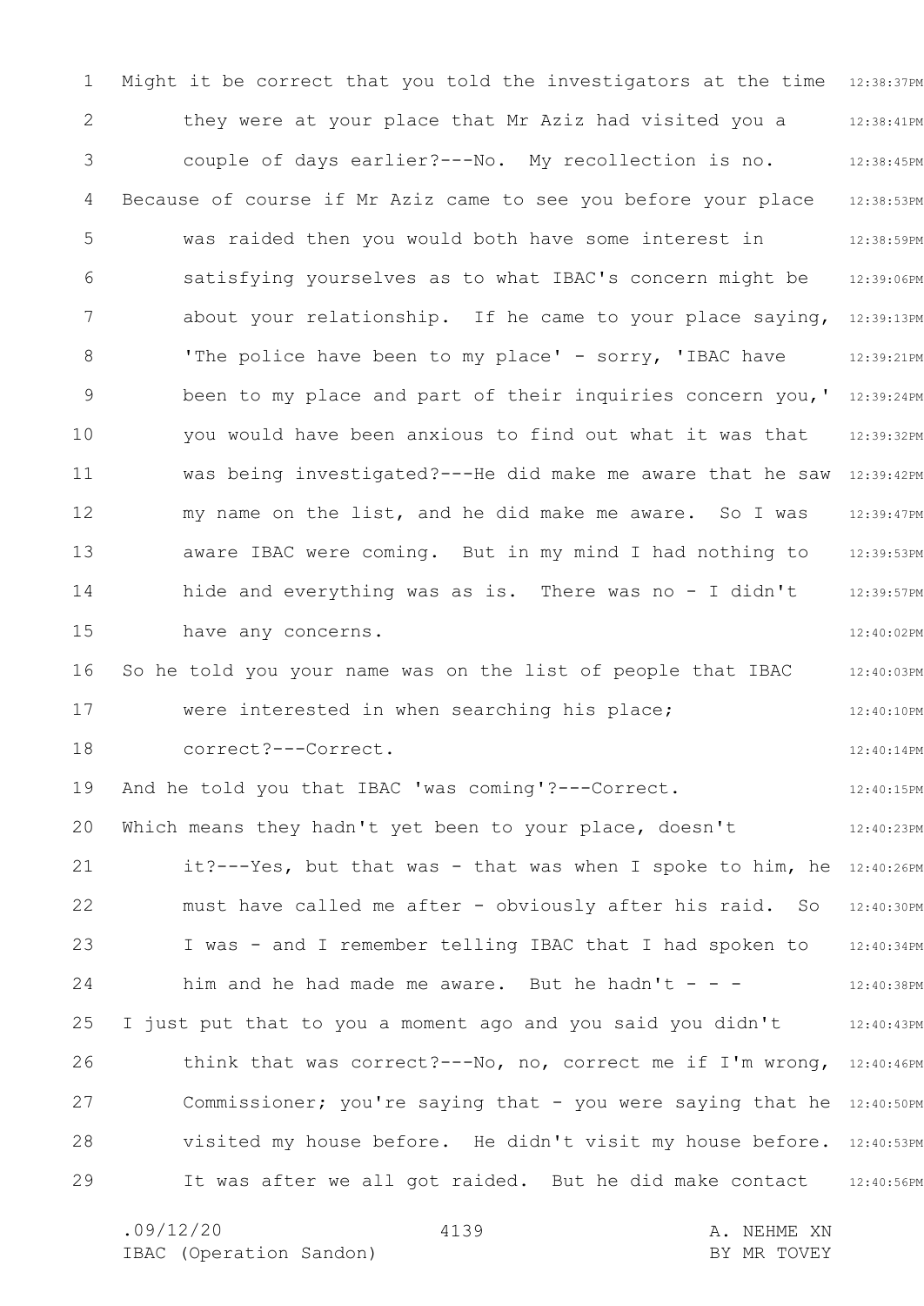Might it be correct that you told the investigators at the time they were at your place that Mr Aziz had visited you a couple of days earlier?---No. My recollection is no.

Because of course if Mr Aziz came to see you before your place was raided then you would both have some interest in satisfying yourselves as to what IBAC's concern might be about your relationship. If he came to your place saying, 'The police have been to my place' - sorry, 'IBAC have been to my place and part of their inquiries concern you,' you would have been anxious to find out what it was that was being investigated?---He did make me aware that he saw my name on the list, and he did make me aware. So I was aware IBAC were coming. But in my mind I had nothing to hide and everything was as is. There was no - I didn't have any concerns.

So he told you your name was on the list of people that IBAC were interested in when searching his place; correct?---Correct.

And he told you that IBAC 'was coming'?---Correct.

Which means they hadn't yet been to your place, doesn't it?---Yes, but that was - that was when I spoke to him, he must have called me after - obviously after his raid. So I was - and I remember telling IBAC that I had spoken to him and he had made me aware. But he hadn't - - -

I just put that to you a moment ago and you said you didn't think that was correct?---No, no, correct me if I'm wrong, Commissioner; you're saying that - you were saying that he visited my house before. He didn't visit my house before. It was after we all got raided. But he did make contact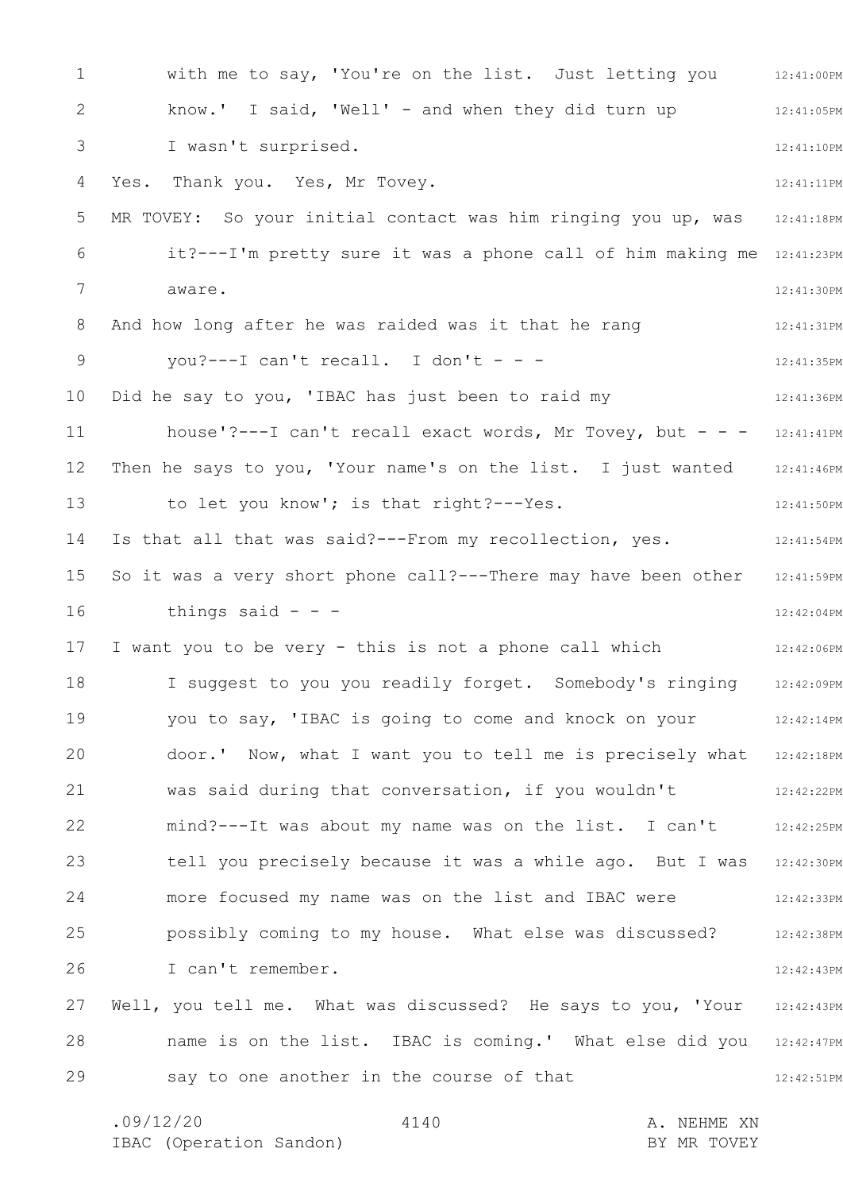with me to say, 'You're on the list. Just letting you know.' I said, 'Well' - and when they did turn up I wasn't surprised.

Yes. Thank you. Yes, Mr Tovey.

MR TOVEY: So your initial contact was him ringing you up, was it?---I'm pretty sure it was a phone call of him making me aware.

And how long after he was raided was it that he rang you?---I can't recall. I don't - - -

Did he say to you, 'IBAC has just been to raid my house'?---I can't recall exact words, Mr Tovey, but - - -

Then he says to you, 'Your name's on the list. I just wanted to let you know'; is that right?---Yes.

Is that all that was said?---From my recollection, yes.

So it was a very short phone call?---There may have been other things said - - -

I want you to be very - this is not a phone call which I suggest to you you readily forget. Somebody's ringing you to say, 'IBAC is going to come and knock on your door.' Now, what I want you to tell me is precisely what was said during that conversation, if you wouldn't mind?---It was about my name was on the list. I can't tell you precisely because it was a while ago. But I was more focused my name was on the list and IBAC were possibly coming to my house. What else was discussed? I can't remember.

Well, you tell me. What was discussed? He says to you, 'Your name is on the list. IBAC is coming.' What else did you say to one another in the course of that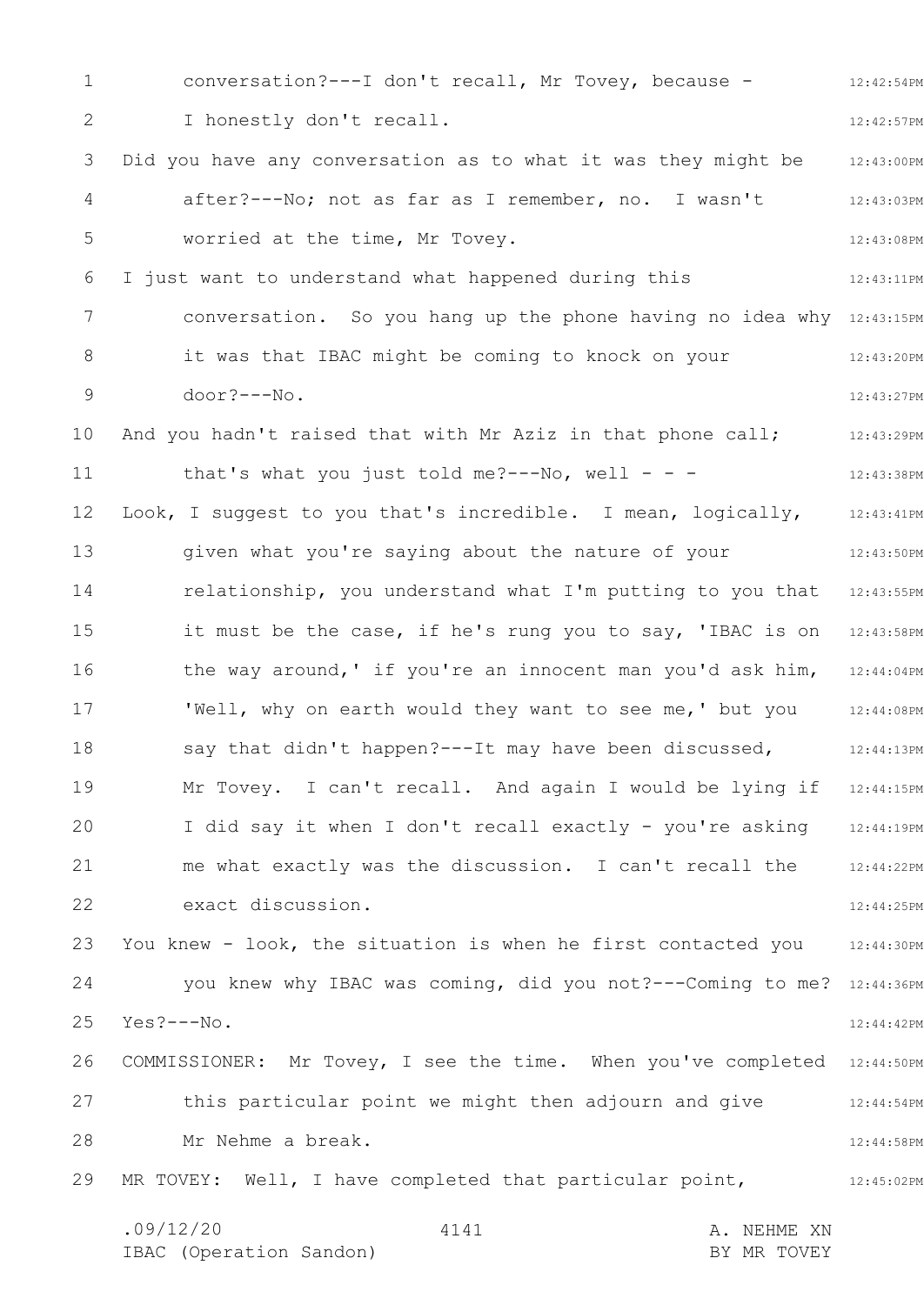conversation?---I don't recall, Mr Tovey, because - I honestly don't recall.

Did you have any conversation as to what it was they might be after?---No; not as far as I remember, no. I wasn't worried at the time, Mr Tovey.

I just want to understand what happened during this conversation. So you hang up the phone having no idea why it was that IBAC might be coming to knock on your door?---No.

And you hadn't raised that with Mr Aziz in that phone call; that's what you just told me?---No, well - - -

Look, I suggest to you that's incredible. I mean, logically, given what you're saying about the nature of your relationship, you understand what I'm putting to you that it must be the case, if he's rung you to say, 'IBAC is on the way around,' if you're an innocent man you'd ask him, 'Well, why on earth would they want to see me,' but you say that didn't happen?---It may have been discussed, Mr Tovey. I can't recall. And again I would be lying if I did say it when I don't recall exactly - you're asking me what exactly was the discussion. I can't recall the exact discussion.

You knew - look, the situation is when he first contacted you you knew why IBAC was coming, did you not?---Coming to me?

Yes?---No.

COMMISSIONER: Mr Tovey, I see the time. When you've completed this particular point we might then adjourn and give Mr Nehme a break.

MR TOVEY: Well, I have completed that particular point,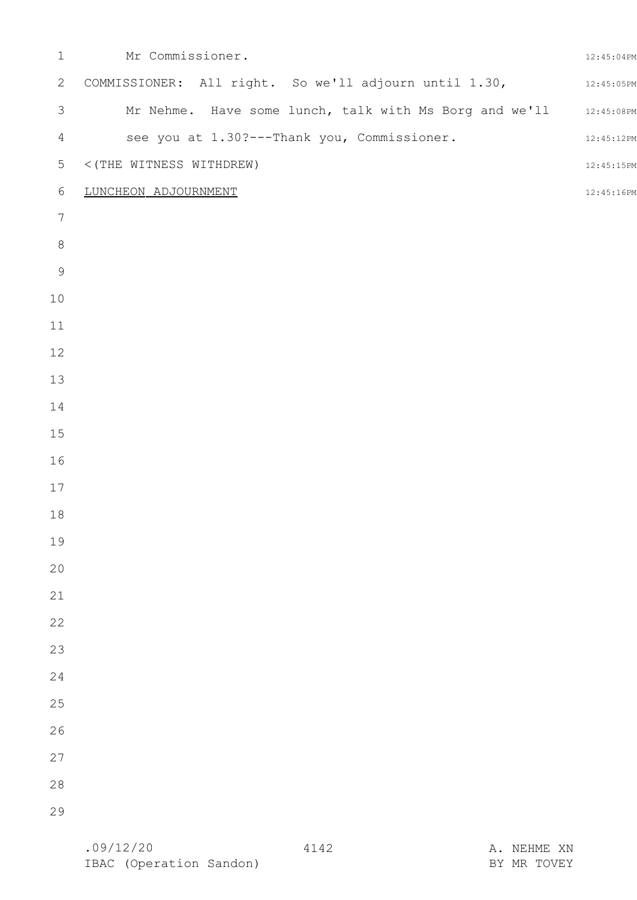Mr Commissioner.

COMMISSIONER: All right. So we'll adjourn until 1.30, Mr Nehme. Have some lunch, talk with Ms Borg and we'll see you at 1.30?---Thank you, Commissioner.

<(THE WITNESS WITHDREW)

LUNCHEON ADJOURNMENT